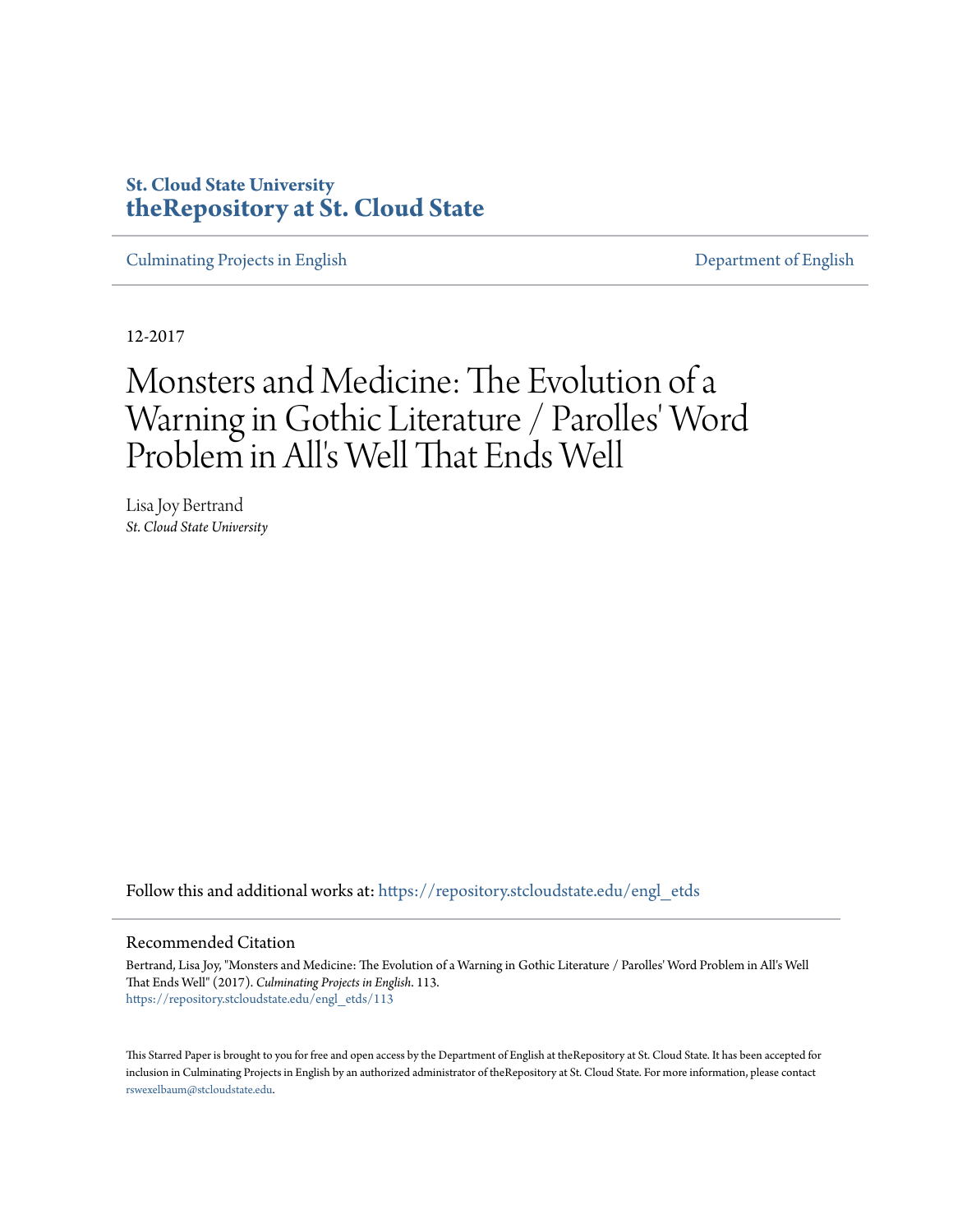**St. Cloud State University**
**theRepository at St. Cloud State**

Culminating Projects in English | Department of English

12-2017

# Monsters and Medicine: The Evolution of a Warning in Gothic Literature / Parolles' Word Problem in All's Well That Ends Well

Lisa Joy Bertrand
*St. Cloud State University*

Follow this and additional works at: https://repository.stcloudstate.edu/engl_etds

## Recommended Citation

Bertrand, Lisa Joy, "Monsters and Medicine: The Evolution of a Warning in Gothic Literature / Parolles' Word Problem in All's Well That Ends Well" (2017). *Culminating Projects in English*. 113.
https://repository.stcloudstate.edu/engl_etds/113

This Starred Paper is brought to you for free and open access by the Department of English at theRepository at St. Cloud State. It has been accepted for inclusion in Culminating Projects in English by an authorized administrator of theRepository at St. Cloud State. For more information, please contact rswexelbaum@stcloudstate.edu.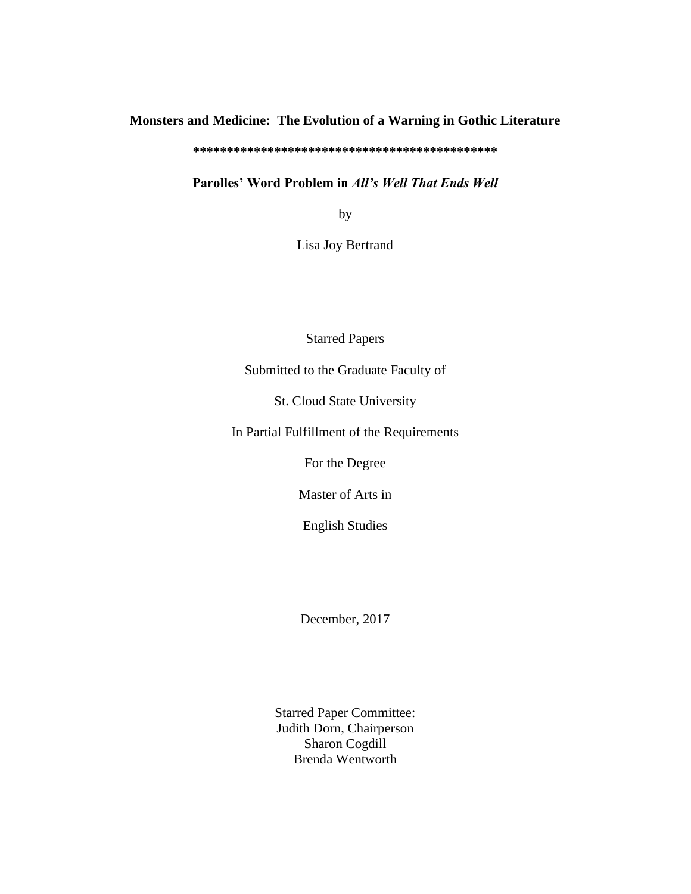**Monsters and Medicine: The Evolution of a Warning in Gothic Literature**

**********************************************

**Parolles' Word Problem in *All's Well That Ends Well***

by

Lisa Joy Bertrand

Starred Papers

Submitted to the Graduate Faculty of

St. Cloud State University

In Partial Fulfillment of the Requirements

For the Degree

Master of Arts in

English Studies

December, 2017

Starred Paper Committee:
Judith Dorn, Chairperson
Sharon Cogdill
Brenda Wentworth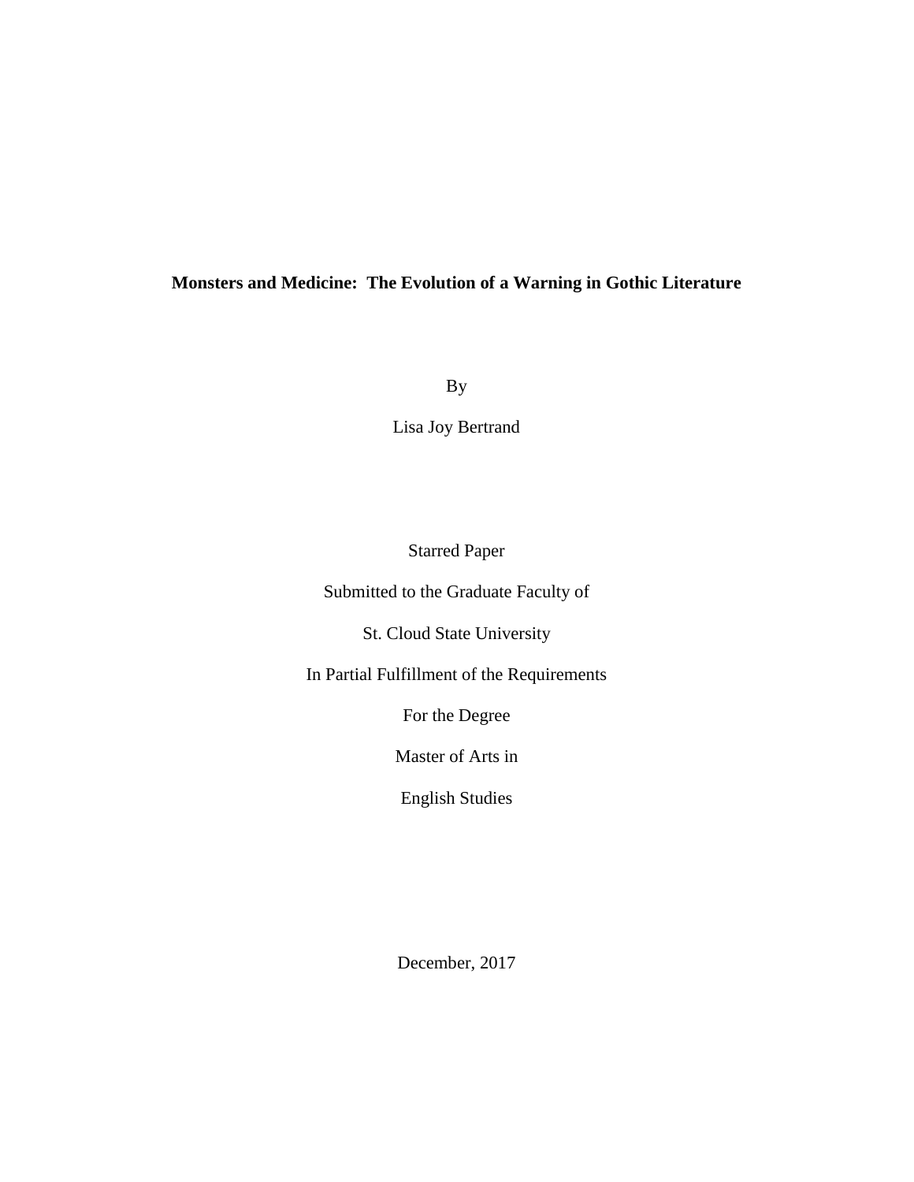**Monsters and Medicine: The Evolution of a Warning in Gothic Literature**

By

Lisa Joy Bertrand

Starred Paper

Submitted to the Graduate Faculty of

St. Cloud State University

In Partial Fulfillment of the Requirements

For the Degree

Master of Arts in

English Studies

December, 2017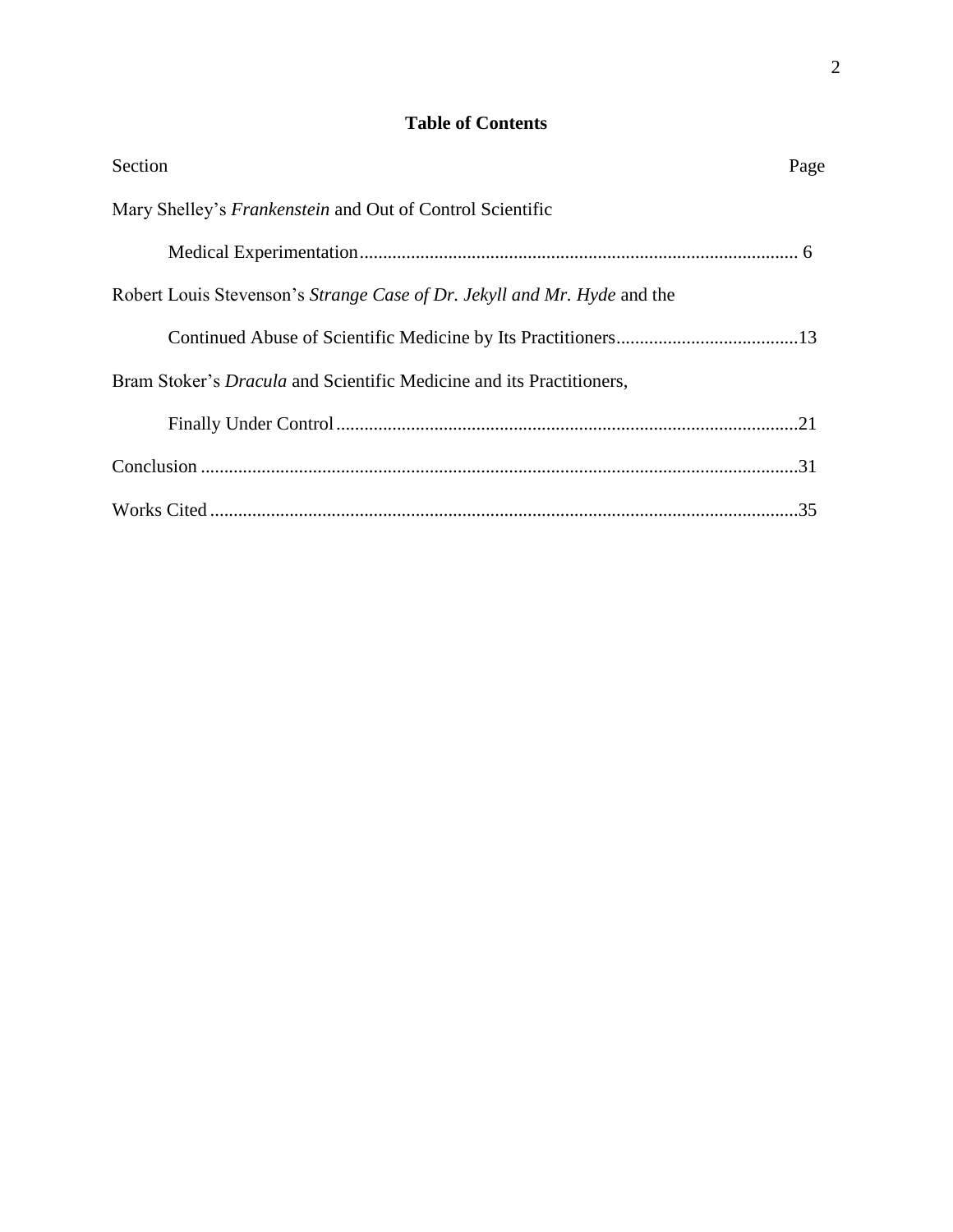**Table of Contents**

| Section | Page |
| --- | --- |
| Mary Shelley's *Frankenstein* and Out of Control Scientific Medical Experimentation | 6 |
| Robert Louis Stevenson's *Strange Case of Dr. Jekyll and Mr. Hyde* and the Continued Abuse of Scientific Medicine by Its Practitioners | 13 |
| Bram Stoker's *Dracula* and Scientific Medicine and its Practitioners, Finally Under Control | 21 |
| Conclusion | 31 |
| Works Cited | 35 |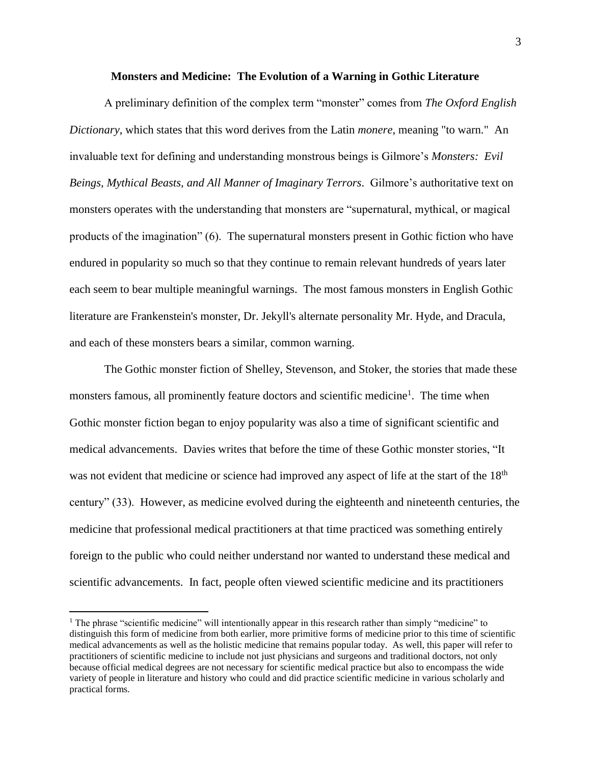**Monsters and Medicine: The Evolution of a Warning in Gothic Literature**

A preliminary definition of the complex term "monster" comes from *The Oxford English Dictionary*, which states that this word derives from the Latin *monere*, meaning "to warn." An invaluable text for defining and understanding monstrous beings is Gilmore's *Monsters: Evil Beings, Mythical Beasts, and All Manner of Imaginary Terrors*. Gilmore's authoritative text on monsters operates with the understanding that monsters are "supernatural, mythical, or magical products of the imagination" (6). The supernatural monsters present in Gothic fiction who have endured in popularity so much so that they continue to remain relevant hundreds of years later each seem to bear multiple meaningful warnings. The most famous monsters in English Gothic literature are Frankenstein's monster, Dr. Jekyll's alternate personality Mr. Hyde, and Dracula, and each of these monsters bears a similar, common warning.

The Gothic monster fiction of Shelley, Stevenson, and Stoker, the stories that made these monsters famous, all prominently feature doctors and scientific medicine[1]. The time when Gothic monster fiction began to enjoy popularity was also a time of significant scientific and medical advancements. Davies writes that before the time of these Gothic monster stories, "It was not evident that medicine or science had improved any aspect of life at the start of the 18th century" (33). However, as medicine evolved during the eighteenth and nineteenth centuries, the medicine that professional medical practitioners at that time practiced was something entirely foreign to the public who could neither understand nor wanted to understand these medical and scientific advancements. In fact, people often viewed scientific medicine and its practitioners

[1] The phrase "scientific medicine" will intentionally appear in this research rather than simply "medicine" to distinguish this form of medicine from both earlier, more primitive forms of medicine prior to this time of scientific medical advancements as well as the holistic medicine that remains popular today. As well, this paper will refer to practitioners of scientific medicine to include not just physicians and surgeons and traditional doctors, not only because official medical degrees are not necessary for scientific medical practice but also to encompass the wide variety of people in literature and history who could and did practice scientific medicine in various scholarly and practical forms.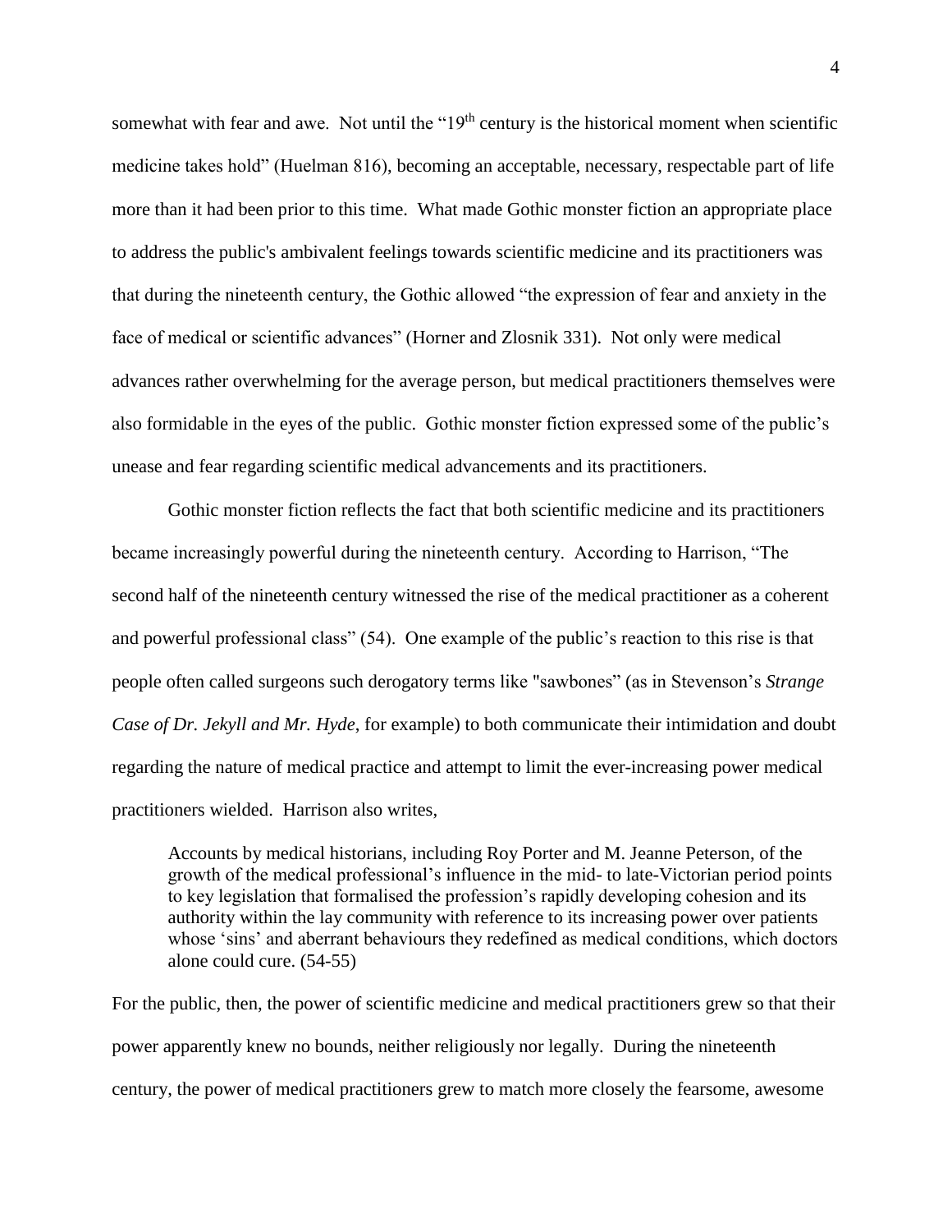somewhat with fear and awe. Not until the "19th century is the historical moment when scientific medicine takes hold" (Huelman 816), becoming an acceptable, necessary, respectable part of life more than it had been prior to this time. What made Gothic monster fiction an appropriate place to address the public's ambivalent feelings towards scientific medicine and its practitioners was that during the nineteenth century, the Gothic allowed "the expression of fear and anxiety in the face of medical or scientific advances" (Horner and Zlosnik 331). Not only were medical advances rather overwhelming for the average person, but medical practitioners themselves were also formidable in the eyes of the public. Gothic monster fiction expressed some of the public's unease and fear regarding scientific medical advancements and its practitioners.

Gothic monster fiction reflects the fact that both scientific medicine and its practitioners became increasingly powerful during the nineteenth century. According to Harrison, "The second half of the nineteenth century witnessed the rise of the medical practitioner as a coherent and powerful professional class" (54). One example of the public's reaction to this rise is that people often called surgeons such derogatory terms like "sawbones" (as in Stevenson's *Strange Case of Dr. Jekyll and Mr. Hyde*, for example) to both communicate their intimidation and doubt regarding the nature of medical practice and attempt to limit the ever-increasing power medical practitioners wielded. Harrison also writes,

> Accounts by medical historians, including Roy Porter and M. Jeanne Peterson, of the growth of the medical professional's influence in the mid- to late-Victorian period points to key legislation that formalised the profession's rapidly developing cohesion and its authority within the lay community with reference to its increasing power over patients whose 'sins' and aberrant behaviours they redefined as medical conditions, which doctors alone could cure. (54-55)

For the public, then, the power of scientific medicine and medical practitioners grew so that their power apparently knew no bounds, neither religiously nor legally. During the nineteenth century, the power of medical practitioners grew to match more closely the fearsome, awesome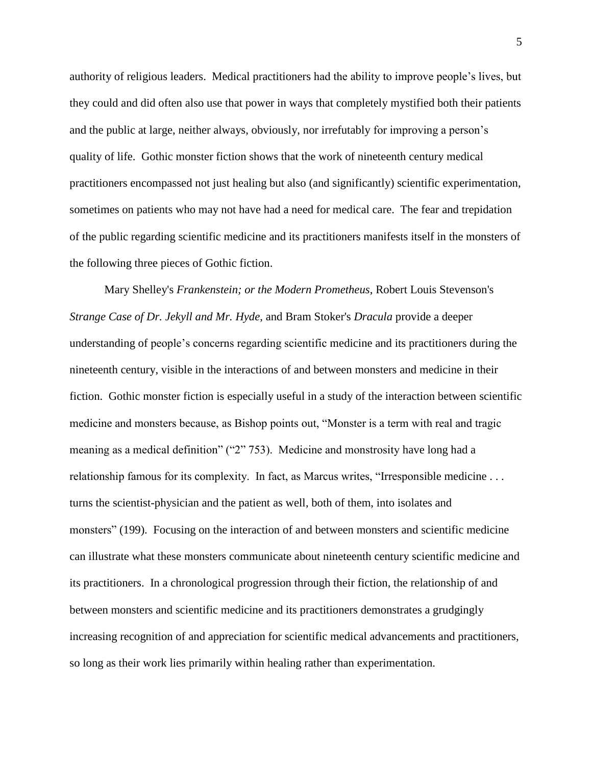authority of religious leaders. Medical practitioners had the ability to improve people's lives, but they could and did often also use that power in ways that completely mystified both their patients and the public at large, neither always, obviously, nor irrefutably for improving a person's quality of life. Gothic monster fiction shows that the work of nineteenth century medical practitioners encompassed not just healing but also (and significantly) scientific experimentation, sometimes on patients who may not have had a need for medical care. The fear and trepidation of the public regarding scientific medicine and its practitioners manifests itself in the monsters of the following three pieces of Gothic fiction.

Mary Shelley's *Frankenstein; or the Modern Prometheus*, Robert Louis Stevenson's *Strange Case of Dr. Jekyll and Mr. Hyde*, and Bram Stoker's *Dracula* provide a deeper understanding of people's concerns regarding scientific medicine and its practitioners during the nineteenth century, visible in the interactions of and between monsters and medicine in their fiction. Gothic monster fiction is especially useful in a study of the interaction between scientific medicine and monsters because, as Bishop points out, "Monster is a term with real and tragic meaning as a medical definition" ("2" 753). Medicine and monstrosity have long had a relationship famous for its complexity. In fact, as Marcus writes, "Irresponsible medicine . . . turns the scientist-physician and the patient as well, both of them, into isolates and monsters" (199). Focusing on the interaction of and between monsters and scientific medicine can illustrate what these monsters communicate about nineteenth century scientific medicine and its practitioners. In a chronological progression through their fiction, the relationship of and between monsters and scientific medicine and its practitioners demonstrates a grudgingly increasing recognition of and appreciation for scientific medical advancements and practitioners, so long as their work lies primarily within healing rather than experimentation.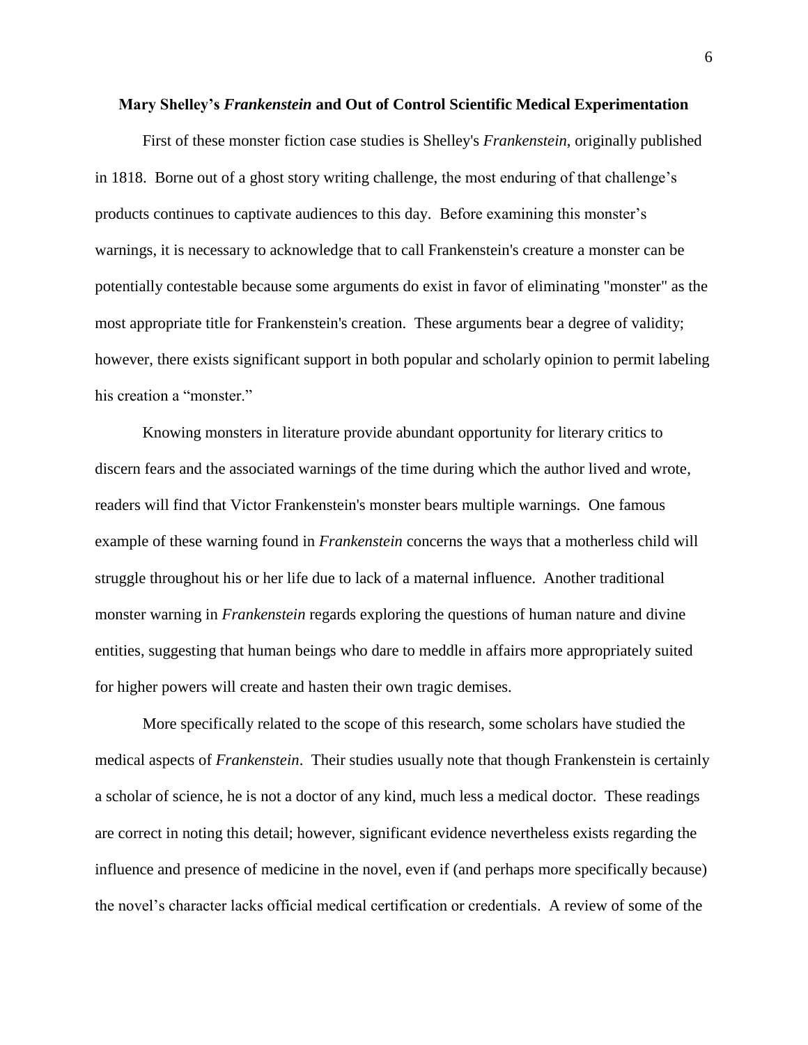## Mary Shelley's *Frankenstein* and Out of Control Scientific Medical Experimentation

First of these monster fiction case studies is Shelley's *Frankenstein*, originally published in 1818. Borne out of a ghost story writing challenge, the most enduring of that challenge's products continues to captivate audiences to this day. Before examining this monster's warnings, it is necessary to acknowledge that to call Frankenstein's creature a monster can be potentially contestable because some arguments do exist in favor of eliminating "monster" as the most appropriate title for Frankenstein's creation. These arguments bear a degree of validity; however, there exists significant support in both popular and scholarly opinion to permit labeling his creation a "monster."

Knowing monsters in literature provide abundant opportunity for literary critics to discern fears and the associated warnings of the time during which the author lived and wrote, readers will find that Victor Frankenstein's monster bears multiple warnings. One famous example of these warning found in *Frankenstein* concerns the ways that a motherless child will struggle throughout his or her life due to lack of a maternal influence. Another traditional monster warning in *Frankenstein* regards exploring the questions of human nature and divine entities, suggesting that human beings who dare to meddle in affairs more appropriately suited for higher powers will create and hasten their own tragic demises.

More specifically related to the scope of this research, some scholars have studied the medical aspects of *Frankenstein*. Their studies usually note that though Frankenstein is certainly a scholar of science, he is not a doctor of any kind, much less a medical doctor. These readings are correct in noting this detail; however, significant evidence nevertheless exists regarding the influence and presence of medicine in the novel, even if (and perhaps more specifically because) the novel's character lacks official medical certification or credentials. A review of some of the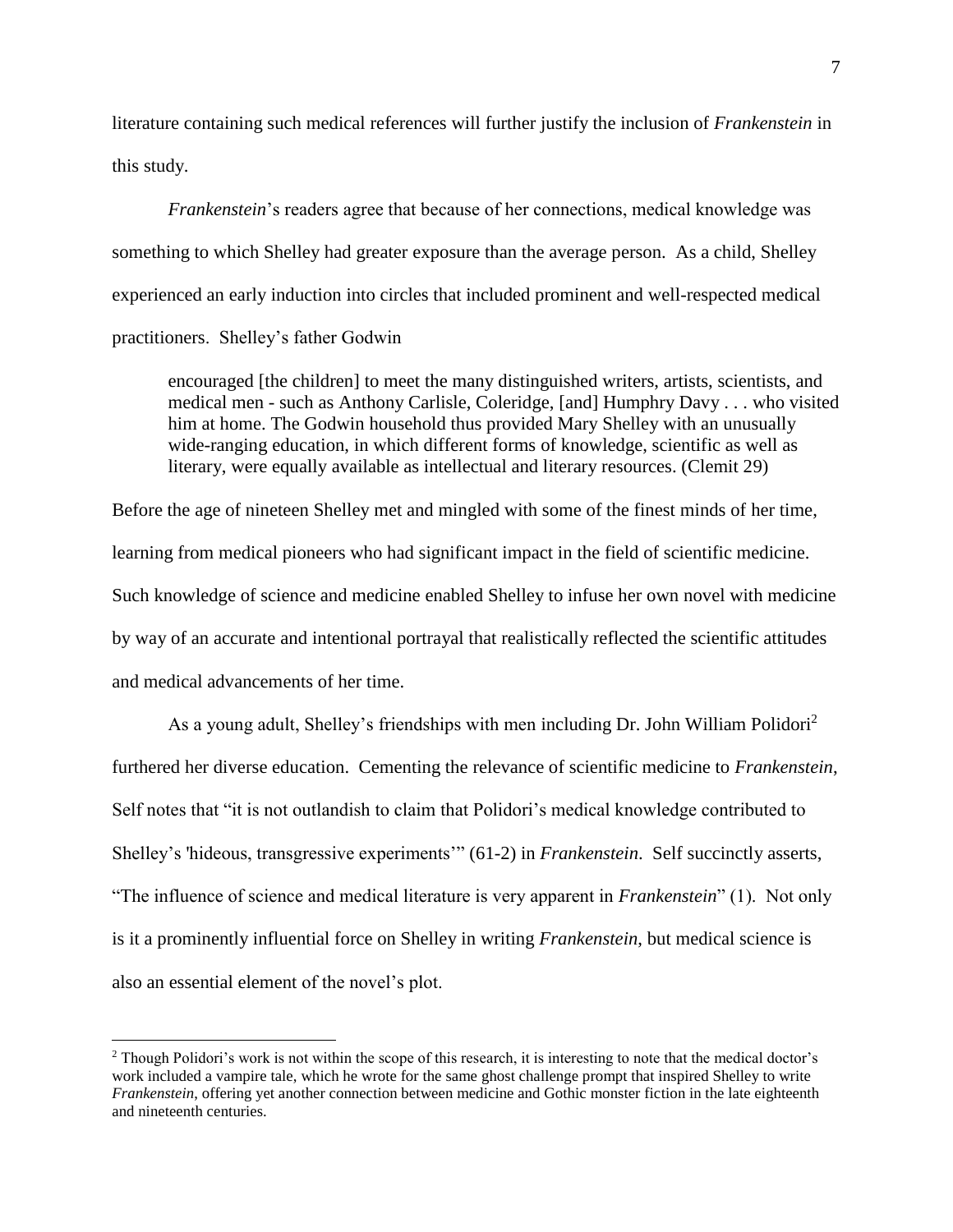literature containing such medical references will further justify the inclusion of *Frankenstein* in this study.

*Frankenstein*'s readers agree that because of her connections, medical knowledge was something to which Shelley had greater exposure than the average person. As a child, Shelley experienced an early induction into circles that included prominent and well-respected medical practitioners. Shelley's father Godwin

> encouraged [the children] to meet the many distinguished writers, artists, scientists, and medical men - such as Anthony Carlisle, Coleridge, [and] Humphry Davy . . . who visited him at home. The Godwin household thus provided Mary Shelley with an unusually wide-ranging education, in which different forms of knowledge, scientific as well as literary, were equally available as intellectual and literary resources. (Clemit 29)

Before the age of nineteen Shelley met and mingled with some of the finest minds of her time, learning from medical pioneers who had significant impact in the field of scientific medicine. Such knowledge of science and medicine enabled Shelley to infuse her own novel with medicine by way of an accurate and intentional portrayal that realistically reflected the scientific attitudes and medical advancements of her time.

As a young adult, Shelley's friendships with men including Dr. John William Polidori[2] furthered her diverse education. Cementing the relevance of scientific medicine to *Frankenstein*, Self notes that "it is not outlandish to claim that Polidori's medical knowledge contributed to Shelley's 'hideous, transgressive experiments'" (61-2) in *Frankenstein*. Self succinctly asserts, "The influence of science and medical literature is very apparent in *Frankenstein*" (1). Not only is it a prominently influential force on Shelley in writing *Frankenstein*, but medical science is also an essential element of the novel's plot.

---

[2] Though Polidori's work is not within the scope of this research, it is interesting to note that the medical doctor's work included a vampire tale, which he wrote for the same ghost challenge prompt that inspired Shelley to write *Frankenstein*, offering yet another connection between medicine and Gothic monster fiction in the late eighteenth and nineteenth centuries.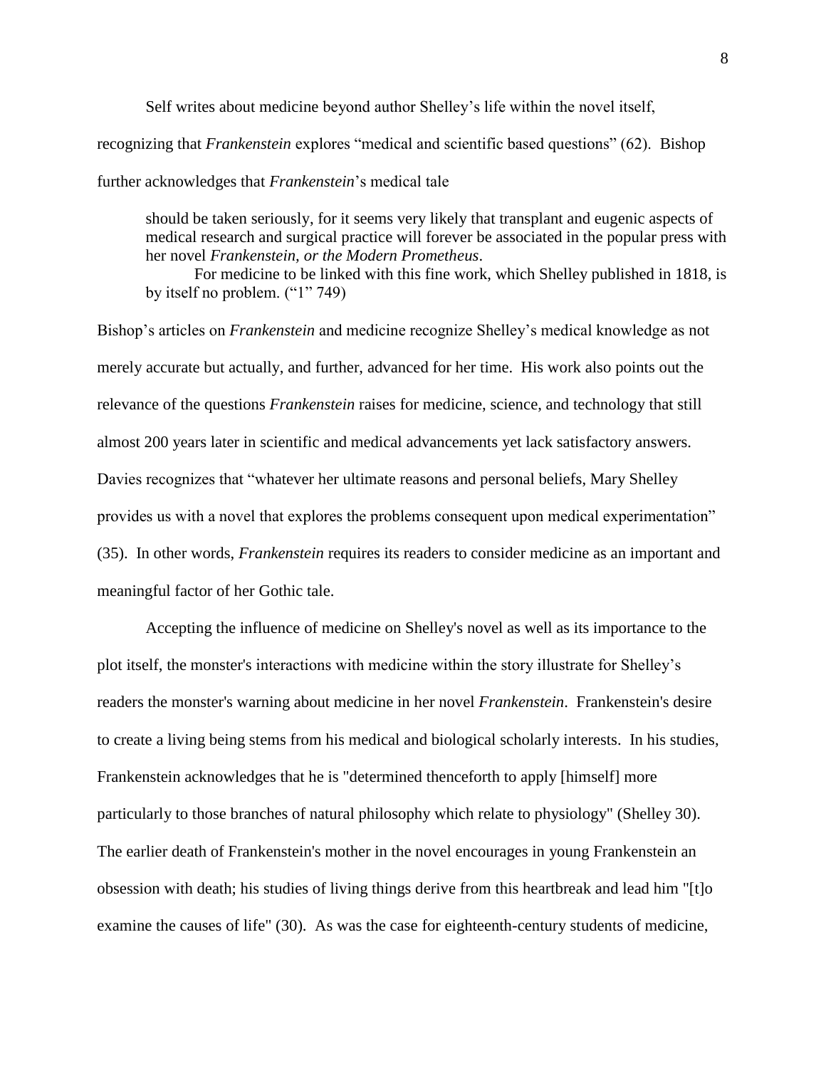Self writes about medicine beyond author Shelley's life within the novel itself, recognizing that *Frankenstein* explores "medical and scientific based questions" (62). Bishop further acknowledges that *Frankenstein*'s medical tale

> should be taken seriously, for it seems very likely that transplant and eugenic aspects of medical research and surgical practice will forever be associated in the popular press with her novel *Frankenstein, or the Modern Prometheus*.
>
> For medicine to be linked with this fine work, which Shelley published in 1818, is by itself no problem. ("1" 749)

Bishop's articles on *Frankenstein* and medicine recognize Shelley's medical knowledge as not merely accurate but actually, and further, advanced for her time. His work also points out the relevance of the questions *Frankenstein* raises for medicine, science, and technology that still almost 200 years later in scientific and medical advancements yet lack satisfactory answers. Davies recognizes that "whatever her ultimate reasons and personal beliefs, Mary Shelley provides us with a novel that explores the problems consequent upon medical experimentation" (35). In other words, *Frankenstein* requires its readers to consider medicine as an important and meaningful factor of her Gothic tale.

Accepting the influence of medicine on Shelley's novel as well as its importance to the plot itself, the monster's interactions with medicine within the story illustrate for Shelley's readers the monster's warning about medicine in her novel *Frankenstein*. Frankenstein's desire to create a living being stems from his medical and biological scholarly interests. In his studies, Frankenstein acknowledges that he is "determined thenceforth to apply [himself] more particularly to those branches of natural philosophy which relate to physiology" (Shelley 30). The earlier death of Frankenstein's mother in the novel encourages in young Frankenstein an obsession with death; his studies of living things derive from this heartbreak and lead him "[t]o examine the causes of life" (30). As was the case for eighteenth-century students of medicine,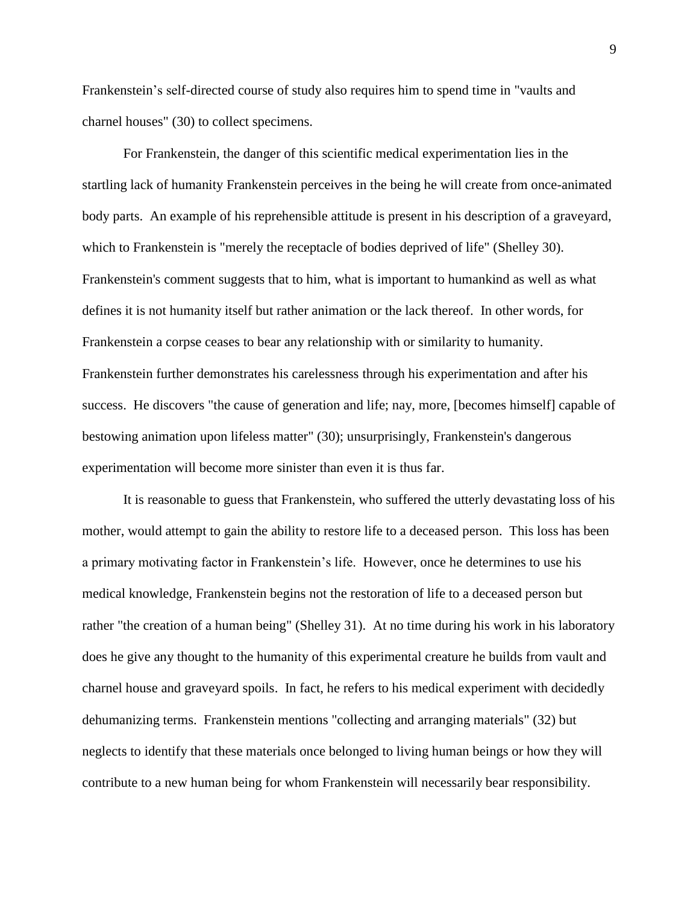Frankenstein's self-directed course of study also requires him to spend time in "vaults and charnel houses" (30) to collect specimens.

For Frankenstein, the danger of this scientific medical experimentation lies in the startling lack of humanity Frankenstein perceives in the being he will create from once-animated body parts. An example of his reprehensible attitude is present in his description of a graveyard, which to Frankenstein is "merely the receptacle of bodies deprived of life" (Shelley 30). Frankenstein's comment suggests that to him, what is important to humankind as well as what defines it is not humanity itself but rather animation or the lack thereof. In other words, for Frankenstein a corpse ceases to bear any relationship with or similarity to humanity. Frankenstein further demonstrates his carelessness through his experimentation and after his success. He discovers "the cause of generation and life; nay, more, [becomes himself] capable of bestowing animation upon lifeless matter" (30); unsurprisingly, Frankenstein's dangerous experimentation will become more sinister than even it is thus far.

It is reasonable to guess that Frankenstein, who suffered the utterly devastating loss of his mother, would attempt to gain the ability to restore life to a deceased person. This loss has been a primary motivating factor in Frankenstein's life. However, once he determines to use his medical knowledge, Frankenstein begins not the restoration of life to a deceased person but rather "the creation of a human being" (Shelley 31). At no time during his work in his laboratory does he give any thought to the humanity of this experimental creature he builds from vault and charnel house and graveyard spoils. In fact, he refers to his medical experiment with decidedly dehumanizing terms. Frankenstein mentions "collecting and arranging materials" (32) but neglects to identify that these materials once belonged to living human beings or how they will contribute to a new human being for whom Frankenstein will necessarily bear responsibility.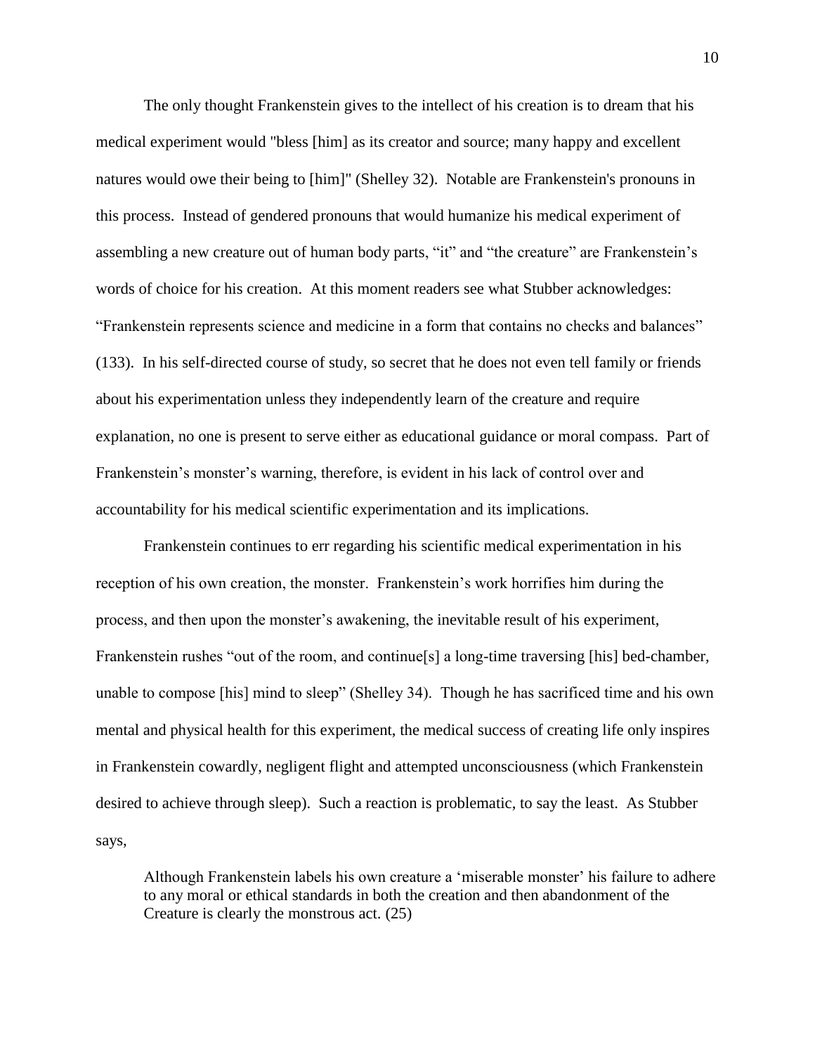The only thought Frankenstein gives to the intellect of his creation is to dream that his medical experiment would "bless [him] as its creator and source; many happy and excellent natures would owe their being to [him]" (Shelley 32). Notable are Frankenstein's pronouns in this process. Instead of gendered pronouns that would humanize his medical experiment of assembling a new creature out of human body parts, "it" and "the creature" are Frankenstein's words of choice for his creation. At this moment readers see what Stubber acknowledges: "Frankenstein represents science and medicine in a form that contains no checks and balances" (133). In his self-directed course of study, so secret that he does not even tell family or friends about his experimentation unless they independently learn of the creature and require explanation, no one is present to serve either as educational guidance or moral compass. Part of Frankenstein's monster's warning, therefore, is evident in his lack of control over and accountability for his medical scientific experimentation and its implications.

Frankenstein continues to err regarding his scientific medical experimentation in his reception of his own creation, the monster. Frankenstein's work horrifies him during the process, and then upon the monster's awakening, the inevitable result of his experiment, Frankenstein rushes "out of the room, and continue[s] a long-time traversing [his] bed-chamber, unable to compose [his] mind to sleep" (Shelley 34). Though he has sacrificed time and his own mental and physical health for this experiment, the medical success of creating life only inspires in Frankenstein cowardly, negligent flight and attempted unconsciousness (which Frankenstein desired to achieve through sleep). Such a reaction is problematic, to say the least. As Stubber says,

> Although Frankenstein labels his own creature a 'miserable monster' his failure to adhere to any moral or ethical standards in both the creation and then abandonment of the Creature is clearly the monstrous act. (25)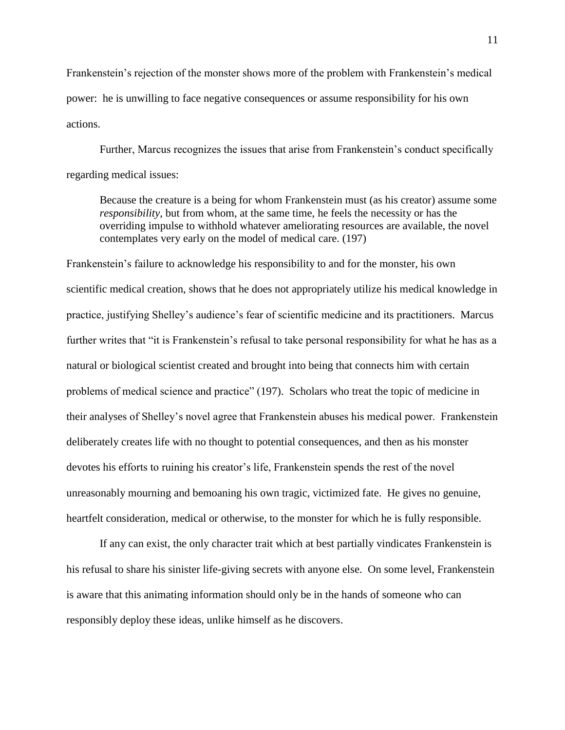Frankenstein's rejection of the monster shows more of the problem with Frankenstein's medical power: he is unwilling to face negative consequences or assume responsibility for his own actions.

Further, Marcus recognizes the issues that arise from Frankenstein's conduct specifically regarding medical issues:

> Because the creature is a being for whom Frankenstein must (as his creator) assume some *responsibility*, but from whom, at the same time, he feels the necessity or has the overriding impulse to withhold whatever ameliorating resources are available, the novel contemplates very early on the model of medical care. (197)

Frankenstein's failure to acknowledge his responsibility to and for the monster, his own scientific medical creation, shows that he does not appropriately utilize his medical knowledge in practice, justifying Shelley's audience's fear of scientific medicine and its practitioners. Marcus further writes that "it is Frankenstein's refusal to take personal responsibility for what he has as a natural or biological scientist created and brought into being that connects him with certain problems of medical science and practice" (197). Scholars who treat the topic of medicine in their analyses of Shelley's novel agree that Frankenstein abuses his medical power. Frankenstein deliberately creates life with no thought to potential consequences, and then as his monster devotes his efforts to ruining his creator's life, Frankenstein spends the rest of the novel unreasonably mourning and bemoaning his own tragic, victimized fate. He gives no genuine, heartfelt consideration, medical or otherwise, to the monster for which he is fully responsible.

If any can exist, the only character trait which at best partially vindicates Frankenstein is his refusal to share his sinister life-giving secrets with anyone else. On some level, Frankenstein is aware that this animating information should only be in the hands of someone who can responsibly deploy these ideas, unlike himself as he discovers.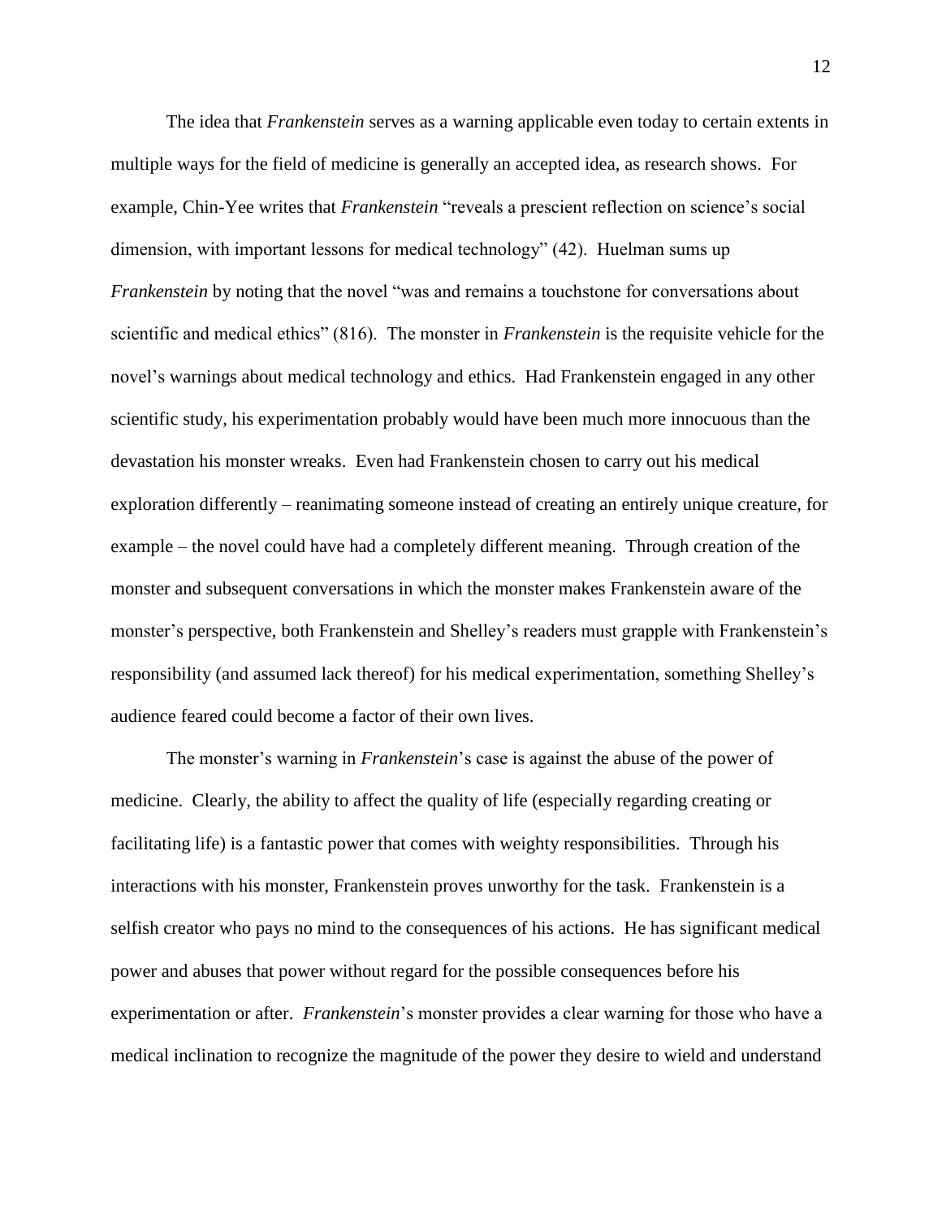The idea that *Frankenstein* serves as a warning applicable even today to certain extents in multiple ways for the field of medicine is generally an accepted idea, as research shows. For example, Chin-Yee writes that *Frankenstein* "reveals a prescient reflection on science's social dimension, with important lessons for medical technology" (42). Huelman sums up *Frankenstein* by noting that the novel "was and remains a touchstone for conversations about scientific and medical ethics" (816). The monster in *Frankenstein* is the requisite vehicle for the novel's warnings about medical technology and ethics. Had Frankenstein engaged in any other scientific study, his experimentation probably would have been much more innocuous than the devastation his monster wreaks. Even had Frankenstein chosen to carry out his medical exploration differently – reanimating someone instead of creating an entirely unique creature, for example – the novel could have had a completely different meaning. Through creation of the monster and subsequent conversations in which the monster makes Frankenstein aware of the monster's perspective, both Frankenstein and Shelley's readers must grapple with Frankenstein's responsibility (and assumed lack thereof) for his medical experimentation, something Shelley's audience feared could become a factor of their own lives.

The monster's warning in *Frankenstein*'s case is against the abuse of the power of medicine. Clearly, the ability to affect the quality of life (especially regarding creating or facilitating life) is a fantastic power that comes with weighty responsibilities. Through his interactions with his monster, Frankenstein proves unworthy for the task. Frankenstein is a selfish creator who pays no mind to the consequences of his actions. He has significant medical power and abuses that power without regard for the possible consequences before his experimentation or after. *Frankenstein*'s monster provides a clear warning for those who have a medical inclination to recognize the magnitude of the power they desire to wield and understand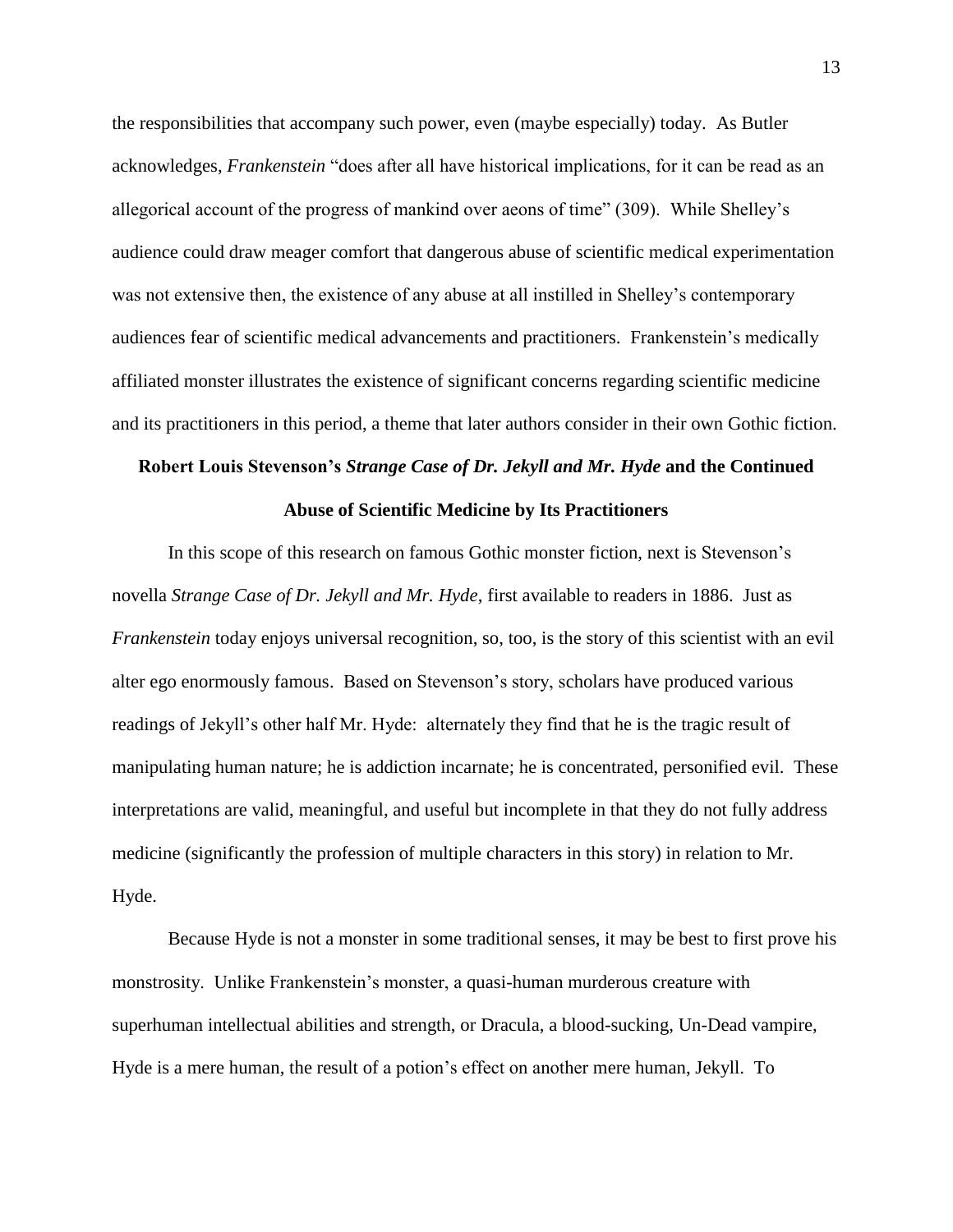the responsibilities that accompany such power, even (maybe especially) today. As Butler acknowledges, *Frankenstein* "does after all have historical implications, for it can be read as an allegorical account of the progress of mankind over aeons of time" (309). While Shelley's audience could draw meager comfort that dangerous abuse of scientific medical experimentation was not extensive then, the existence of any abuse at all instilled in Shelley's contemporary audiences fear of scientific medical advancements and practitioners. Frankenstein's medically affiliated monster illustrates the existence of significant concerns regarding scientific medicine and its practitioners in this period, a theme that later authors consider in their own Gothic fiction.

## Robert Louis Stevenson's *Strange Case of Dr. Jekyll and Mr. Hyde* and the Continued Abuse of Scientific Medicine by Its Practitioners

In this scope of this research on famous Gothic monster fiction, next is Stevenson's novella *Strange Case of Dr. Jekyll and Mr. Hyde*, first available to readers in 1886. Just as *Frankenstein* today enjoys universal recognition, so, too, is the story of this scientist with an evil alter ego enormously famous. Based on Stevenson's story, scholars have produced various readings of Jekyll's other half Mr. Hyde: alternately they find that he is the tragic result of manipulating human nature; he is addiction incarnate; he is concentrated, personified evil. These interpretations are valid, meaningful, and useful but incomplete in that they do not fully address medicine (significantly the profession of multiple characters in this story) in relation to Mr. Hyde.

Because Hyde is not a monster in some traditional senses, it may be best to first prove his monstrosity. Unlike Frankenstein's monster, a quasi-human murderous creature with superhuman intellectual abilities and strength, or Dracula, a blood-sucking, Un-Dead vampire, Hyde is a mere human, the result of a potion's effect on another mere human, Jekyll. To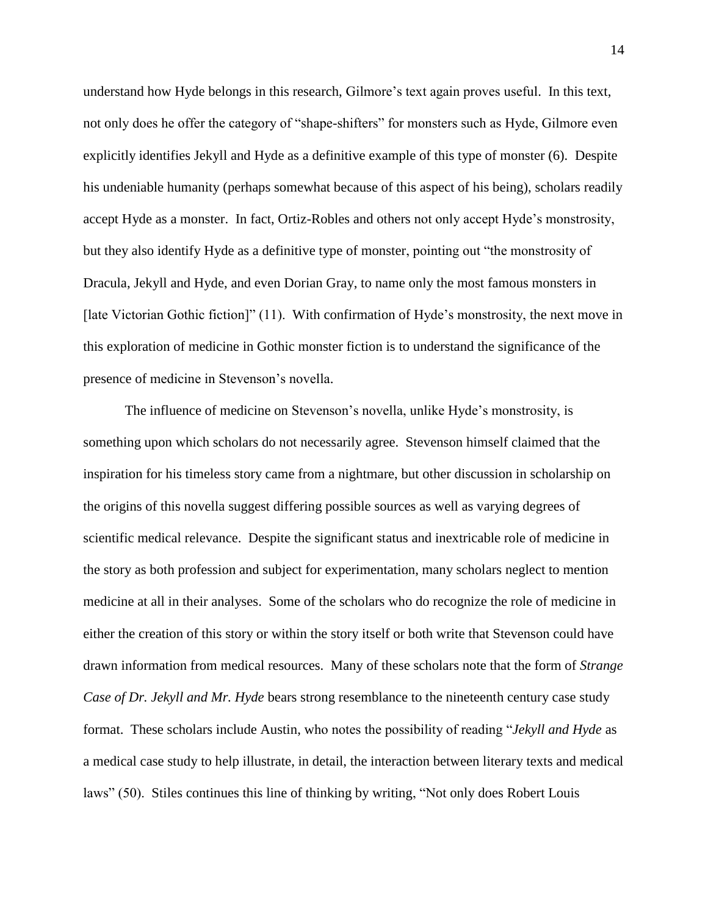understand how Hyde belongs in this research, Gilmore's text again proves useful. In this text, not only does he offer the category of "shape-shifters" for monsters such as Hyde, Gilmore even explicitly identifies Jekyll and Hyde as a definitive example of this type of monster (6). Despite his undeniable humanity (perhaps somewhat because of this aspect of his being), scholars readily accept Hyde as a monster. In fact, Ortiz-Robles and others not only accept Hyde's monstrosity, but they also identify Hyde as a definitive type of monster, pointing out "the monstrosity of Dracula, Jekyll and Hyde, and even Dorian Gray, to name only the most famous monsters in [late Victorian Gothic fiction]" (11). With confirmation of Hyde's monstrosity, the next move in this exploration of medicine in Gothic monster fiction is to understand the significance of the presence of medicine in Stevenson's novella.

The influence of medicine on Stevenson's novella, unlike Hyde's monstrosity, is something upon which scholars do not necessarily agree. Stevenson himself claimed that the inspiration for his timeless story came from a nightmare, but other discussion in scholarship on the origins of this novella suggest differing possible sources as well as varying degrees of scientific medical relevance. Despite the significant status and inextricable role of medicine in the story as both profession and subject for experimentation, many scholars neglect to mention medicine at all in their analyses. Some of the scholars who do recognize the role of medicine in either the creation of this story or within the story itself or both write that Stevenson could have drawn information from medical resources. Many of these scholars note that the form of *Strange Case of Dr. Jekyll and Mr. Hyde* bears strong resemblance to the nineteenth century case study format. These scholars include Austin, who notes the possibility of reading "*Jekyll and Hyde* as a medical case study to help illustrate, in detail, the interaction between literary texts and medical laws" (50). Stiles continues this line of thinking by writing, "Not only does Robert Louis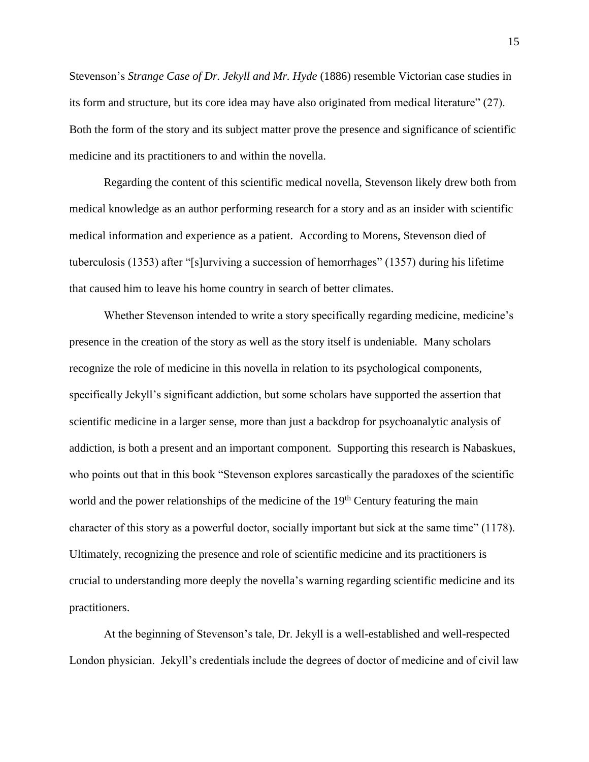Stevenson's *Strange Case of Dr. Jekyll and Mr. Hyde* (1886) resemble Victorian case studies in its form and structure, but its core idea may have also originated from medical literature" (27). Both the form of the story and its subject matter prove the presence and significance of scientific medicine and its practitioners to and within the novella.

Regarding the content of this scientific medical novella, Stevenson likely drew both from medical knowledge as an author performing research for a story and as an insider with scientific medical information and experience as a patient. According to Morens, Stevenson died of tuberculosis (1353) after "[s]urviving a succession of hemorrhages" (1357) during his lifetime that caused him to leave his home country in search of better climates.

Whether Stevenson intended to write a story specifically regarding medicine, medicine's presence in the creation of the story as well as the story itself is undeniable. Many scholars recognize the role of medicine in this novella in relation to its psychological components, specifically Jekyll's significant addiction, but some scholars have supported the assertion that scientific medicine in a larger sense, more than just a backdrop for psychoanalytic analysis of addiction, is both a present and an important component. Supporting this research is Nabaskues, who points out that in this book "Stevenson explores sarcastically the paradoxes of the scientific world and the power relationships of the medicine of the 19th Century featuring the main character of this story as a powerful doctor, socially important but sick at the same time" (1178). Ultimately, recognizing the presence and role of scientific medicine and its practitioners is crucial to understanding more deeply the novella's warning regarding scientific medicine and its practitioners.

At the beginning of Stevenson's tale, Dr. Jekyll is a well-established and well-respected London physician. Jekyll's credentials include the degrees of doctor of medicine and of civil law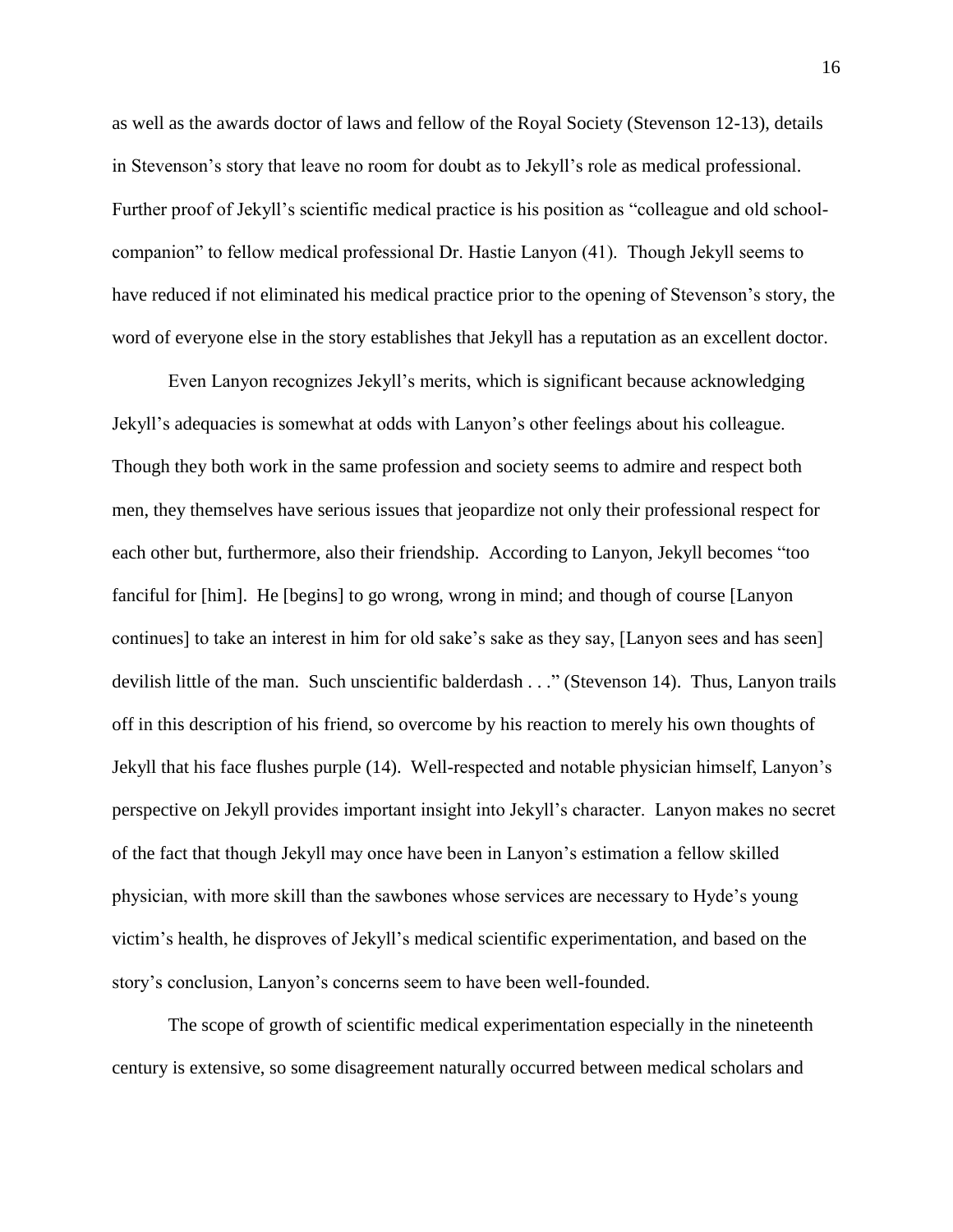as well as the awards doctor of laws and fellow of the Royal Society (Stevenson 12-13), details in Stevenson's story that leave no room for doubt as to Jekyll's role as medical professional. Further proof of Jekyll's scientific medical practice is his position as "colleague and old school-companion" to fellow medical professional Dr. Hastie Lanyon (41). Though Jekyll seems to have reduced if not eliminated his medical practice prior to the opening of Stevenson's story, the word of everyone else in the story establishes that Jekyll has a reputation as an excellent doctor.

Even Lanyon recognizes Jekyll's merits, which is significant because acknowledging Jekyll's adequacies is somewhat at odds with Lanyon's other feelings about his colleague. Though they both work in the same profession and society seems to admire and respect both men, they themselves have serious issues that jeopardize not only their professional respect for each other but, furthermore, also their friendship. According to Lanyon, Jekyll becomes "too fanciful for [him]. He [begins] to go wrong, wrong in mind; and though of course [Lanyon continues] to take an interest in him for old sake's sake as they say, [Lanyon sees and has seen] devilish little of the man. Such unscientific balderdash . . ." (Stevenson 14). Thus, Lanyon trails off in this description of his friend, so overcome by his reaction to merely his own thoughts of Jekyll that his face flushes purple (14). Well-respected and notable physician himself, Lanyon's perspective on Jekyll provides important insight into Jekyll's character. Lanyon makes no secret of the fact that though Jekyll may once have been in Lanyon's estimation a fellow skilled physician, with more skill than the sawbones whose services are necessary to Hyde's young victim's health, he disproves of Jekyll's medical scientific experimentation, and based on the story's conclusion, Lanyon's concerns seem to have been well-founded.

The scope of growth of scientific medical experimentation especially in the nineteenth century is extensive, so some disagreement naturally occurred between medical scholars and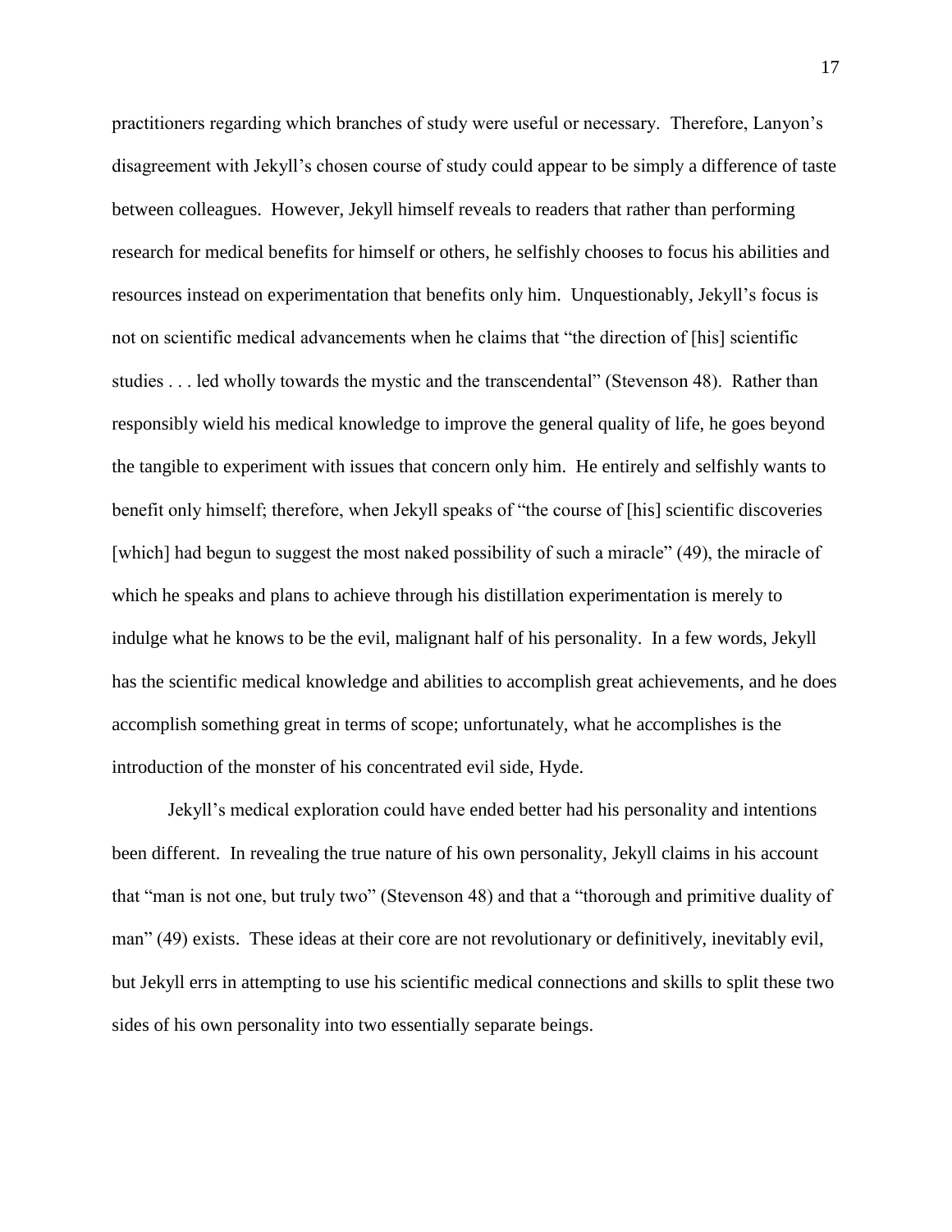practitioners regarding which branches of study were useful or necessary. Therefore, Lanyon's disagreement with Jekyll's chosen course of study could appear to be simply a difference of taste between colleagues. However, Jekyll himself reveals to readers that rather than performing research for medical benefits for himself or others, he selfishly chooses to focus his abilities and resources instead on experimentation that benefits only him. Unquestionably, Jekyll's focus is not on scientific medical advancements when he claims that "the direction of [his] scientific studies . . . led wholly towards the mystic and the transcendental" (Stevenson 48). Rather than responsibly wield his medical knowledge to improve the general quality of life, he goes beyond the tangible to experiment with issues that concern only him. He entirely and selfishly wants to benefit only himself; therefore, when Jekyll speaks of "the course of [his] scientific discoveries [which] had begun to suggest the most naked possibility of such a miracle" (49), the miracle of which he speaks and plans to achieve through his distillation experimentation is merely to indulge what he knows to be the evil, malignant half of his personality. In a few words, Jekyll has the scientific medical knowledge and abilities to accomplish great achievements, and he does accomplish something great in terms of scope; unfortunately, what he accomplishes is the introduction of the monster of his concentrated evil side, Hyde.

Jekyll's medical exploration could have ended better had his personality and intentions been different. In revealing the true nature of his own personality, Jekyll claims in his account that "man is not one, but truly two" (Stevenson 48) and that a "thorough and primitive duality of man" (49) exists. These ideas at their core are not revolutionary or definitively, inevitably evil, but Jekyll errs in attempting to use his scientific medical connections and skills to split these two sides of his own personality into two essentially separate beings.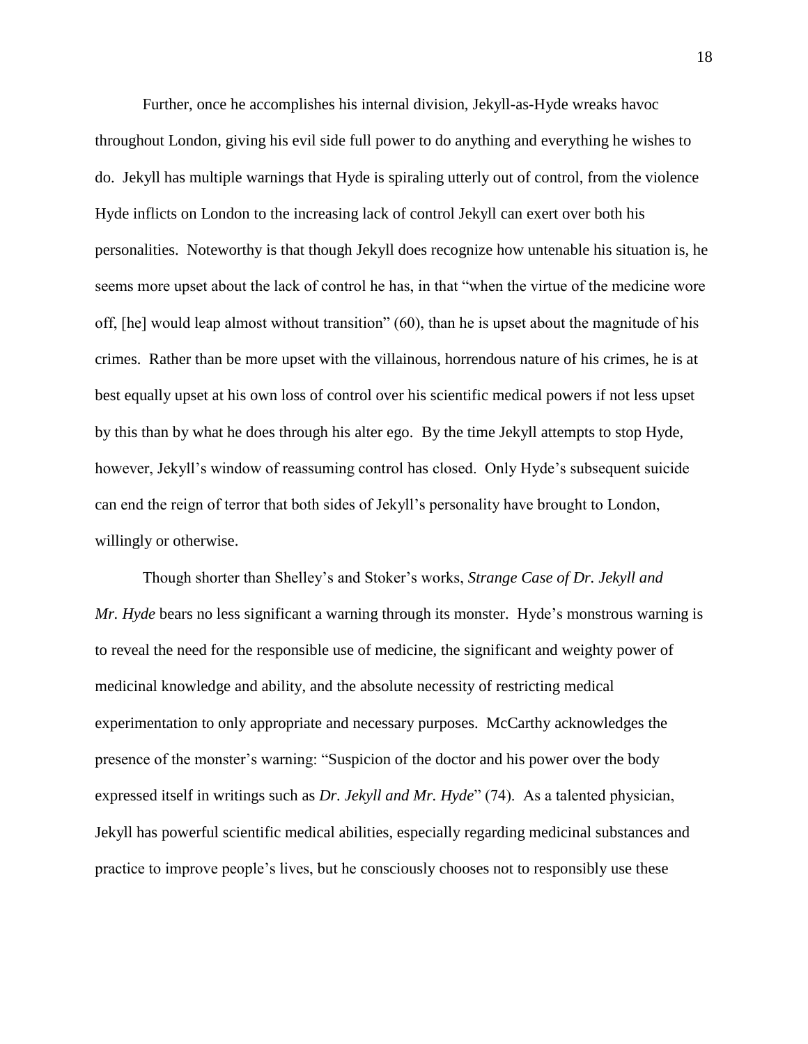Further, once he accomplishes his internal division, Jekyll-as-Hyde wreaks havoc throughout London, giving his evil side full power to do anything and everything he wishes to do. Jekyll has multiple warnings that Hyde is spiraling utterly out of control, from the violence Hyde inflicts on London to the increasing lack of control Jekyll can exert over both his personalities. Noteworthy is that though Jekyll does recognize how untenable his situation is, he seems more upset about the lack of control he has, in that "when the virtue of the medicine wore off, [he] would leap almost without transition" (60), than he is upset about the magnitude of his crimes. Rather than be more upset with the villainous, horrendous nature of his crimes, he is at best equally upset at his own loss of control over his scientific medical powers if not less upset by this than by what he does through his alter ego. By the time Jekyll attempts to stop Hyde, however, Jekyll's window of reassuming control has closed. Only Hyde's subsequent suicide can end the reign of terror that both sides of Jekyll's personality have brought to London, willingly or otherwise.

Though shorter than Shelley's and Stoker's works, *Strange Case of Dr. Jekyll and Mr. Hyde* bears no less significant a warning through its monster. Hyde's monstrous warning is to reveal the need for the responsible use of medicine, the significant and weighty power of medicinal knowledge and ability, and the absolute necessity of restricting medical experimentation to only appropriate and necessary purposes. McCarthy acknowledges the presence of the monster's warning: "Suspicion of the doctor and his power over the body expressed itself in writings such as *Dr. Jekyll and Mr. Hyde*" (74). As a talented physician, Jekyll has powerful scientific medical abilities, especially regarding medicinal substances and practice to improve people's lives, but he consciously chooses not to responsibly use these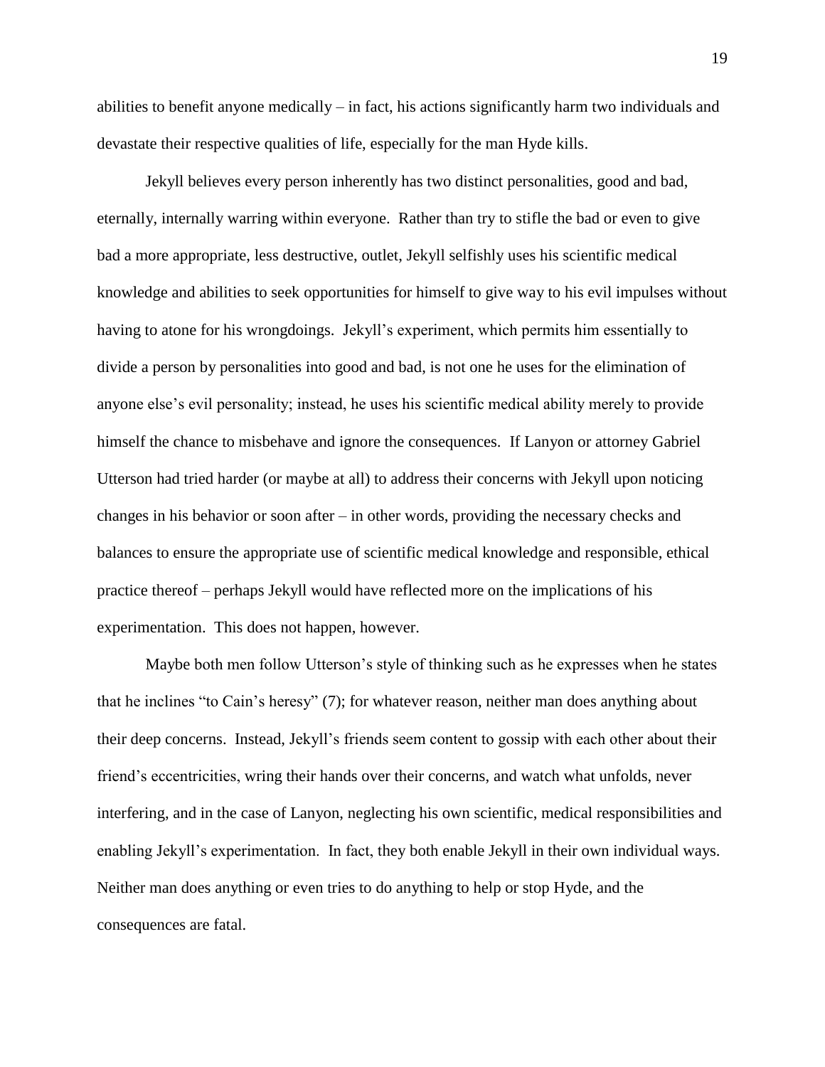abilities to benefit anyone medically – in fact, his actions significantly harm two individuals and devastate their respective qualities of life, especially for the man Hyde kills.

Jekyll believes every person inherently has two distinct personalities, good and bad, eternally, internally warring within everyone. Rather than try to stifle the bad or even to give bad a more appropriate, less destructive, outlet, Jekyll selfishly uses his scientific medical knowledge and abilities to seek opportunities for himself to give way to his evil impulses without having to atone for his wrongdoings. Jekyll's experiment, which permits him essentially to divide a person by personalities into good and bad, is not one he uses for the elimination of anyone else's evil personality; instead, he uses his scientific medical ability merely to provide himself the chance to misbehave and ignore the consequences. If Lanyon or attorney Gabriel Utterson had tried harder (or maybe at all) to address their concerns with Jekyll upon noticing changes in his behavior or soon after – in other words, providing the necessary checks and balances to ensure the appropriate use of scientific medical knowledge and responsible, ethical practice thereof – perhaps Jekyll would have reflected more on the implications of his experimentation. This does not happen, however.

Maybe both men follow Utterson's style of thinking such as he expresses when he states that he inclines "to Cain's heresy" (7); for whatever reason, neither man does anything about their deep concerns. Instead, Jekyll's friends seem content to gossip with each other about their friend's eccentricities, wring their hands over their concerns, and watch what unfolds, never interfering, and in the case of Lanyon, neglecting his own scientific, medical responsibilities and enabling Jekyll's experimentation. In fact, they both enable Jekyll in their own individual ways. Neither man does anything or even tries to do anything to help or stop Hyde, and the consequences are fatal.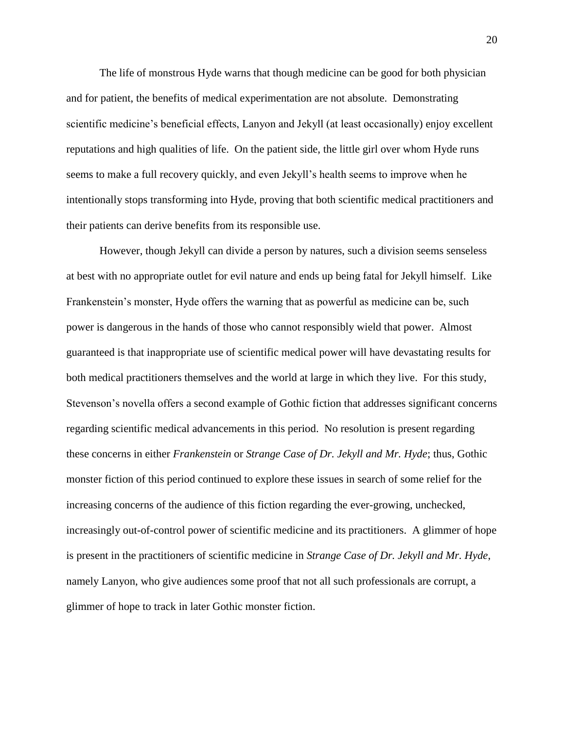The life of monstrous Hyde warns that though medicine can be good for both physician and for patient, the benefits of medical experimentation are not absolute. Demonstrating scientific medicine's beneficial effects, Lanyon and Jekyll (at least occasionally) enjoy excellent reputations and high qualities of life. On the patient side, the little girl over whom Hyde runs seems to make a full recovery quickly, and even Jekyll's health seems to improve when he intentionally stops transforming into Hyde, proving that both scientific medical practitioners and their patients can derive benefits from its responsible use.

However, though Jekyll can divide a person by natures, such a division seems senseless at best with no appropriate outlet for evil nature and ends up being fatal for Jekyll himself. Like Frankenstein's monster, Hyde offers the warning that as powerful as medicine can be, such power is dangerous in the hands of those who cannot responsibly wield that power. Almost guaranteed is that inappropriate use of scientific medical power will have devastating results for both medical practitioners themselves and the world at large in which they live. For this study, Stevenson's novella offers a second example of Gothic fiction that addresses significant concerns regarding scientific medical advancements in this period. No resolution is present regarding these concerns in either *Frankenstein* or *Strange Case of Dr. Jekyll and Mr. Hyde*; thus, Gothic monster fiction of this period continued to explore these issues in search of some relief for the increasing concerns of the audience of this fiction regarding the ever-growing, unchecked, increasingly out-of-control power of scientific medicine and its practitioners. A glimmer of hope is present in the practitioners of scientific medicine in *Strange Case of Dr. Jekyll and Mr. Hyde*, namely Lanyon, who give audiences some proof that not all such professionals are corrupt, a glimmer of hope to track in later Gothic monster fiction.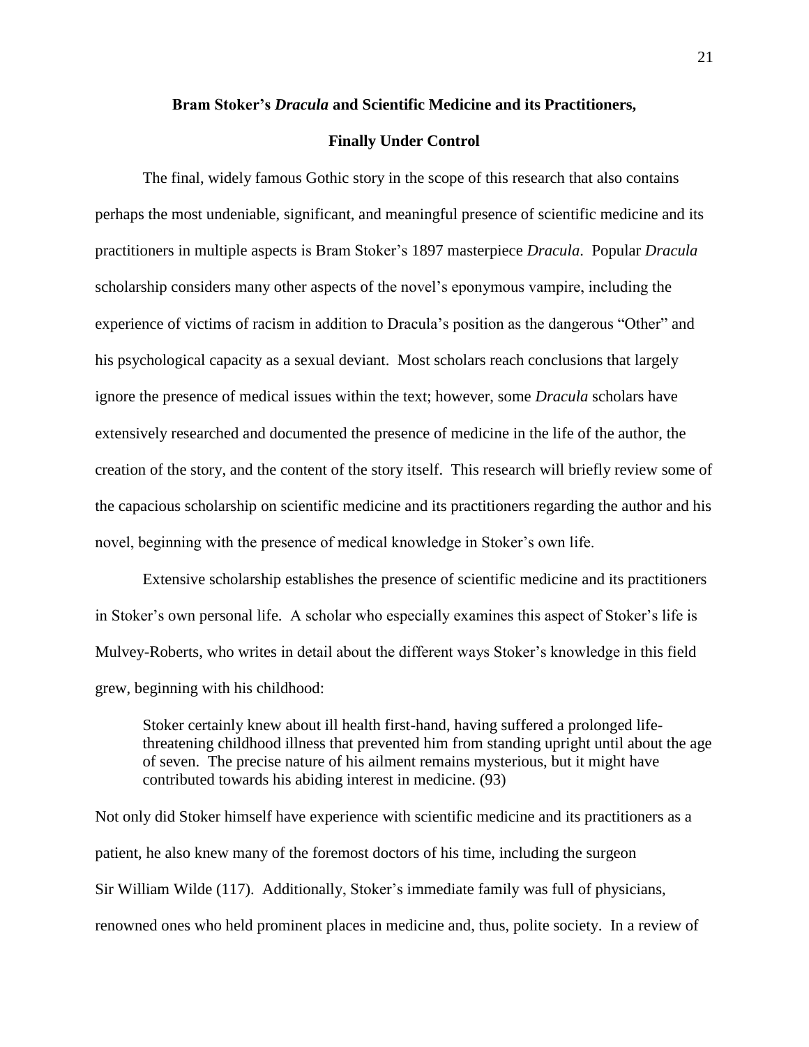## Bram Stoker's *Dracula* and Scientific Medicine and its Practitioners, Finally Under Control

The final, widely famous Gothic story in the scope of this research that also contains perhaps the most undeniable, significant, and meaningful presence of scientific medicine and its practitioners in multiple aspects is Bram Stoker's 1897 masterpiece *Dracula*. Popular *Dracula* scholarship considers many other aspects of the novel's eponymous vampire, including the experience of victims of racism in addition to Dracula's position as the dangerous "Other" and his psychological capacity as a sexual deviant. Most scholars reach conclusions that largely ignore the presence of medical issues within the text; however, some *Dracula* scholars have extensively researched and documented the presence of medicine in the life of the author, the creation of the story, and the content of the story itself. This research will briefly review some of the capacious scholarship on scientific medicine and its practitioners regarding the author and his novel, beginning with the presence of medical knowledge in Stoker's own life.

Extensive scholarship establishes the presence of scientific medicine and its practitioners in Stoker's own personal life. A scholar who especially examines this aspect of Stoker's life is Mulvey-Roberts, who writes in detail about the different ways Stoker's knowledge in this field grew, beginning with his childhood:

> Stoker certainly knew about ill health first-hand, having suffered a prolonged life-threatening childhood illness that prevented him from standing upright until about the age of seven. The precise nature of his ailment remains mysterious, but it might have contributed towards his abiding interest in medicine. (93)

Not only did Stoker himself have experience with scientific medicine and its practitioners as a patient, he also knew many of the foremost doctors of his time, including the surgeon Sir William Wilde (117). Additionally, Stoker's immediate family was full of physicians, renowned ones who held prominent places in medicine and, thus, polite society. In a review of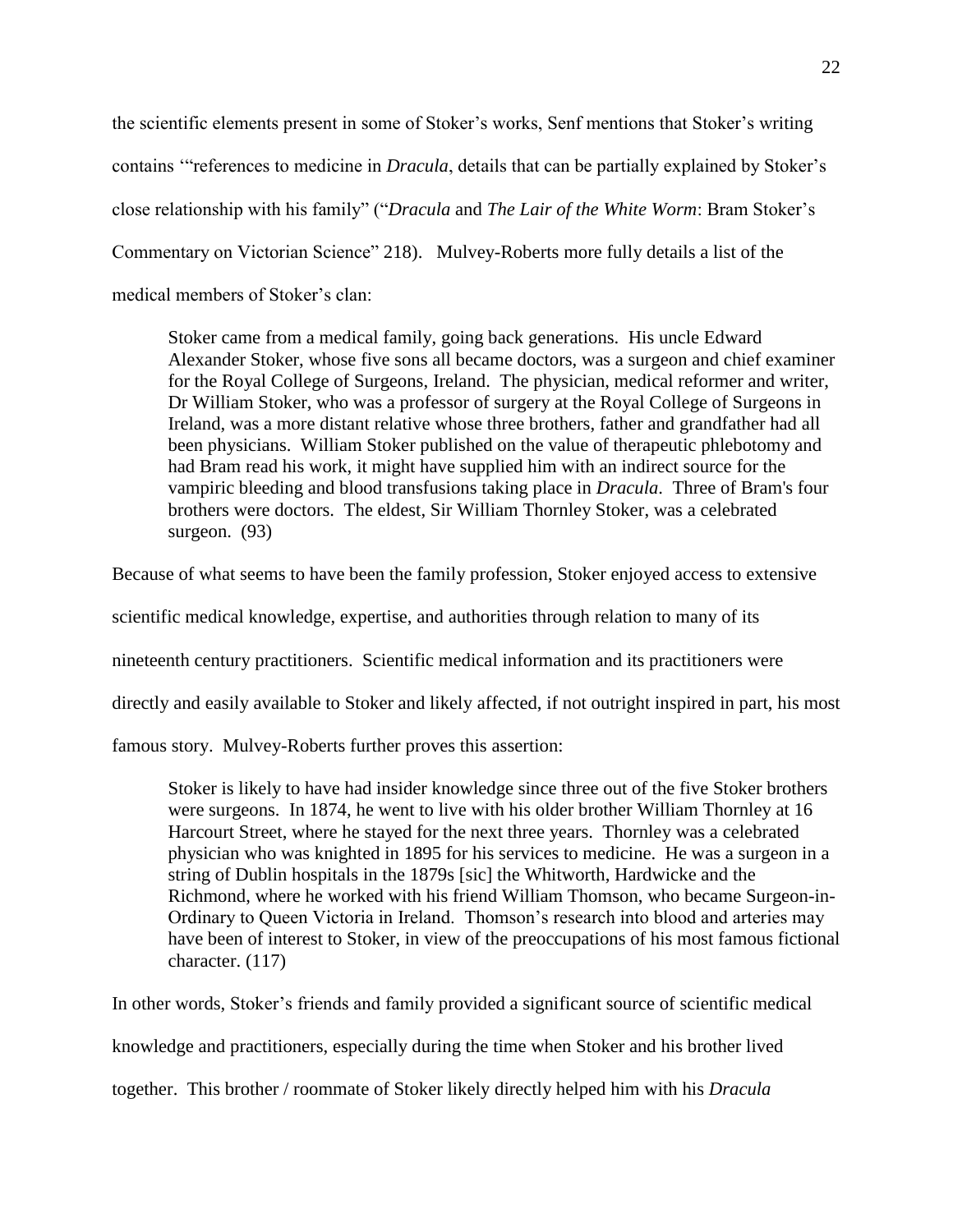the scientific elements present in some of Stoker's works, Senf mentions that Stoker's writing contains '"references to medicine in *Dracula*, details that can be partially explained by Stoker's close relationship with his family" ("*Dracula* and *The Lair of the White Worm*: Bram Stoker's Commentary on Victorian Science" 218). Mulvey-Roberts more fully details a list of the medical members of Stoker's clan:

> Stoker came from a medical family, going back generations. His uncle Edward Alexander Stoker, whose five sons all became doctors, was a surgeon and chief examiner for the Royal College of Surgeons, Ireland. The physician, medical reformer and writer, Dr William Stoker, who was a professor of surgery at the Royal College of Surgeons in Ireland, was a more distant relative whose three brothers, father and grandfather had all been physicians. William Stoker published on the value of therapeutic phlebotomy and had Bram read his work, it might have supplied him with an indirect source for the vampiric bleeding and blood transfusions taking place in *Dracula*. Three of Bram's four brothers were doctors. The eldest, Sir William Thornley Stoker, was a celebrated surgeon. (93)

Because of what seems to have been the family profession, Stoker enjoyed access to extensive scientific medical knowledge, expertise, and authorities through relation to many of its nineteenth century practitioners. Scientific medical information and its practitioners were directly and easily available to Stoker and likely affected, if not outright inspired in part, his most famous story. Mulvey-Roberts further proves this assertion:

> Stoker is likely to have had insider knowledge since three out of the five Stoker brothers were surgeons. In 1874, he went to live with his older brother William Thornley at 16 Harcourt Street, where he stayed for the next three years. Thornley was a celebrated physician who was knighted in 1895 for his services to medicine. He was a surgeon in a string of Dublin hospitals in the 1879s [sic] the Whitworth, Hardwicke and the Richmond, where he worked with his friend William Thomson, who became Surgeon-in-Ordinary to Queen Victoria in Ireland. Thomson's research into blood and arteries may have been of interest to Stoker, in view of the preoccupations of his most famous fictional character. (117)

In other words, Stoker's friends and family provided a significant source of scientific medical knowledge and practitioners, especially during the time when Stoker and his brother lived together. This brother / roommate of Stoker likely directly helped him with his *Dracula*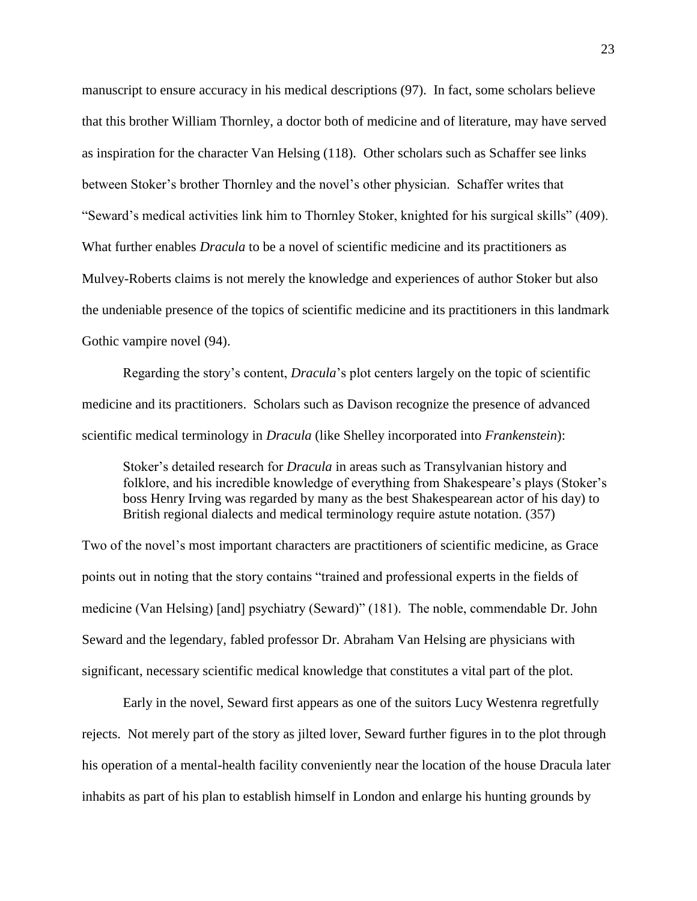manuscript to ensure accuracy in his medical descriptions (97). In fact, some scholars believe that this brother William Thornley, a doctor both of medicine and of literature, may have served as inspiration for the character Van Helsing (118). Other scholars such as Schaffer see links between Stoker's brother Thornley and the novel's other physician. Schaffer writes that "Seward's medical activities link him to Thornley Stoker, knighted for his surgical skills" (409). What further enables *Dracula* to be a novel of scientific medicine and its practitioners as Mulvey-Roberts claims is not merely the knowledge and experiences of author Stoker but also the undeniable presence of the topics of scientific medicine and its practitioners in this landmark Gothic vampire novel (94).

Regarding the story's content, *Dracula*'s plot centers largely on the topic of scientific medicine and its practitioners. Scholars such as Davison recognize the presence of advanced scientific medical terminology in *Dracula* (like Shelley incorporated into *Frankenstein*):

> Stoker's detailed research for *Dracula* in areas such as Transylvanian history and folklore, and his incredible knowledge of everything from Shakespeare's plays (Stoker's boss Henry Irving was regarded by many as the best Shakespearean actor of his day) to British regional dialects and medical terminology require astute notation. (357)

Two of the novel's most important characters are practitioners of scientific medicine, as Grace points out in noting that the story contains "trained and professional experts in the fields of medicine (Van Helsing) [and] psychiatry (Seward)" (181). The noble, commendable Dr. John Seward and the legendary, fabled professor Dr. Abraham Van Helsing are physicians with significant, necessary scientific medical knowledge that constitutes a vital part of the plot.

Early in the novel, Seward first appears as one of the suitors Lucy Westenra regretfully rejects. Not merely part of the story as jilted lover, Seward further figures in to the plot through his operation of a mental-health facility conveniently near the location of the house Dracula later inhabits as part of his plan to establish himself in London and enlarge his hunting grounds by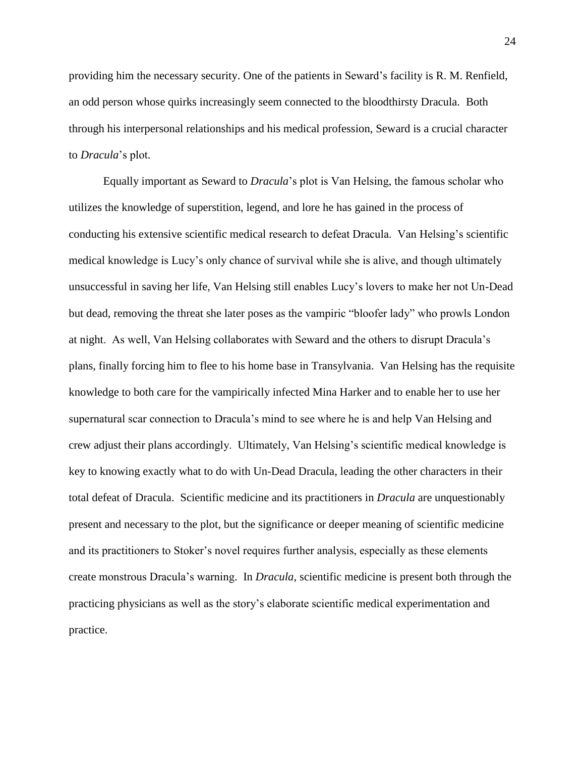providing him the necessary security. One of the patients in Seward's facility is R. M. Renfield, an odd person whose quirks increasingly seem connected to the bloodthirsty Dracula. Both through his interpersonal relationships and his medical profession, Seward is a crucial character to *Dracula*'s plot.

Equally important as Seward to *Dracula*'s plot is Van Helsing, the famous scholar who utilizes the knowledge of superstition, legend, and lore he has gained in the process of conducting his extensive scientific medical research to defeat Dracula. Van Helsing's scientific medical knowledge is Lucy's only chance of survival while she is alive, and though ultimately unsuccessful in saving her life, Van Helsing still enables Lucy's lovers to make her not Un-Dead but dead, removing the threat she later poses as the vampiric "bloofer lady" who prowls London at night. As well, Van Helsing collaborates with Seward and the others to disrupt Dracula's plans, finally forcing him to flee to his home base in Transylvania. Van Helsing has the requisite knowledge to both care for the vampirically infected Mina Harker and to enable her to use her supernatural scar connection to Dracula's mind to see where he is and help Van Helsing and crew adjust their plans accordingly. Ultimately, Van Helsing's scientific medical knowledge is key to knowing exactly what to do with Un-Dead Dracula, leading the other characters in their total defeat of Dracula. Scientific medicine and its practitioners in *Dracula* are unquestionably present and necessary to the plot, but the significance or deeper meaning of scientific medicine and its practitioners to Stoker's novel requires further analysis, especially as these elements create monstrous Dracula's warning. In *Dracula*, scientific medicine is present both through the practicing physicians as well as the story's elaborate scientific medical experimentation and practice.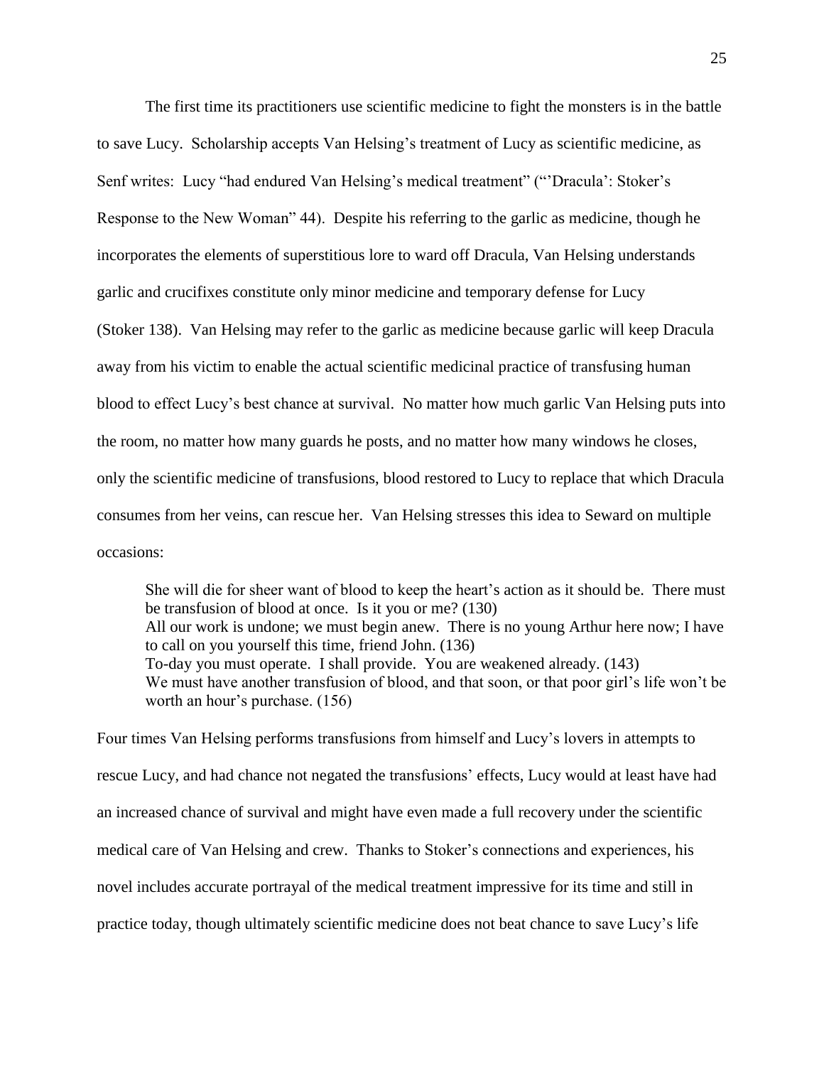The first time its practitioners use scientific medicine to fight the monsters is in the battle to save Lucy. Scholarship accepts Van Helsing's treatment of Lucy as scientific medicine, as Senf writes: Lucy "had endured Van Helsing's medical treatment" ("'Dracula': Stoker's Response to the New Woman" 44). Despite his referring to the garlic as medicine, though he incorporates the elements of superstitious lore to ward off Dracula, Van Helsing understands garlic and crucifixes constitute only minor medicine and temporary defense for Lucy (Stoker 138). Van Helsing may refer to the garlic as medicine because garlic will keep Dracula away from his victim to enable the actual scientific medicinal practice of transfusing human blood to effect Lucy's best chance at survival. No matter how much garlic Van Helsing puts into the room, no matter how many guards he posts, and no matter how many windows he closes, only the scientific medicine of transfusions, blood restored to Lucy to replace that which Dracula consumes from her veins, can rescue her. Van Helsing stresses this idea to Seward on multiple occasions:

> She will die for sheer want of blood to keep the heart's action as it should be. There must be transfusion of blood at once. Is it you or me? (130)
> All our work is undone; we must begin anew. There is no young Arthur here now; I have to call on you yourself this time, friend John. (136)
> To-day you must operate. I shall provide. You are weakened already. (143)
> We must have another transfusion of blood, and that soon, or that poor girl's life won't be worth an hour's purchase. (156)

Four times Van Helsing performs transfusions from himself and Lucy's lovers in attempts to rescue Lucy, and had chance not negated the transfusions' effects, Lucy would at least have had an increased chance of survival and might have even made a full recovery under the scientific medical care of Van Helsing and crew. Thanks to Stoker's connections and experiences, his novel includes accurate portrayal of the medical treatment impressive for its time and still in practice today, though ultimately scientific medicine does not beat chance to save Lucy's life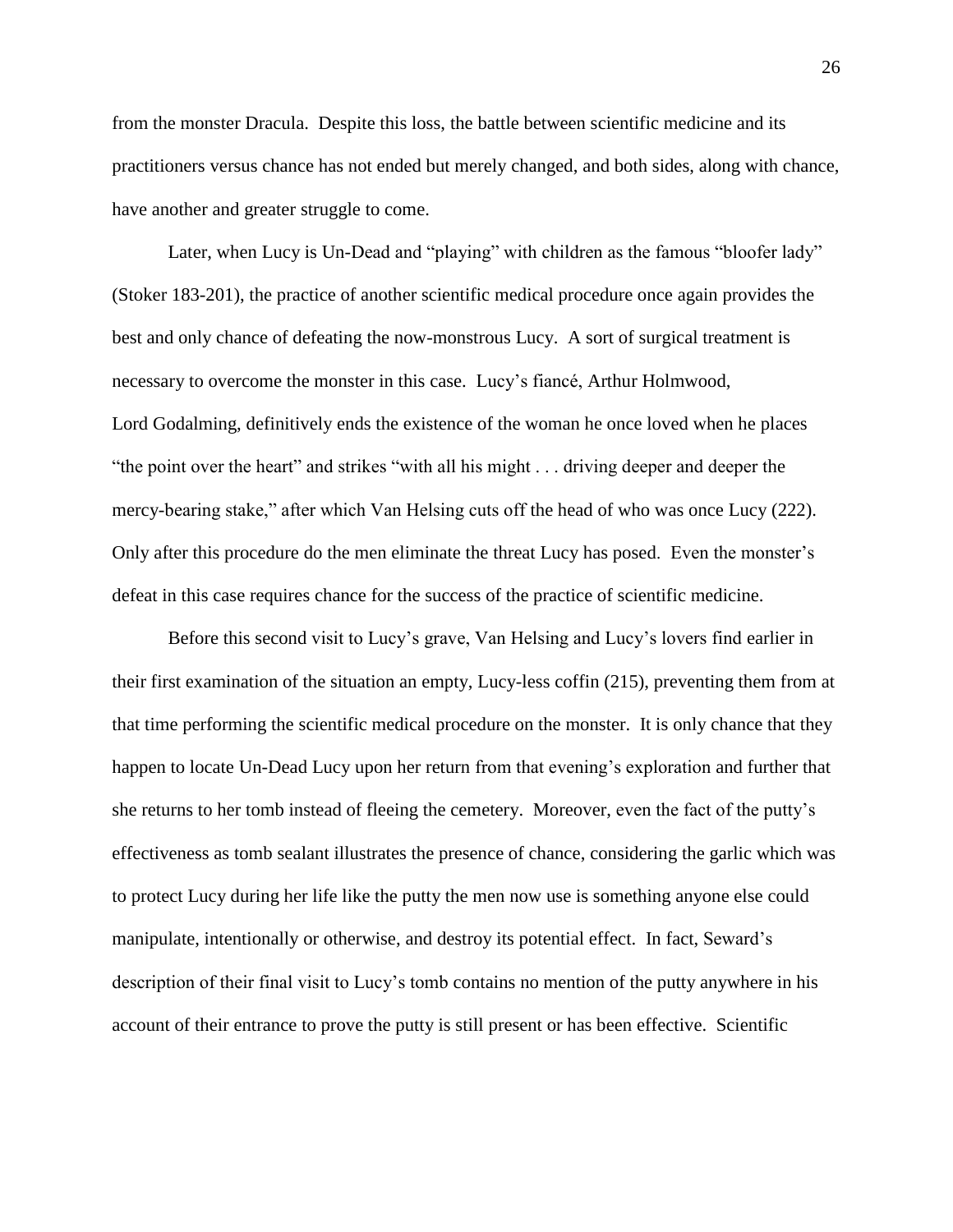from the monster Dracula. Despite this loss, the battle between scientific medicine and its practitioners versus chance has not ended but merely changed, and both sides, along with chance, have another and greater struggle to come.

Later, when Lucy is Un-Dead and "playing" with children as the famous "bloofer lady" (Stoker 183-201), the practice of another scientific medical procedure once again provides the best and only chance of defeating the now-monstrous Lucy. A sort of surgical treatment is necessary to overcome the monster in this case. Lucy's fiancé, Arthur Holmwood, Lord Godalming, definitively ends the existence of the woman he once loved when he places "the point over the heart" and strikes "with all his might . . . driving deeper and deeper the mercy-bearing stake," after which Van Helsing cuts off the head of who was once Lucy (222). Only after this procedure do the men eliminate the threat Lucy has posed. Even the monster's defeat in this case requires chance for the success of the practice of scientific medicine.

Before this second visit to Lucy's grave, Van Helsing and Lucy's lovers find earlier in their first examination of the situation an empty, Lucy-less coffin (215), preventing them from at that time performing the scientific medical procedure on the monster. It is only chance that they happen to locate Un-Dead Lucy upon her return from that evening's exploration and further that she returns to her tomb instead of fleeing the cemetery. Moreover, even the fact of the putty's effectiveness as tomb sealant illustrates the presence of chance, considering the garlic which was to protect Lucy during her life like the putty the men now use is something anyone else could manipulate, intentionally or otherwise, and destroy its potential effect. In fact, Seward's description of their final visit to Lucy's tomb contains no mention of the putty anywhere in his account of their entrance to prove the putty is still present or has been effective. Scientific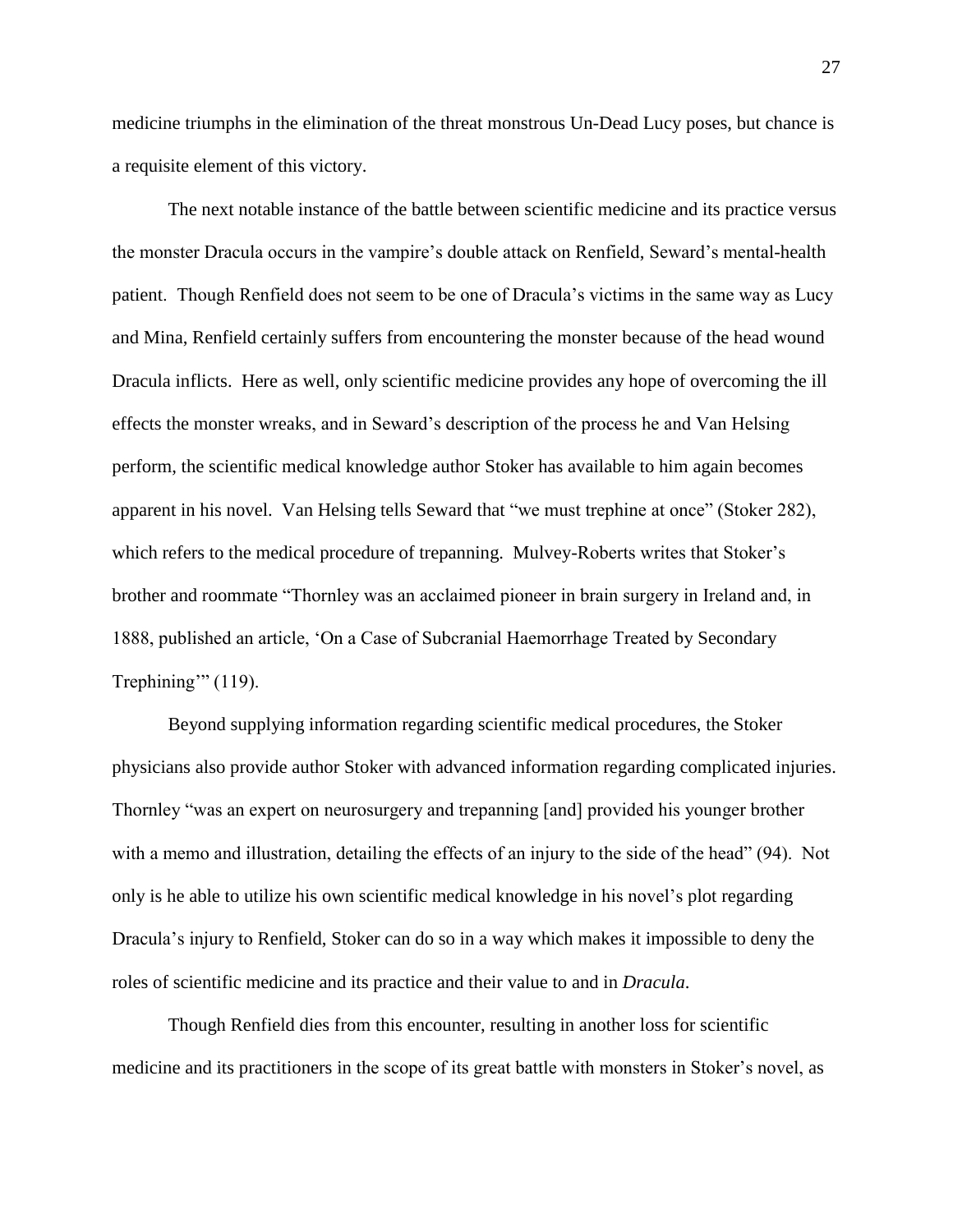medicine triumphs in the elimination of the threat monstrous Un-Dead Lucy poses, but chance is a requisite element of this victory.

The next notable instance of the battle between scientific medicine and its practice versus the monster Dracula occurs in the vampire's double attack on Renfield, Seward's mental-health patient. Though Renfield does not seem to be one of Dracula's victims in the same way as Lucy and Mina, Renfield certainly suffers from encountering the monster because of the head wound Dracula inflicts. Here as well, only scientific medicine provides any hope of overcoming the ill effects the monster wreaks, and in Seward's description of the process he and Van Helsing perform, the scientific medical knowledge author Stoker has available to him again becomes apparent in his novel. Van Helsing tells Seward that "we must trephine at once" (Stoker 282), which refers to the medical procedure of trepanning. Mulvey-Roberts writes that Stoker's brother and roommate "Thornley was an acclaimed pioneer in brain surgery in Ireland and, in 1888, published an article, 'On a Case of Subcranial Haemorrhage Treated by Secondary Trephining'" (119).

Beyond supplying information regarding scientific medical procedures, the Stoker physicians also provide author Stoker with advanced information regarding complicated injuries. Thornley "was an expert on neurosurgery and trepanning [and] provided his younger brother with a memo and illustration, detailing the effects of an injury to the side of the head" (94). Not only is he able to utilize his own scientific medical knowledge in his novel's plot regarding Dracula's injury to Renfield, Stoker can do so in a way which makes it impossible to deny the roles of scientific medicine and its practice and their value to and in *Dracula*.

Though Renfield dies from this encounter, resulting in another loss for scientific medicine and its practitioners in the scope of its great battle with monsters in Stoker's novel, as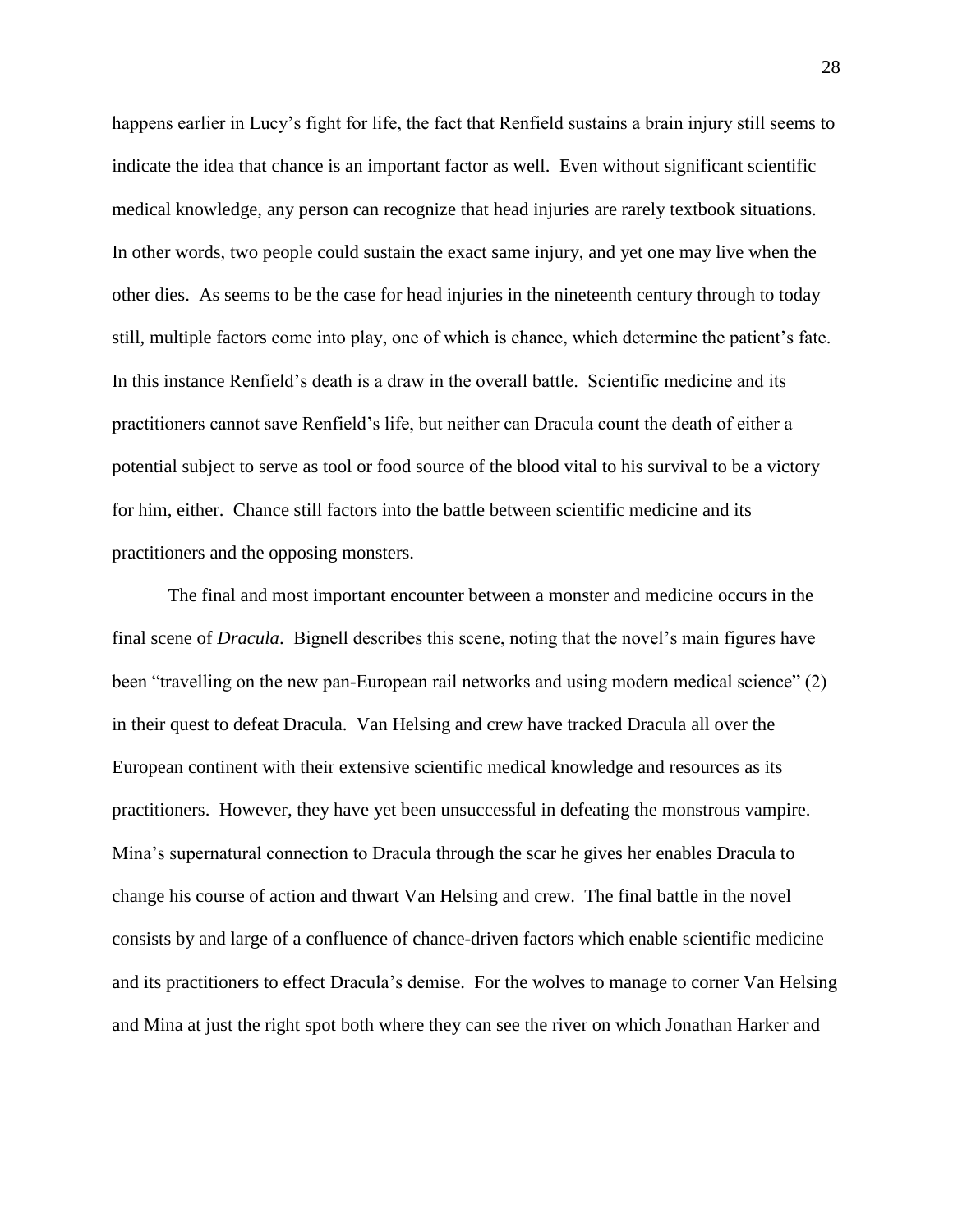happens earlier in Lucy's fight for life, the fact that Renfield sustains a brain injury still seems to indicate the idea that chance is an important factor as well. Even without significant scientific medical knowledge, any person can recognize that head injuries are rarely textbook situations. In other words, two people could sustain the exact same injury, and yet one may live when the other dies. As seems to be the case for head injuries in the nineteenth century through to today still, multiple factors come into play, one of which is chance, which determine the patient's fate. In this instance Renfield's death is a draw in the overall battle. Scientific medicine and its practitioners cannot save Renfield's life, but neither can Dracula count the death of either a potential subject to serve as tool or food source of the blood vital to his survival to be a victory for him, either. Chance still factors into the battle between scientific medicine and its practitioners and the opposing monsters.

The final and most important encounter between a monster and medicine occurs in the final scene of *Dracula*. Bignell describes this scene, noting that the novel's main figures have been "travelling on the new pan-European rail networks and using modern medical science" (2) in their quest to defeat Dracula. Van Helsing and crew have tracked Dracula all over the European continent with their extensive scientific medical knowledge and resources as its practitioners. However, they have yet been unsuccessful in defeating the monstrous vampire. Mina's supernatural connection to Dracula through the scar he gives her enables Dracula to change his course of action and thwart Van Helsing and crew. The final battle in the novel consists by and large of a confluence of chance-driven factors which enable scientific medicine and its practitioners to effect Dracula's demise. For the wolves to manage to corner Van Helsing and Mina at just the right spot both where they can see the river on which Jonathan Harker and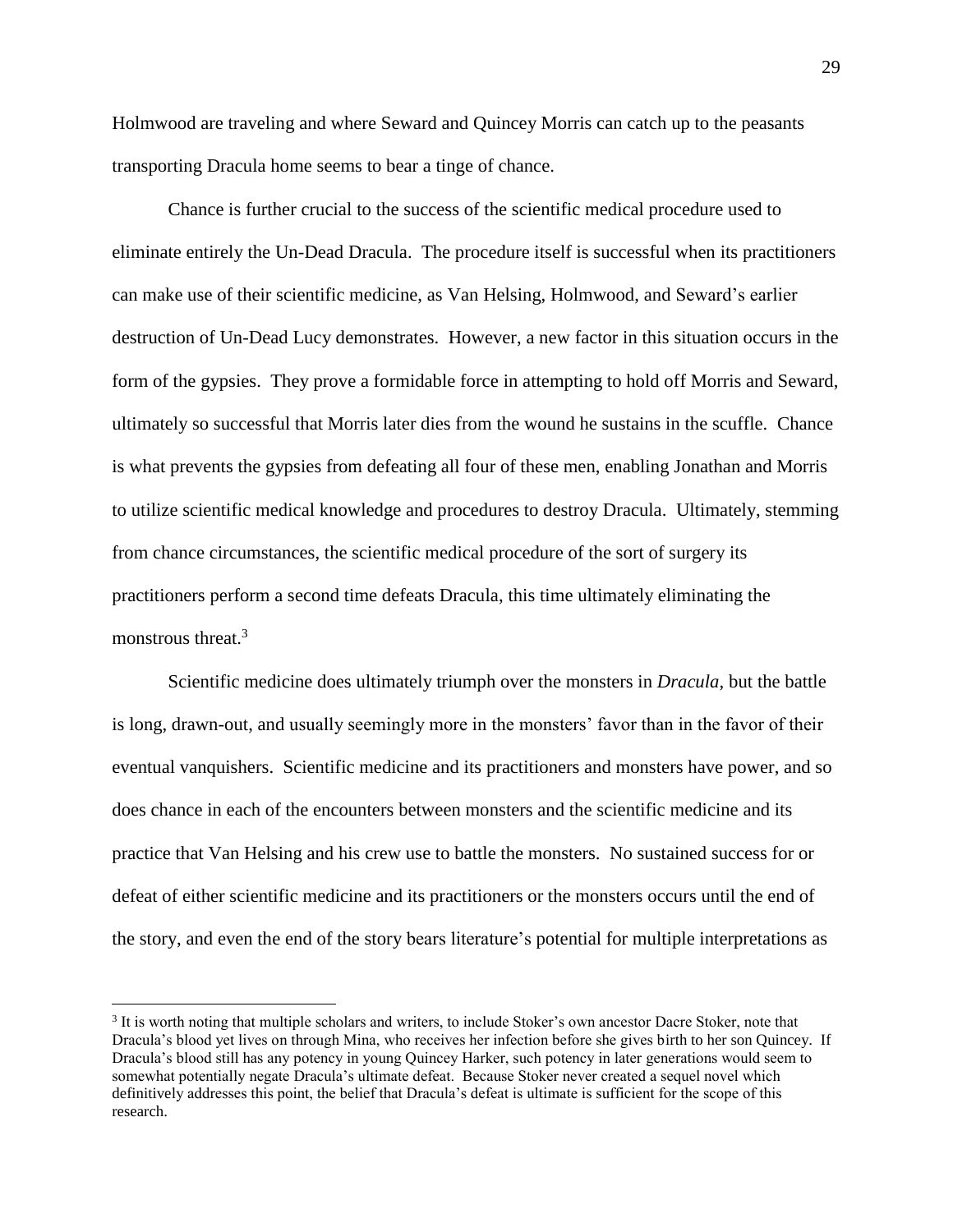Holmwood are traveling and where Seward and Quincey Morris can catch up to the peasants transporting Dracula home seems to bear a tinge of chance.

Chance is further crucial to the success of the scientific medical procedure used to eliminate entirely the Un-Dead Dracula. The procedure itself is successful when its practitioners can make use of their scientific medicine, as Van Helsing, Holmwood, and Seward's earlier destruction of Un-Dead Lucy demonstrates. However, a new factor in this situation occurs in the form of the gypsies. They prove a formidable force in attempting to hold off Morris and Seward, ultimately so successful that Morris later dies from the wound he sustains in the scuffle. Chance is what prevents the gypsies from defeating all four of these men, enabling Jonathan and Morris to utilize scientific medical knowledge and procedures to destroy Dracula. Ultimately, stemming from chance circumstances, the scientific medical procedure of the sort of surgery its practitioners perform a second time defeats Dracula, this time ultimately eliminating the monstrous threat.[3]

Scientific medicine does ultimately triumph over the monsters in *Dracula*, but the battle is long, drawn-out, and usually seemingly more in the monsters' favor than in the favor of their eventual vanquishers. Scientific medicine and its practitioners and monsters have power, and so does chance in each of the encounters between monsters and the scientific medicine and its practice that Van Helsing and his crew use to battle the monsters. No sustained success for or defeat of either scientific medicine and its practitioners or the monsters occurs until the end of the story, and even the end of the story bears literature's potential for multiple interpretations as

[3] It is worth noting that multiple scholars and writers, to include Stoker's own ancestor Dacre Stoker, note that Dracula's blood yet lives on through Mina, who receives her infection before she gives birth to her son Quincey. If Dracula's blood still has any potency in young Quincey Harker, such potency in later generations would seem to somewhat potentially negate Dracula's ultimate defeat. Because Stoker never created a sequel novel which definitively addresses this point, the belief that Dracula's defeat is ultimate is sufficient for the scope of this research.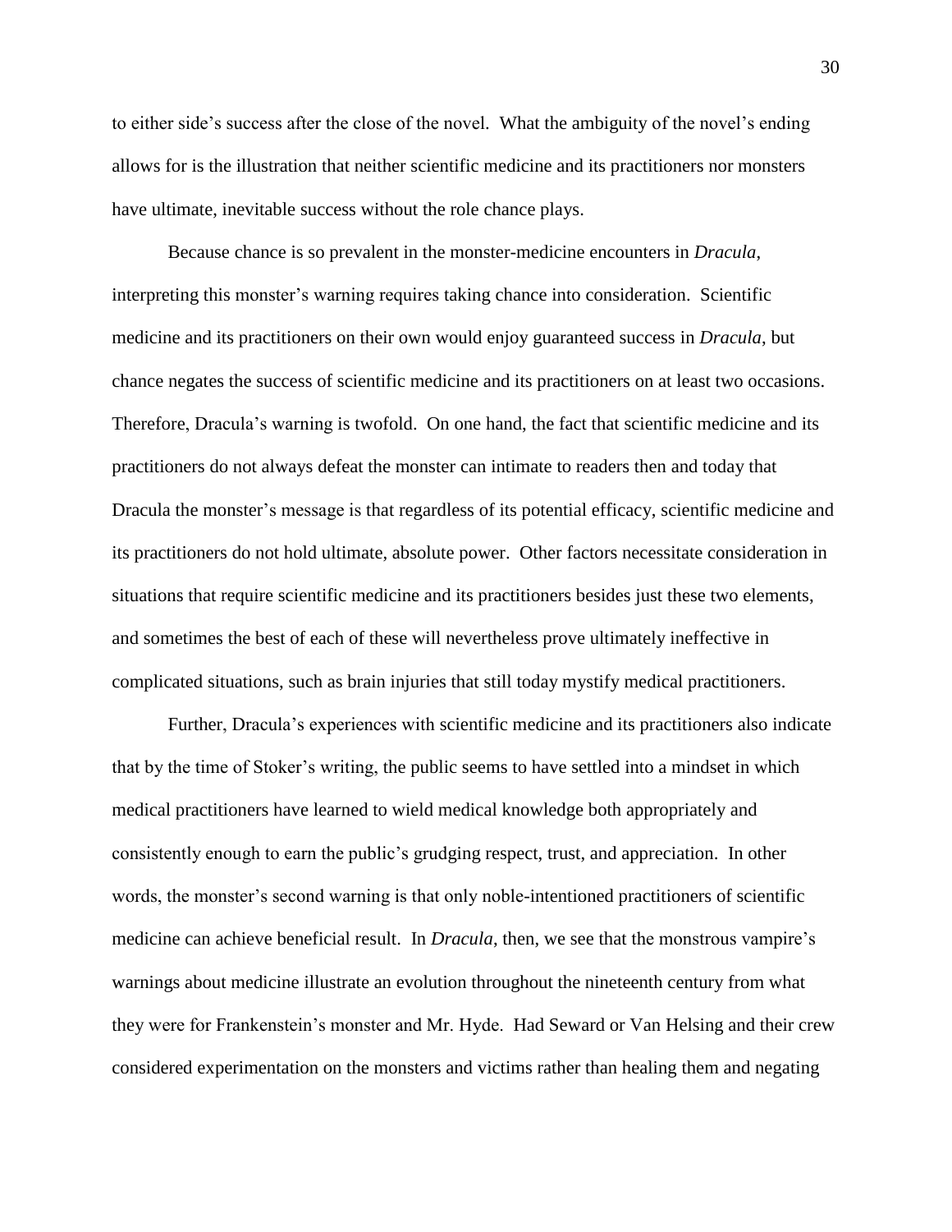to either side's success after the close of the novel. What the ambiguity of the novel's ending allows for is the illustration that neither scientific medicine and its practitioners nor monsters have ultimate, inevitable success without the role chance plays.

Because chance is so prevalent in the monster-medicine encounters in *Dracula*, interpreting this monster's warning requires taking chance into consideration. Scientific medicine and its practitioners on their own would enjoy guaranteed success in *Dracula*, but chance negates the success of scientific medicine and its practitioners on at least two occasions. Therefore, Dracula's warning is twofold. On one hand, the fact that scientific medicine and its practitioners do not always defeat the monster can intimate to readers then and today that Dracula the monster's message is that regardless of its potential efficacy, scientific medicine and its practitioners do not hold ultimate, absolute power. Other factors necessitate consideration in situations that require scientific medicine and its practitioners besides just these two elements, and sometimes the best of each of these will nevertheless prove ultimately ineffective in complicated situations, such as brain injuries that still today mystify medical practitioners.

Further, Dracula's experiences with scientific medicine and its practitioners also indicate that by the time of Stoker's writing, the public seems to have settled into a mindset in which medical practitioners have learned to wield medical knowledge both appropriately and consistently enough to earn the public's grudging respect, trust, and appreciation. In other words, the monster's second warning is that only noble-intentioned practitioners of scientific medicine can achieve beneficial result. In *Dracula*, then, we see that the monstrous vampire's warnings about medicine illustrate an evolution throughout the nineteenth century from what they were for Frankenstein's monster and Mr. Hyde. Had Seward or Van Helsing and their crew considered experimentation on the monsters and victims rather than healing them and negating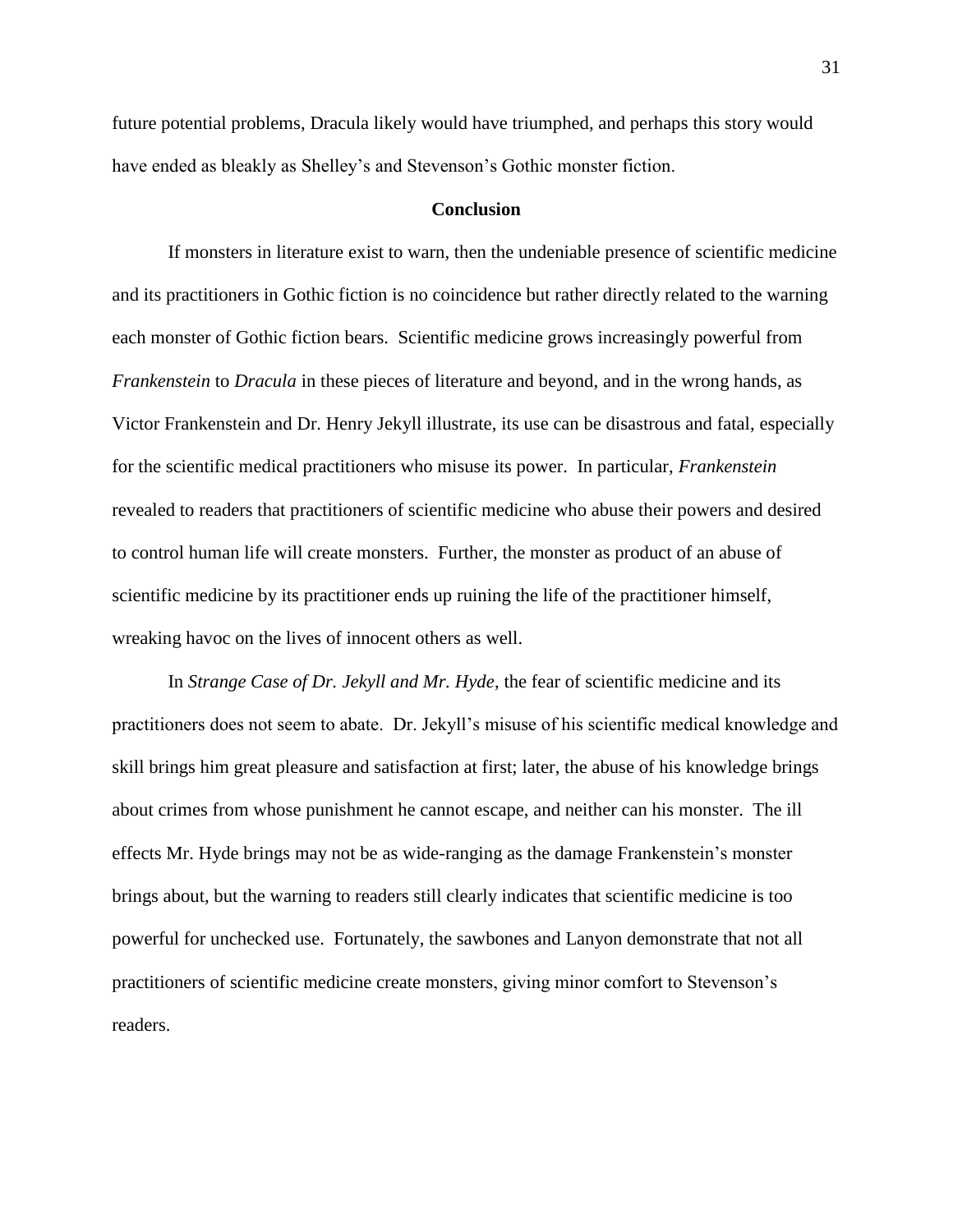future potential problems, Dracula likely would have triumphed, and perhaps this story would have ended as bleakly as Shelley's and Stevenson's Gothic monster fiction.

## Conclusion

If monsters in literature exist to warn, then the undeniable presence of scientific medicine and its practitioners in Gothic fiction is no coincidence but rather directly related to the warning each monster of Gothic fiction bears. Scientific medicine grows increasingly powerful from *Frankenstein* to *Dracula* in these pieces of literature and beyond, and in the wrong hands, as Victor Frankenstein and Dr. Henry Jekyll illustrate, its use can be disastrous and fatal, especially for the scientific medical practitioners who misuse its power. In particular, *Frankenstein* revealed to readers that practitioners of scientific medicine who abuse their powers and desired to control human life will create monsters. Further, the monster as product of an abuse of scientific medicine by its practitioner ends up ruining the life of the practitioner himself, wreaking havoc on the lives of innocent others as well.

In *Strange Case of Dr. Jekyll and Mr. Hyde*, the fear of scientific medicine and its practitioners does not seem to abate. Dr. Jekyll's misuse of his scientific medical knowledge and skill brings him great pleasure and satisfaction at first; later, the abuse of his knowledge brings about crimes from whose punishment he cannot escape, and neither can his monster. The ill effects Mr. Hyde brings may not be as wide-ranging as the damage Frankenstein's monster brings about, but the warning to readers still clearly indicates that scientific medicine is too powerful for unchecked use. Fortunately, the sawbones and Lanyon demonstrate that not all practitioners of scientific medicine create monsters, giving minor comfort to Stevenson's readers.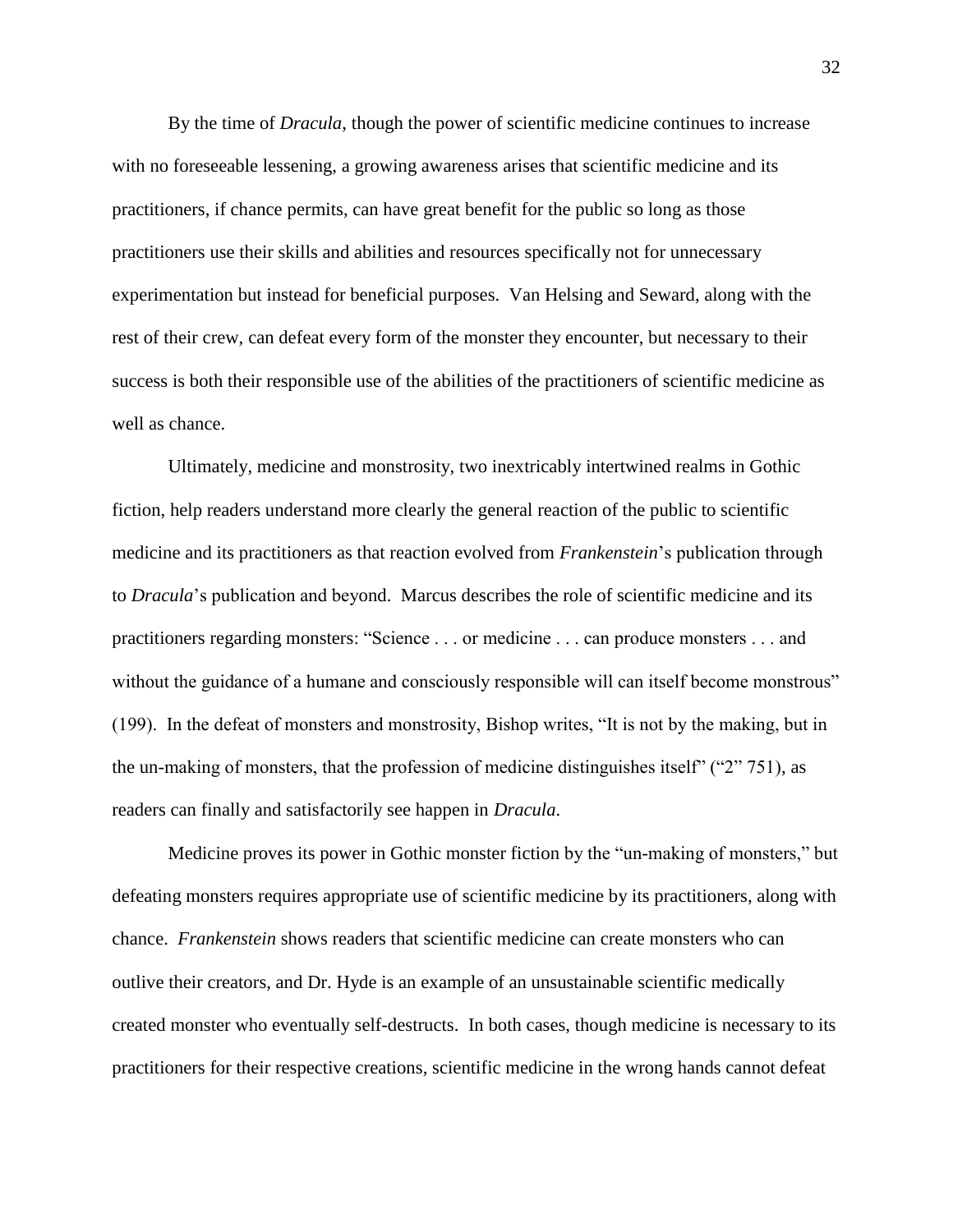By the time of *Dracula*, though the power of scientific medicine continues to increase with no foreseeable lessening, a growing awareness arises that scientific medicine and its practitioners, if chance permits, can have great benefit for the public so long as those practitioners use their skills and abilities and resources specifically not for unnecessary experimentation but instead for beneficial purposes. Van Helsing and Seward, along with the rest of their crew, can defeat every form of the monster they encounter, but necessary to their success is both their responsible use of the abilities of the practitioners of scientific medicine as well as chance.

Ultimately, medicine and monstrosity, two inextricably intertwined realms in Gothic fiction, help readers understand more clearly the general reaction of the public to scientific medicine and its practitioners as that reaction evolved from *Frankenstein*'s publication through to *Dracula*'s publication and beyond. Marcus describes the role of scientific medicine and its practitioners regarding monsters: "Science . . . or medicine . . . can produce monsters . . . and without the guidance of a humane and consciously responsible will can itself become monstrous" (199). In the defeat of monsters and monstrosity, Bishop writes, "It is not by the making, but in the un-making of monsters, that the profession of medicine distinguishes itself" ("2" 751), as readers can finally and satisfactorily see happen in *Dracula*.

Medicine proves its power in Gothic monster fiction by the "un-making of monsters," but defeating monsters requires appropriate use of scientific medicine by its practitioners, along with chance. *Frankenstein* shows readers that scientific medicine can create monsters who can outlive their creators, and Dr. Hyde is an example of an unsustainable scientific medically created monster who eventually self-destructs. In both cases, though medicine is necessary to its practitioners for their respective creations, scientific medicine in the wrong hands cannot defeat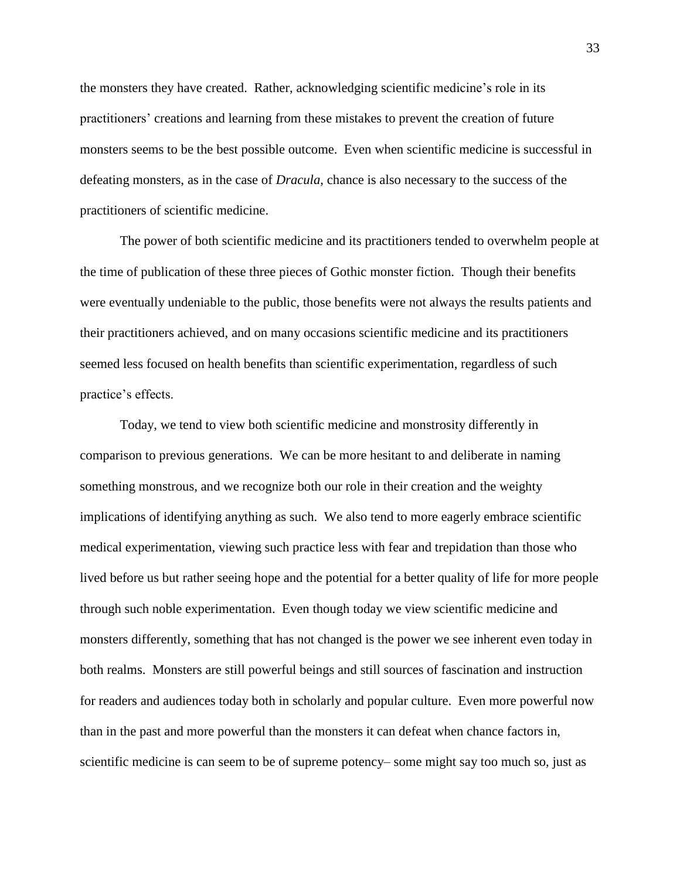the monsters they have created. Rather, acknowledging scientific medicine's role in its practitioners' creations and learning from these mistakes to prevent the creation of future monsters seems to be the best possible outcome. Even when scientific medicine is successful in defeating monsters, as in the case of *Dracula*, chance is also necessary to the success of the practitioners of scientific medicine.

The power of both scientific medicine and its practitioners tended to overwhelm people at the time of publication of these three pieces of Gothic monster fiction. Though their benefits were eventually undeniable to the public, those benefits were not always the results patients and their practitioners achieved, and on many occasions scientific medicine and its practitioners seemed less focused on health benefits than scientific experimentation, regardless of such practice's effects.

Today, we tend to view both scientific medicine and monstrosity differently in comparison to previous generations. We can be more hesitant to and deliberate in naming something monstrous, and we recognize both our role in their creation and the weighty implications of identifying anything as such. We also tend to more eagerly embrace scientific medical experimentation, viewing such practice less with fear and trepidation than those who lived before us but rather seeing hope and the potential for a better quality of life for more people through such noble experimentation. Even though today we view scientific medicine and monsters differently, something that has not changed is the power we see inherent even today in both realms. Monsters are still powerful beings and still sources of fascination and instruction for readers and audiences today both in scholarly and popular culture. Even more powerful now than in the past and more powerful than the monsters it can defeat when chance factors in, scientific medicine is can seem to be of supreme potency– some might say too much so, just as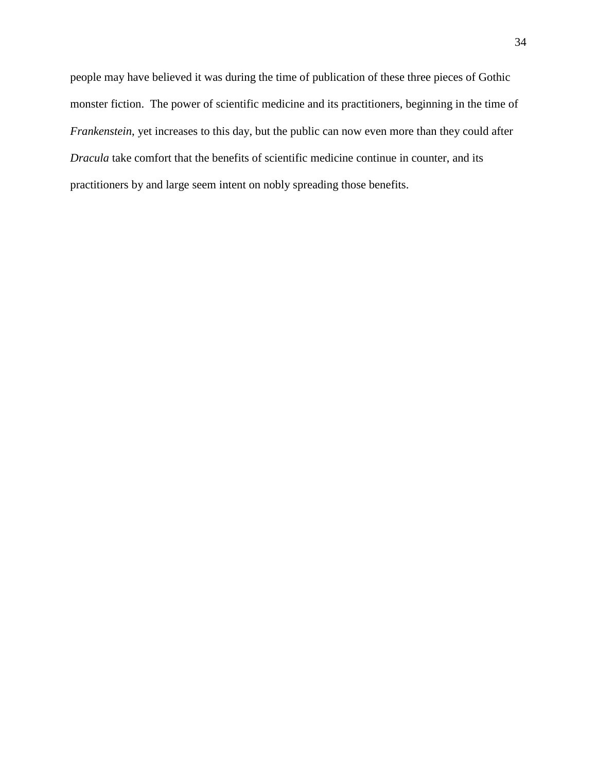people may have believed it was during the time of publication of these three pieces of Gothic monster fiction. The power of scientific medicine and its practitioners, beginning in the time of *Frankenstein*, yet increases to this day, but the public can now even more than they could after *Dracula* take comfort that the benefits of scientific medicine continue in counter, and its practitioners by and large seem intent on nobly spreading those benefits.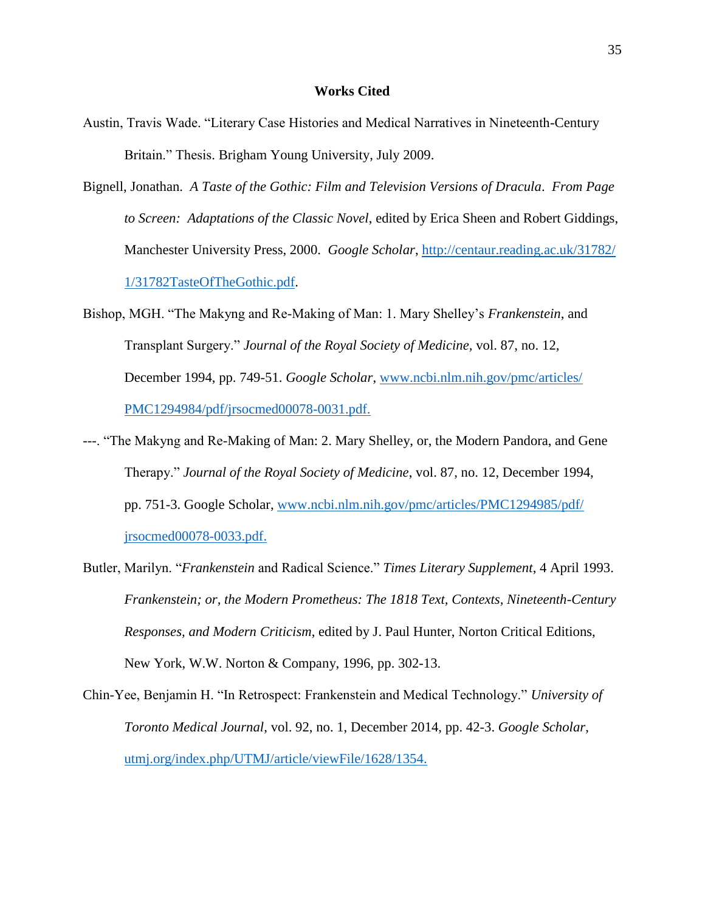## Works Cited

Austin, Travis Wade. "Literary Case Histories and Medical Narratives in Nineteenth-Century Britain." Thesis. Brigham Young University, July 2009.

Bignell, Jonathan. *A Taste of the Gothic: Film and Television Versions of Dracula*. *From Page to Screen: Adaptations of the Classic Novel*, edited by Erica Sheen and Robert Giddings, Manchester University Press, 2000. *Google Scholar*, http://centaur.reading.ac.uk/31782/1/31782TasteOfTheGothic.pdf.

Bishop, MGH. "The Makyng and Re-Making of Man: 1. Mary Shelley's *Frankenstein*, and Transplant Surgery." *Journal of the Royal Society of Medicine*, vol. 87, no. 12, December 1994, pp. 749-51. *Google Scholar*, www.ncbi.nlm.nih.gov/pmc/articles/PMC1294984/pdf/jrsocmed00078-0031.pdf.

---. "The Makyng and Re-Making of Man: 2. Mary Shelley, or, the Modern Pandora, and Gene Therapy." *Journal of the Royal Society of Medicine*, vol. 87, no. 12, December 1994, pp. 751-3. Google Scholar, www.ncbi.nlm.nih.gov/pmc/articles/PMC1294985/pdf/jrsocmed00078-0033.pdf.

Butler, Marilyn. "*Frankenstein* and Radical Science." *Times Literary Supplement*, 4 April 1993. *Frankenstein; or, the Modern Prometheus: The 1818 Text, Contexts, Nineteenth-Century Responses, and Modern Criticism*, edited by J. Paul Hunter, Norton Critical Editions, New York, W.W. Norton & Company, 1996, pp. 302-13.

Chin-Yee, Benjamin H. "In Retrospect: Frankenstein and Medical Technology." *University of Toronto Medical Journal*, vol. 92, no. 1, December 2014, pp. 42-3. *Google Scholar*, utmj.org/index.php/UTMJ/article/viewFile/1628/1354.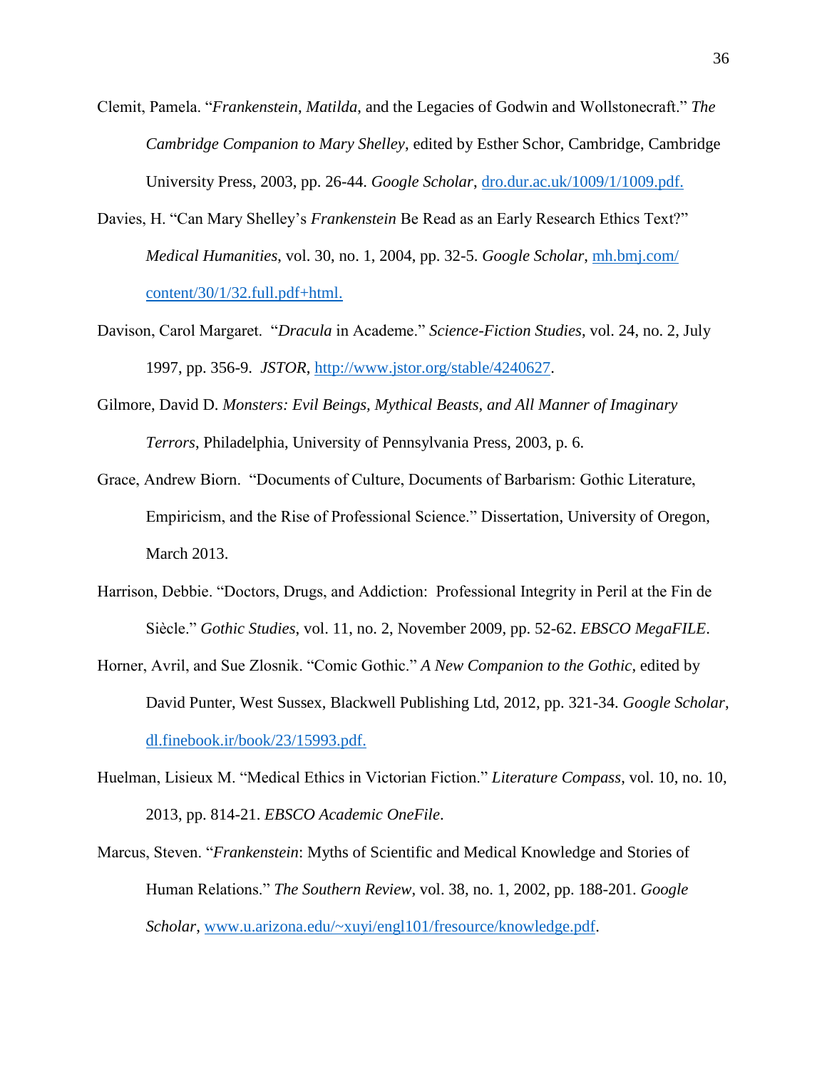Clemit, Pamela. "*Frankenstein*, *Matilda*, and the Legacies of Godwin and Wollstonecraft." *The Cambridge Companion to Mary Shelley*, edited by Esther Schor, Cambridge, Cambridge University Press, 2003, pp. 26-44. *Google Scholar*, dro.dur.ac.uk/1009/1/1009.pdf.

Davies, H. "Can Mary Shelley's *Frankenstein* Be Read as an Early Research Ethics Text?" *Medical Humanities*, vol. 30, no. 1, 2004, pp. 32-5. *Google Scholar*, mh.bmj.com/content/30/1/32.full.pdf+html.

Davison, Carol Margaret. "*Dracula* in Academe." *Science-Fiction Studies*, vol. 24, no. 2, July 1997, pp. 356-9. *JSTOR*, http://www.jstor.org/stable/4240627.

Gilmore, David D. *Monsters: Evil Beings, Mythical Beasts, and All Manner of Imaginary Terrors*, Philadelphia, University of Pennsylvania Press, 2003, p. 6.

Grace, Andrew Biorn. "Documents of Culture, Documents of Barbarism: Gothic Literature, Empiricism, and the Rise of Professional Science." Dissertation, University of Oregon, March 2013.

Harrison, Debbie. "Doctors, Drugs, and Addiction: Professional Integrity in Peril at the Fin de Siècle." *Gothic Studies*, vol. 11, no. 2, November 2009, pp. 52-62. *EBSCO MegaFILE*.

Horner, Avril, and Sue Zlosnik. "Comic Gothic." *A New Companion to the Gothic*, edited by David Punter, West Sussex, Blackwell Publishing Ltd, 2012, pp. 321-34. *Google Scholar*, dl.finebook.ir/book/23/15993.pdf.

Huelman, Lisieux M. "Medical Ethics in Victorian Fiction." *Literature Compass*, vol. 10, no. 10, 2013, pp. 814-21. *EBSCO Academic OneFile*.

Marcus, Steven. "*Frankenstein*: Myths of Scientific and Medical Knowledge and Stories of Human Relations." *The Southern Review*, vol. 38, no. 1, 2002, pp. 188-201. *Google Scholar*, www.u.arizona.edu/~xuyi/engl101/fresource/knowledge.pdf.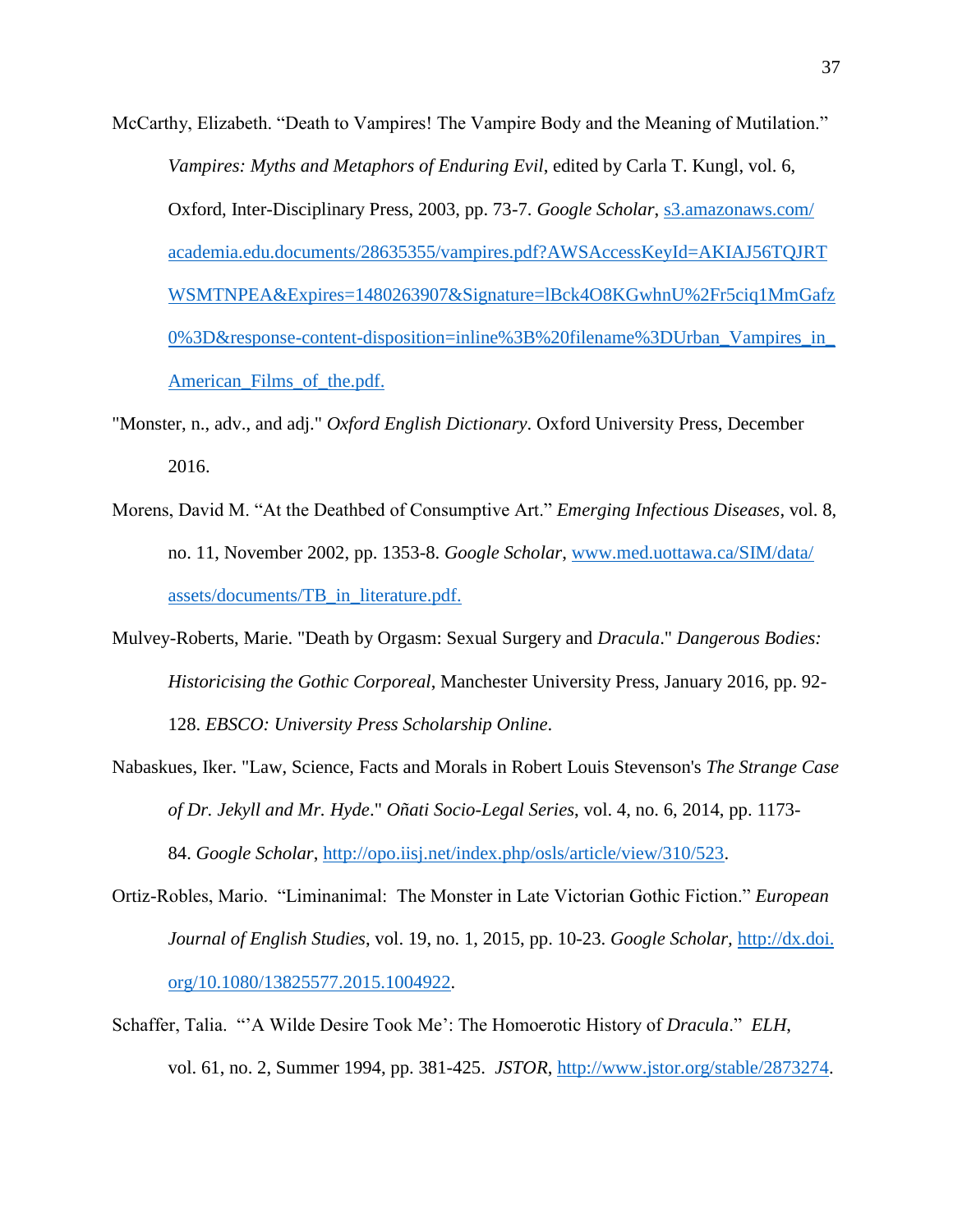McCarthy, Elizabeth. “Death to Vampires! The Vampire Body and the Meaning of Mutilation.” *Vampires: Myths and Metaphors of Enduring Evil*, edited by Carla T. Kungl, vol. 6, Oxford, Inter-Disciplinary Press, 2003, pp. 73-7. *Google Scholar*, s3.amazonaws.com/academia.edu.documents/28635355/vampires.pdf?AWSAccessKeyId=AKIAJ56TQJRTWSMTNPEA&Expires=1480263907&Signature=lBck4O8KGwhnU%2Fr5ciq1MmGafz0%3D&response-content-disposition=inline%3B%20filename%3DUrban_Vampires_in_American_Films_of_the.pdf.

"Monster, n., adv., and adj." *Oxford English Dictionary*. Oxford University Press, December 2016.

Morens, David M. “At the Deathbed of Consumptive Art.” *Emerging Infectious Diseases*, vol. 8, no. 11, November 2002, pp. 1353-8. *Google Scholar*, www.med.uottawa.ca/SIM/data/assets/documents/TB_in_literature.pdf.

Mulvey-Roberts, Marie. "Death by Orgasm: Sexual Surgery and *Dracula*." *Dangerous Bodies: Historicising the Gothic Corporeal*, Manchester University Press, January 2016, pp. 92-128. *EBSCO: University Press Scholarship Online*.

Nabaskues, Iker. "Law, Science, Facts and Morals in Robert Louis Stevenson's *The Strange Case of Dr. Jekyll and Mr. Hyde*." *Oñati Socio-Legal Series*, vol. 4, no. 6, 2014, pp. 1173-84. *Google Scholar*, http://opo.iisj.net/index.php/osls/article/view/310/523.

Ortiz-Robles, Mario. “Liminanimal: The Monster in Late Victorian Gothic Fiction.” *European Journal of English Studies*, vol. 19, no. 1, 2015, pp. 10-23. *Google Scholar*, http://dx.doi.org/10.1080/13825577.2015.1004922.

Schaffer, Talia. “’A Wilde Desire Took Me’: The Homoerotic History of *Dracula*.” *ELH*, vol. 61, no. 2, Summer 1994, pp. 381-425. *JSTOR*, http://www.jstor.org/stable/2873274.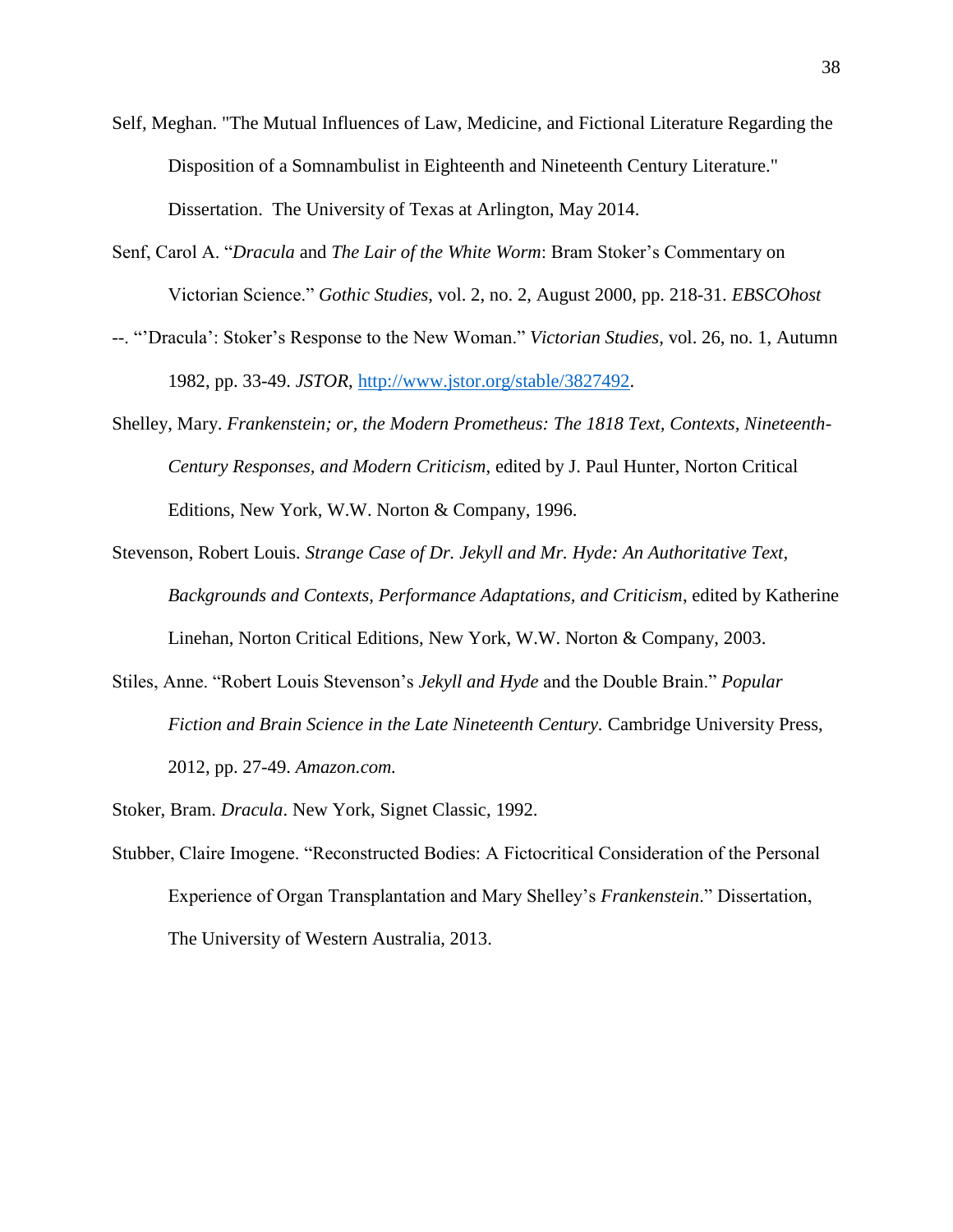Self, Meghan. "The Mutual Influences of Law, Medicine, and Fictional Literature Regarding the Disposition of a Somnambulist in Eighteenth and Nineteenth Century Literature." Dissertation. The University of Texas at Arlington, May 2014.

Senf, Carol A. "*Dracula* and *The Lair of the White Worm*: Bram Stoker's Commentary on Victorian Science." *Gothic Studies*, vol. 2, no. 2, August 2000, pp. 218-31. *EBSCOhost*

--. "'Dracula': Stoker's Response to the New Woman." *Victorian Studies*, vol. 26, no. 1, Autumn 1982, pp. 33-49. *JSTOR*, http://www.jstor.org/stable/3827492.

Shelley, Mary. *Frankenstein; or, the Modern Prometheus: The 1818 Text, Contexts, Nineteenth-Century Responses, and Modern Criticism*, edited by J. Paul Hunter, Norton Critical Editions, New York, W.W. Norton & Company, 1996.

Stevenson, Robert Louis. *Strange Case of Dr. Jekyll and Mr. Hyde: An Authoritative Text, Backgrounds and Contexts, Performance Adaptations, and Criticism*, edited by Katherine Linehan, Norton Critical Editions, New York, W.W. Norton & Company, 2003.

Stiles, Anne. "Robert Louis Stevenson's *Jekyll and Hyde* and the Double Brain." *Popular Fiction and Brain Science in the Late Nineteenth Century.* Cambridge University Press, 2012, pp. 27-49. *Amazon.com.*

Stoker, Bram. *Dracula*. New York, Signet Classic, 1992.

Stubber, Claire Imogene. "Reconstructed Bodies: A Fictocritical Consideration of the Personal Experience of Organ Transplantation and Mary Shelley's *Frankenstein*." Dissertation, The University of Western Australia, 2013.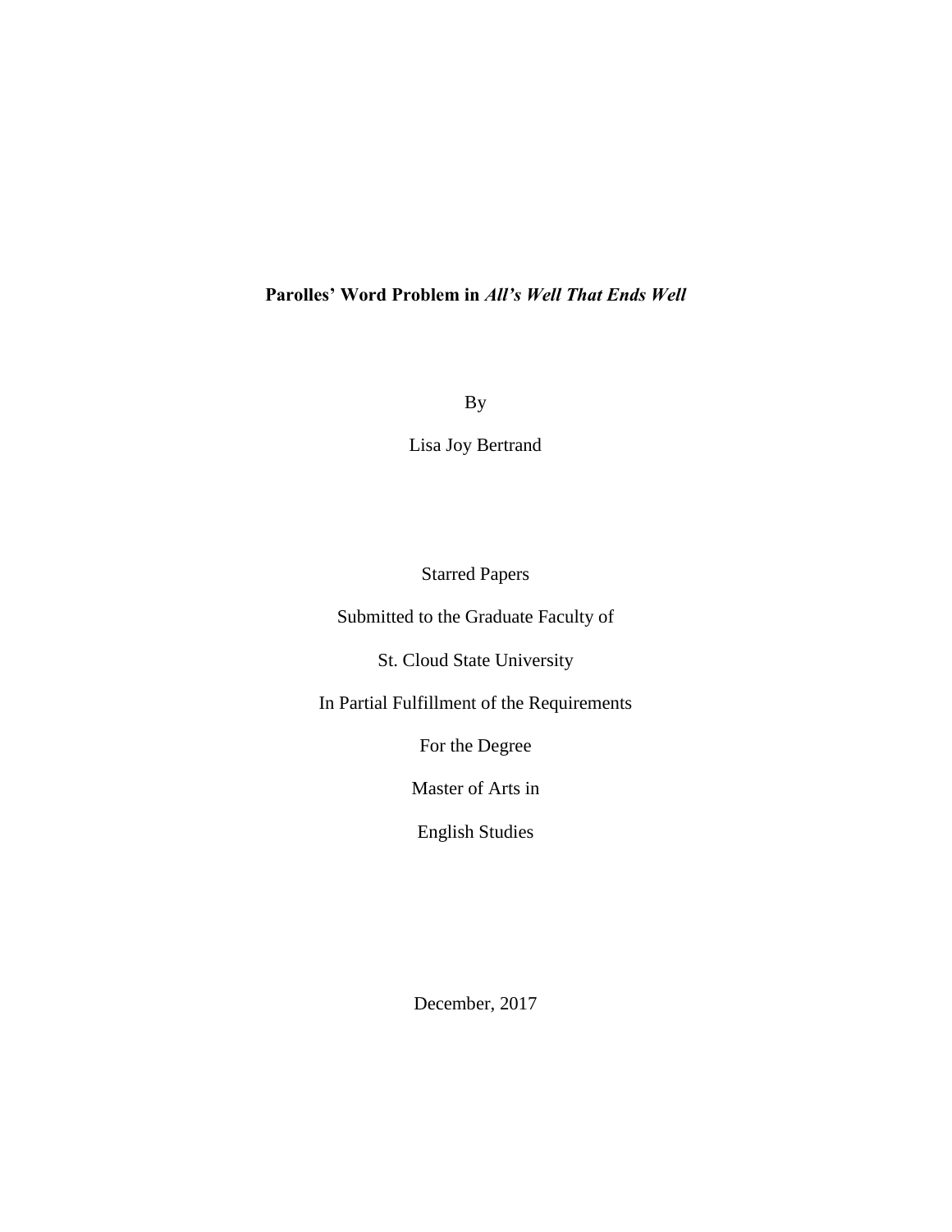**Parolles' Word Problem in *All's Well That Ends Well***

By

Lisa Joy Bertrand

Starred Papers

Submitted to the Graduate Faculty of

St. Cloud State University

In Partial Fulfillment of the Requirements

For the Degree

Master of Arts in

English Studies

December, 2017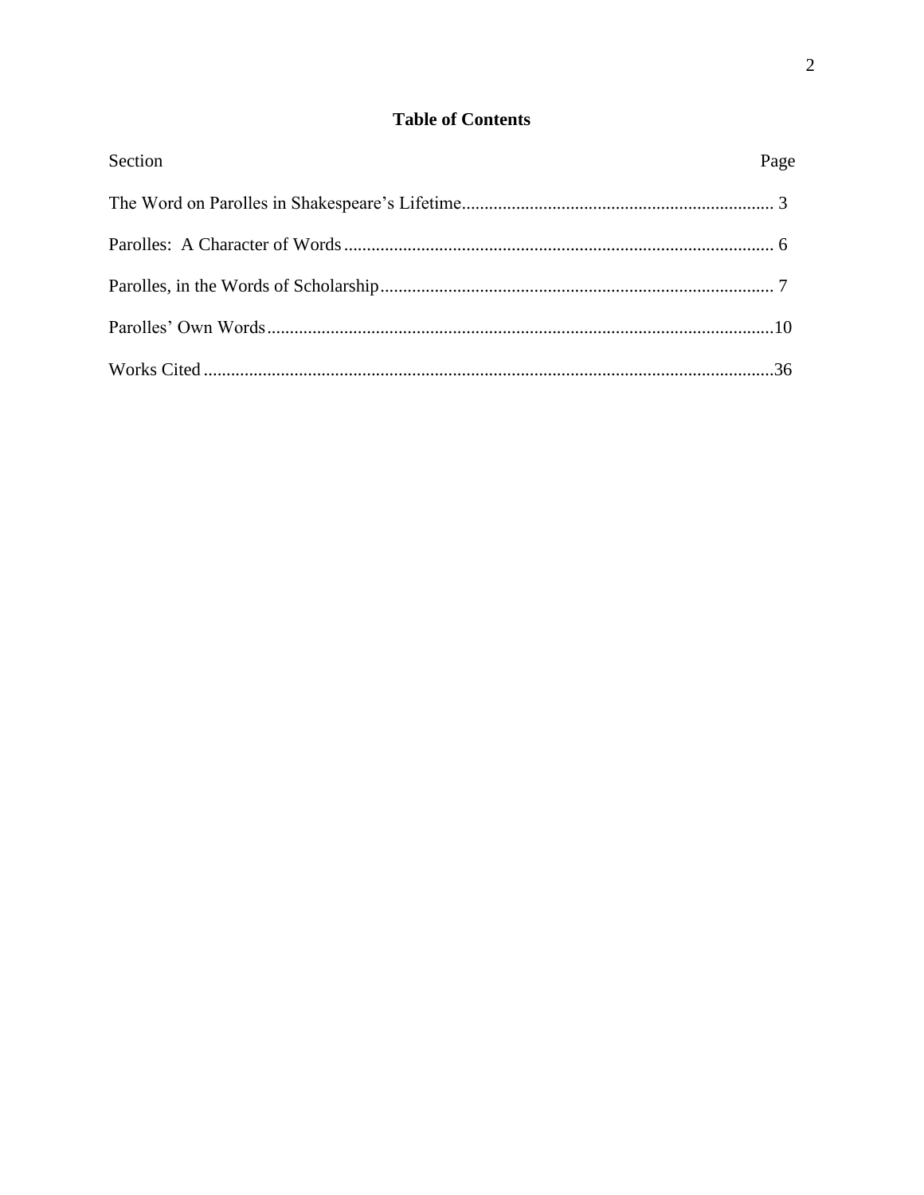## Table of Contents

| Section | Page |
| --- | --- |
| The Word on Parolles in Shakespeare's Lifetime | 3 |
| Parolles:  A Character of Words | 6 |
| Parolles, in the Words of Scholarship | 7 |
| Parolles' Own Words | 10 |
| Works Cited | 36 |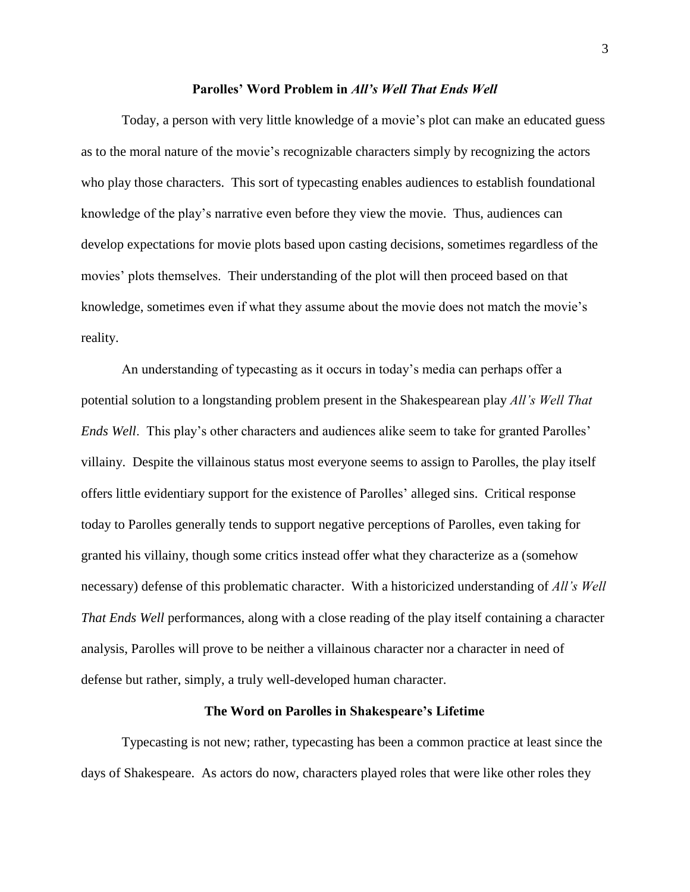## Parolles' Word Problem in *All's Well That Ends Well*

Today, a person with very little knowledge of a movie's plot can make an educated guess as to the moral nature of the movie's recognizable characters simply by recognizing the actors who play those characters. This sort of typecasting enables audiences to establish foundational knowledge of the play's narrative even before they view the movie. Thus, audiences can develop expectations for movie plots based upon casting decisions, sometimes regardless of the movies' plots themselves. Their understanding of the plot will then proceed based on that knowledge, sometimes even if what they assume about the movie does not match the movie's reality.

An understanding of typecasting as it occurs in today's media can perhaps offer a potential solution to a longstanding problem present in the Shakespearean play *All's Well That Ends Well*. This play's other characters and audiences alike seem to take for granted Parolles' villainy. Despite the villainous status most everyone seems to assign to Parolles, the play itself offers little evidentiary support for the existence of Parolles' alleged sins. Critical response today to Parolles generally tends to support negative perceptions of Parolles, even taking for granted his villainy, though some critics instead offer what they characterize as a (somehow necessary) defense of this problematic character. With a historicized understanding of *All's Well That Ends Well* performances, along with a close reading of the play itself containing a character analysis, Parolles will prove to be neither a villainous character nor a character in need of defense but rather, simply, a truly well-developed human character.

### The Word on Parolles in Shakespeare's Lifetime

Typecasting is not new; rather, typecasting has been a common practice at least since the days of Shakespeare. As actors do now, characters played roles that were like other roles they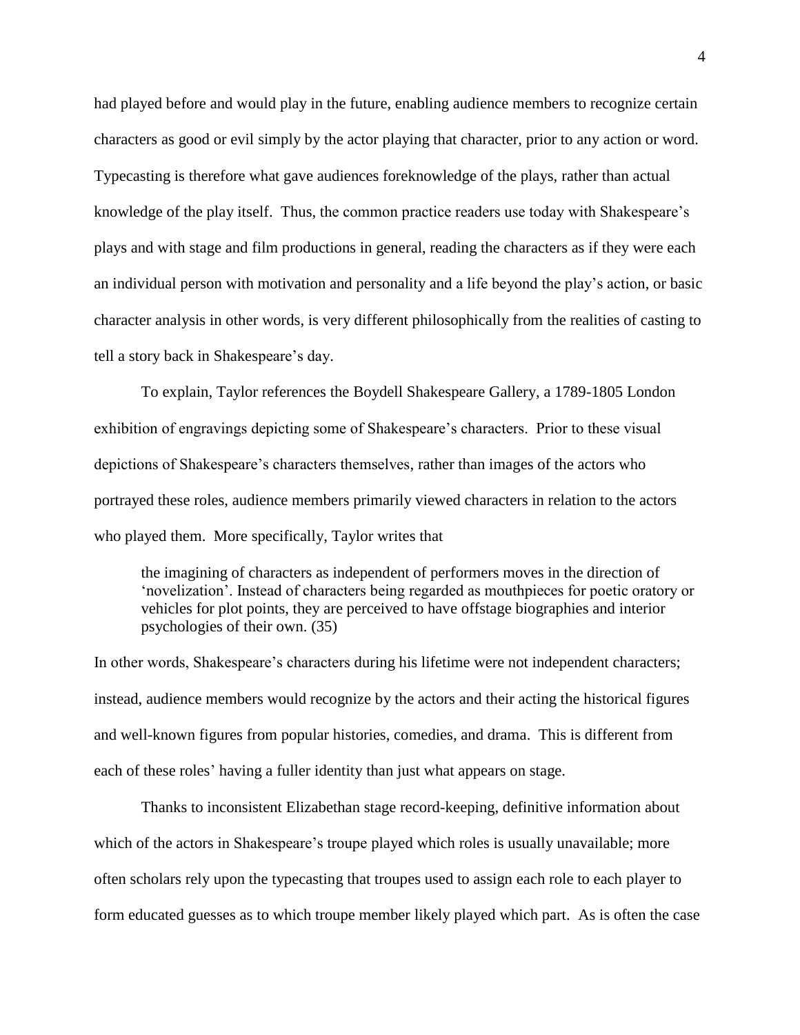had played before and would play in the future, enabling audience members to recognize certain characters as good or evil simply by the actor playing that character, prior to any action or word. Typecasting is therefore what gave audiences foreknowledge of the plays, rather than actual knowledge of the play itself. Thus, the common practice readers use today with Shakespeare's plays and with stage and film productions in general, reading the characters as if they were each an individual person with motivation and personality and a life beyond the play's action, or basic character analysis in other words, is very different philosophically from the realities of casting to tell a story back in Shakespeare's day.

To explain, Taylor references the Boydell Shakespeare Gallery, a 1789-1805 London exhibition of engravings depicting some of Shakespeare's characters. Prior to these visual depictions of Shakespeare's characters themselves, rather than images of the actors who portrayed these roles, audience members primarily viewed characters in relation to the actors who played them. More specifically, Taylor writes that

> the imagining of characters as independent of performers moves in the direction of 'novelization'. Instead of characters being regarded as mouthpieces for poetic oratory or vehicles for plot points, they are perceived to have offstage biographies and interior psychologies of their own. (35)

In other words, Shakespeare's characters during his lifetime were not independent characters; instead, audience members would recognize by the actors and their acting the historical figures and well-known figures from popular histories, comedies, and drama. This is different from each of these roles' having a fuller identity than just what appears on stage.

Thanks to inconsistent Elizabethan stage record-keeping, definitive information about which of the actors in Shakespeare's troupe played which roles is usually unavailable; more often scholars rely upon the typecasting that troupes used to assign each role to each player to form educated guesses as to which troupe member likely played which part. As is often the case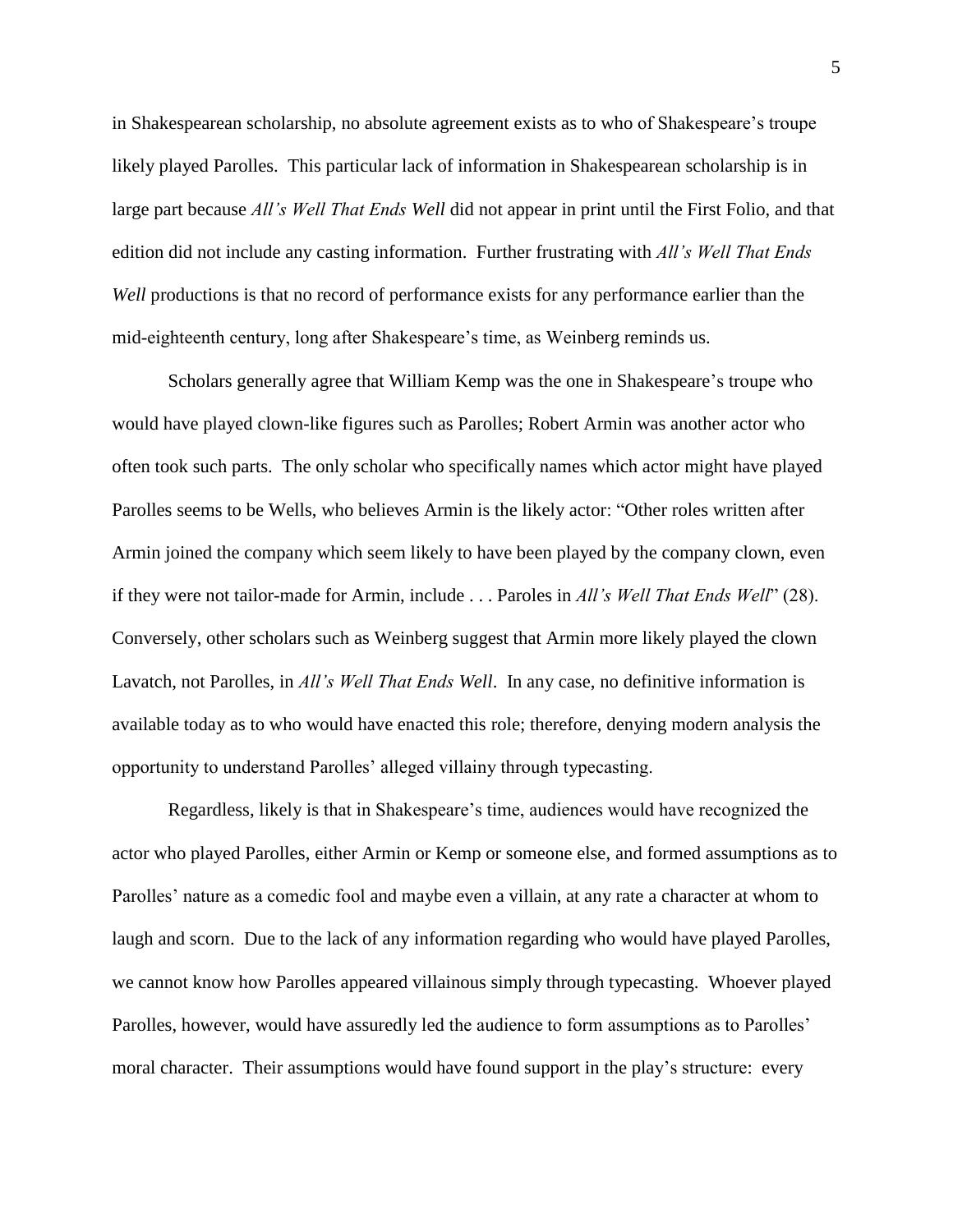in Shakespearean scholarship, no absolute agreement exists as to who of Shakespeare's troupe likely played Parolles. This particular lack of information in Shakespearean scholarship is in large part because *All's Well That Ends Well* did not appear in print until the First Folio, and that edition did not include any casting information. Further frustrating with *All's Well That Ends Well* productions is that no record of performance exists for any performance earlier than the mid-eighteenth century, long after Shakespeare's time, as Weinberg reminds us.

Scholars generally agree that William Kemp was the one in Shakespeare's troupe who would have played clown-like figures such as Parolles; Robert Armin was another actor who often took such parts. The only scholar who specifically names which actor might have played Parolles seems to be Wells, who believes Armin is the likely actor: "Other roles written after Armin joined the company which seem likely to have been played by the company clown, even if they were not tailor-made for Armin, include . . . Paroles in *All's Well That Ends Well*" (28). Conversely, other scholars such as Weinberg suggest that Armin more likely played the clown Lavatch, not Parolles, in *All's Well That Ends Well*. In any case, no definitive information is available today as to who would have enacted this role; therefore, denying modern analysis the opportunity to understand Parolles' alleged villainy through typecasting.

Regardless, likely is that in Shakespeare's time, audiences would have recognized the actor who played Parolles, either Armin or Kemp or someone else, and formed assumptions as to Parolles' nature as a comedic fool and maybe even a villain, at any rate a character at whom to laugh and scorn. Due to the lack of any information regarding who would have played Parolles, we cannot know how Parolles appeared villainous simply through typecasting. Whoever played Parolles, however, would have assuredly led the audience to form assumptions as to Parolles' moral character. Their assumptions would have found support in the play's structure: every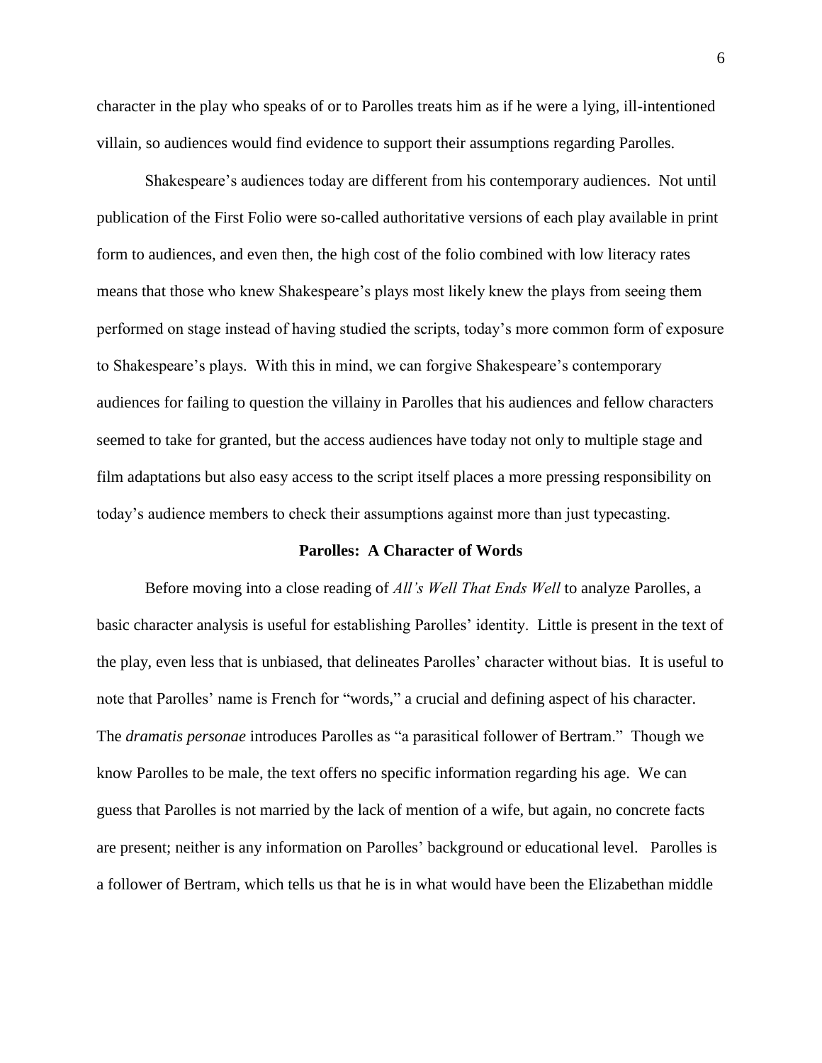character in the play who speaks of or to Parolles treats him as if he were a lying, ill-intentioned villain, so audiences would find evidence to support their assumptions regarding Parolles.

Shakespeare's audiences today are different from his contemporary audiences. Not until publication of the First Folio were so-called authoritative versions of each play available in print form to audiences, and even then, the high cost of the folio combined with low literacy rates means that those who knew Shakespeare's plays most likely knew the plays from seeing them performed on stage instead of having studied the scripts, today's more common form of exposure to Shakespeare's plays. With this in mind, we can forgive Shakespeare's contemporary audiences for failing to question the villainy in Parolles that his audiences and fellow characters seemed to take for granted, but the access audiences have today not only to multiple stage and film adaptations but also easy access to the script itself places a more pressing responsibility on today's audience members to check their assumptions against more than just typecasting.

## Parolles: A Character of Words

Before moving into a close reading of *All's Well That Ends Well* to analyze Parolles, a basic character analysis is useful for establishing Parolles' identity. Little is present in the text of the play, even less that is unbiased, that delineates Parolles' character without bias. It is useful to note that Parolles' name is French for "words," a crucial and defining aspect of his character. The *dramatis personae* introduces Parolles as "a parasitical follower of Bertram." Though we know Parolles to be male, the text offers no specific information regarding his age. We can guess that Parolles is not married by the lack of mention of a wife, but again, no concrete facts are present; neither is any information on Parolles' background or educational level. Parolles is a follower of Bertram, which tells us that he is in what would have been the Elizabethan middle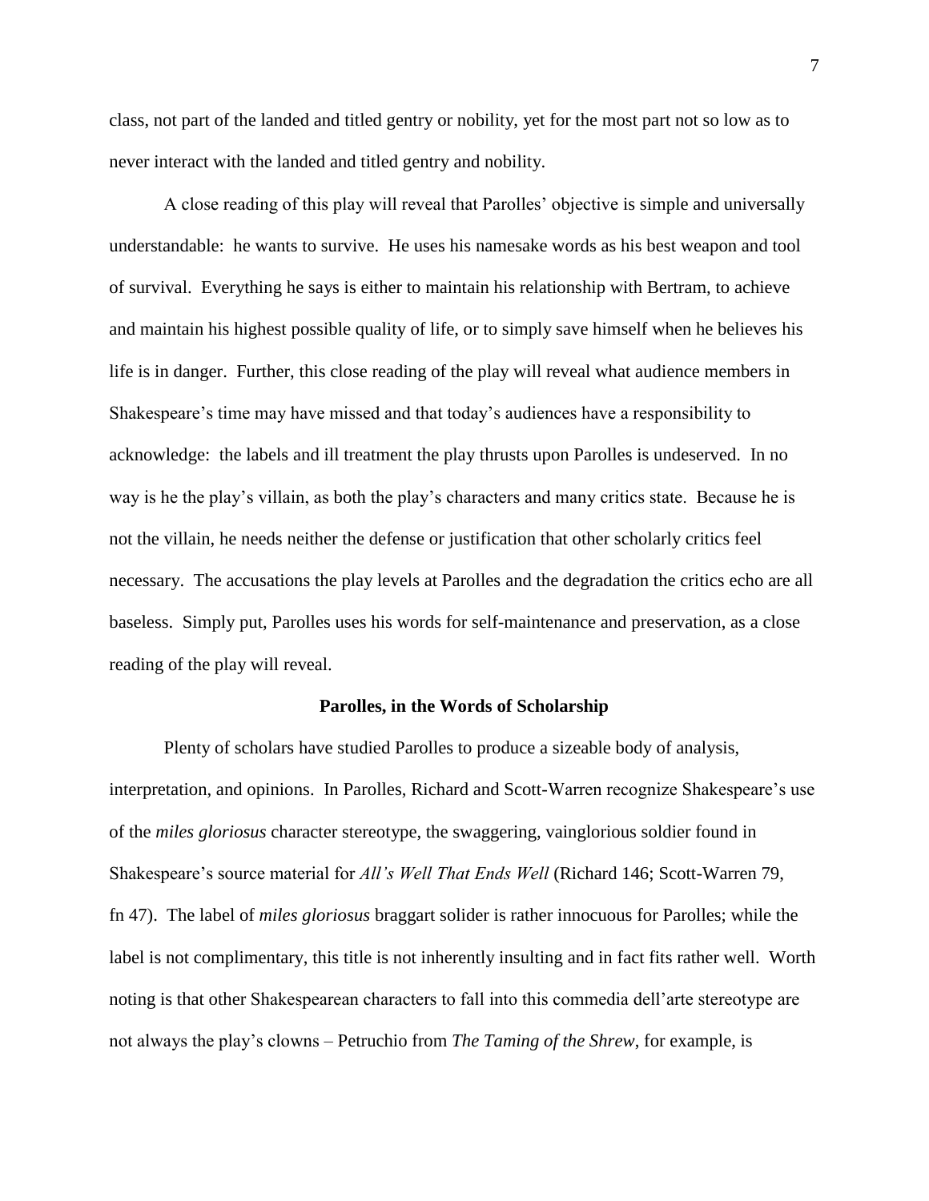class, not part of the landed and titled gentry or nobility, yet for the most part not so low as to never interact with the landed and titled gentry and nobility.

A close reading of this play will reveal that Parolles' objective is simple and universally understandable: he wants to survive. He uses his namesake words as his best weapon and tool of survival. Everything he says is either to maintain his relationship with Bertram, to achieve and maintain his highest possible quality of life, or to simply save himself when he believes his life is in danger. Further, this close reading of the play will reveal what audience members in Shakespeare's time may have missed and that today's audiences have a responsibility to acknowledge: the labels and ill treatment the play thrusts upon Parolles is undeserved. In no way is he the play's villain, as both the play's characters and many critics state. Because he is not the villain, he needs neither the defense or justification that other scholarly critics feel necessary. The accusations the play levels at Parolles and the degradation the critics echo are all baseless. Simply put, Parolles uses his words for self-maintenance and preservation, as a close reading of the play will reveal.

## Parolles, in the Words of Scholarship

Plenty of scholars have studied Parolles to produce a sizeable body of analysis, interpretation, and opinions. In Parolles, Richard and Scott-Warren recognize Shakespeare's use of the *miles gloriosus* character stereotype, the swaggering, vainglorious soldier found in Shakespeare's source material for *All's Well That Ends Well* (Richard 146; Scott-Warren 79, fn 47). The label of *miles gloriosus* braggart solider is rather innocuous for Parolles; while the label is not complimentary, this title is not inherently insulting and in fact fits rather well. Worth noting is that other Shakespearean characters to fall into this commedia dell'arte stereotype are not always the play's clowns – Petruchio from *The Taming of the Shrew*, for example, is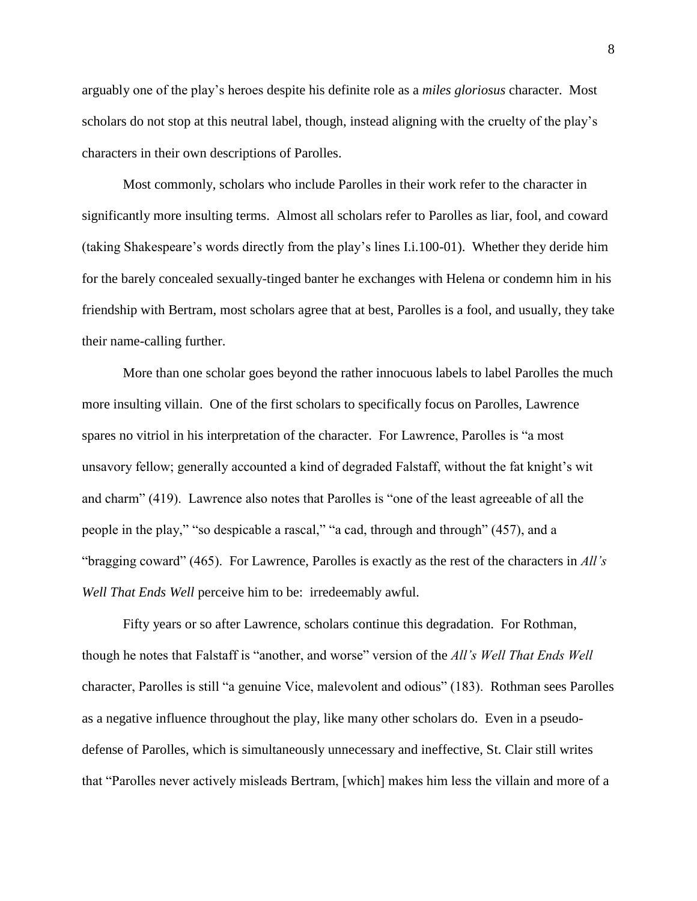arguably one of the play's heroes despite his definite role as a *miles gloriosus* character. Most scholars do not stop at this neutral label, though, instead aligning with the cruelty of the play's characters in their own descriptions of Parolles.

Most commonly, scholars who include Parolles in their work refer to the character in significantly more insulting terms. Almost all scholars refer to Parolles as liar, fool, and coward (taking Shakespeare's words directly from the play's lines I.i.100-01). Whether they deride him for the barely concealed sexually-tinged banter he exchanges with Helena or condemn him in his friendship with Bertram, most scholars agree that at best, Parolles is a fool, and usually, they take their name-calling further.

More than one scholar goes beyond the rather innocuous labels to label Parolles the much more insulting villain. One of the first scholars to specifically focus on Parolles, Lawrence spares no vitriol in his interpretation of the character. For Lawrence, Parolles is "a most unsavory fellow; generally accounted a kind of degraded Falstaff, without the fat knight's wit and charm" (419). Lawrence also notes that Parolles is "one of the least agreeable of all the people in the play," "so despicable a rascal," "a cad, through and through" (457), and a "bragging coward" (465). For Lawrence, Parolles is exactly as the rest of the characters in *All's Well That Ends Well* perceive him to be: irredeemably awful.

Fifty years or so after Lawrence, scholars continue this degradation. For Rothman, though he notes that Falstaff is "another, and worse" version of the *All's Well That Ends Well* character, Parolles is still "a genuine Vice, malevolent and odious" (183). Rothman sees Parolles as a negative influence throughout the play, like many other scholars do. Even in a pseudo-defense of Parolles, which is simultaneously unnecessary and ineffective, St. Clair still writes that "Parolles never actively misleads Bertram, [which] makes him less the villain and more of a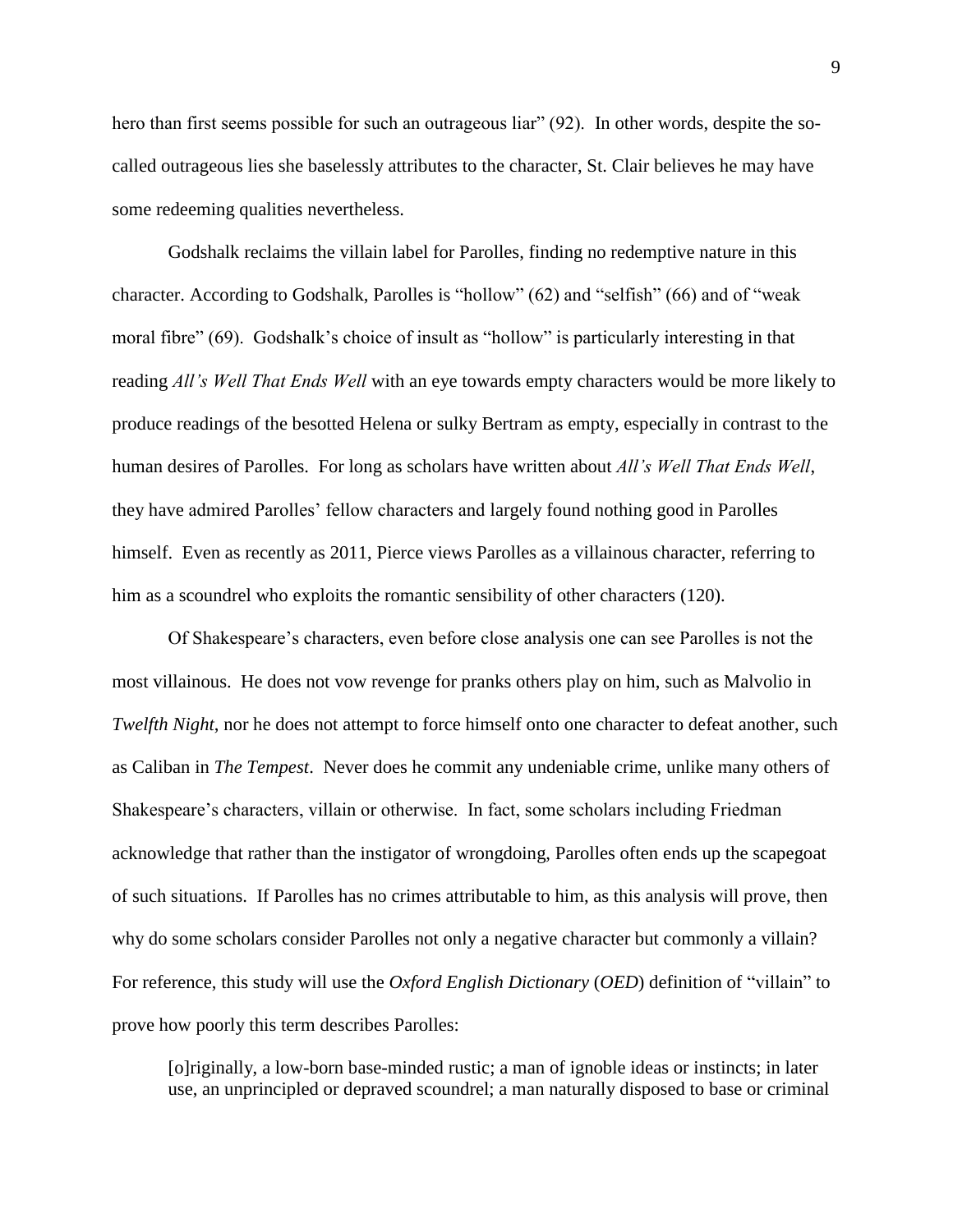hero than first seems possible for such an outrageous liar" (92). In other words, despite the so-called outrageous lies she baselessly attributes to the character, St. Clair believes he may have some redeeming qualities nevertheless.

Godshalk reclaims the villain label for Parolles, finding no redemptive nature in this character. According to Godshalk, Parolles is "hollow" (62) and "selfish" (66) and of "weak moral fibre" (69). Godshalk's choice of insult as "hollow" is particularly interesting in that reading *All's Well That Ends Well* with an eye towards empty characters would be more likely to produce readings of the besotted Helena or sulky Bertram as empty, especially in contrast to the human desires of Parolles. For long as scholars have written about *All's Well That Ends Well*, they have admired Parolles' fellow characters and largely found nothing good in Parolles himself. Even as recently as 2011, Pierce views Parolles as a villainous character, referring to him as a scoundrel who exploits the romantic sensibility of other characters (120).

Of Shakespeare's characters, even before close analysis one can see Parolles is not the most villainous. He does not vow revenge for pranks others play on him, such as Malvolio in *Twelfth Night*, nor he does not attempt to force himself onto one character to defeat another, such as Caliban in *The Tempest*. Never does he commit any undeniable crime, unlike many others of Shakespeare's characters, villain or otherwise. In fact, some scholars including Friedman acknowledge that rather than the instigator of wrongdoing, Parolles often ends up the scapegoat of such situations. If Parolles has no crimes attributable to him, as this analysis will prove, then why do some scholars consider Parolles not only a negative character but commonly a villain? For reference, this study will use the *Oxford English Dictionary* (*OED*) definition of "villain" to prove how poorly this term describes Parolles:

> [o]riginally, a low-born base-minded rustic; a man of ignoble ideas or instincts; in later use, an unprincipled or depraved scoundrel; a man naturally disposed to base or criminal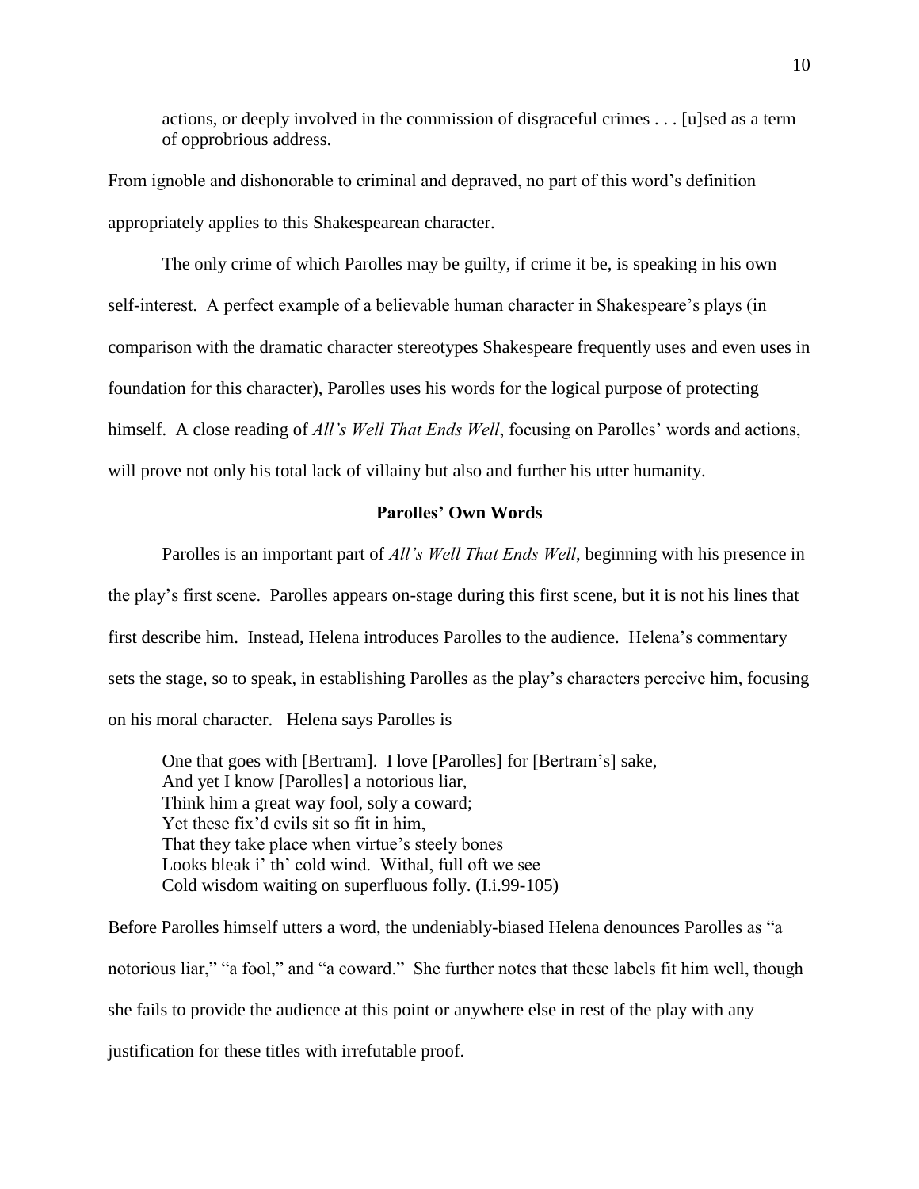> actions, or deeply involved in the commission of disgraceful crimes . . . [u]sed as a term of opprobrious address.

From ignoble and dishonorable to criminal and depraved, no part of this word's definition appropriately applies to this Shakespearean character.

The only crime of which Parolles may be guilty, if crime it be, is speaking in his own self-interest. A perfect example of a believable human character in Shakespeare's plays (in comparison with the dramatic character stereotypes Shakespeare frequently uses and even uses in foundation for this character), Parolles uses his words for the logical purpose of protecting himself. A close reading of *All's Well That Ends Well*, focusing on Parolles' words and actions, will prove not only his total lack of villainy but also and further his utter humanity.

## Parolles' Own Words

Parolles is an important part of *All's Well That Ends Well*, beginning with his presence in the play's first scene. Parolles appears on-stage during this first scene, but it is not his lines that first describe him. Instead, Helena introduces Parolles to the audience. Helena's commentary sets the stage, so to speak, in establishing Parolles as the play's characters perceive him, focusing on his moral character. Helena says Parolles is

> One that goes with [Bertram]. I love [Parolles] for [Bertram's] sake,
> And yet I know [Parolles] a notorious liar,
> Think him a great way fool, soly a coward;
> Yet these fix'd evils sit so fit in him,
> That they take place when virtue's steely bones
> Looks bleak i' th' cold wind. Withal, full oft we see
> Cold wisdom waiting on superfluous folly. (I.i.99-105)

Before Parolles himself utters a word, the undeniably-biased Helena denounces Parolles as "a notorious liar," "a fool," and "a coward." She further notes that these labels fit him well, though she fails to provide the audience at this point or anywhere else in rest of the play with any justification for these titles with irrefutable proof.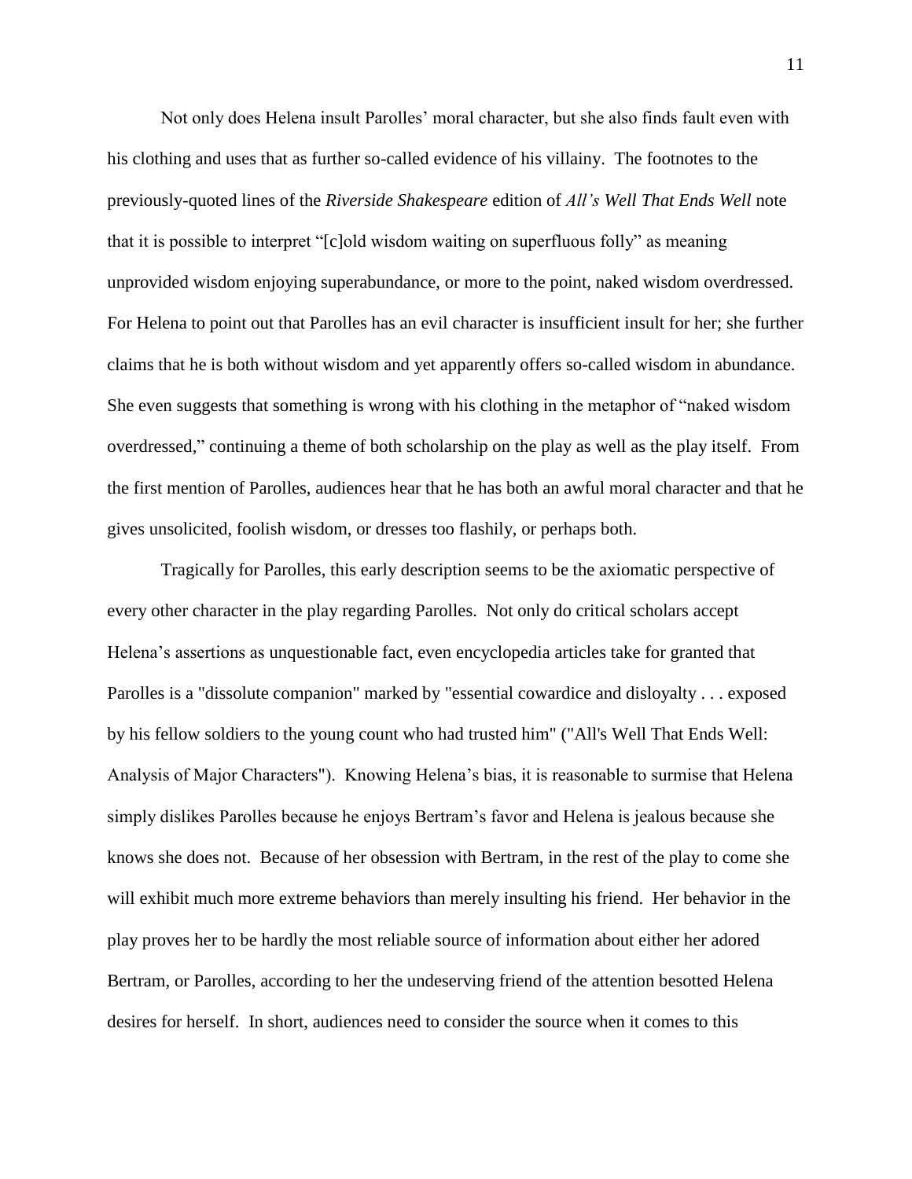Not only does Helena insult Parolles' moral character, but she also finds fault even with his clothing and uses that as further so-called evidence of his villainy. The footnotes to the previously-quoted lines of the *Riverside Shakespeare* edition of *All's Well That Ends Well* note that it is possible to interpret "[c]old wisdom waiting on superfluous folly" as meaning unprovided wisdom enjoying superabundance, or more to the point, naked wisdom overdressed. For Helena to point out that Parolles has an evil character is insufficient insult for her; she further claims that he is both without wisdom and yet apparently offers so-called wisdom in abundance. She even suggests that something is wrong with his clothing in the metaphor of "naked wisdom overdressed," continuing a theme of both scholarship on the play as well as the play itself. From the first mention of Parolles, audiences hear that he has both an awful moral character and that he gives unsolicited, foolish wisdom, or dresses too flashily, or perhaps both.

Tragically for Parolles, this early description seems to be the axiomatic perspective of every other character in the play regarding Parolles. Not only do critical scholars accept Helena's assertions as unquestionable fact, even encyclopedia articles take for granted that Parolles is a "dissolute companion" marked by "essential cowardice and disloyalty . . . exposed by his fellow soldiers to the young count who had trusted him" ("All's Well That Ends Well: Analysis of Major Characters"). Knowing Helena's bias, it is reasonable to surmise that Helena simply dislikes Parolles because he enjoys Bertram's favor and Helena is jealous because she knows she does not. Because of her obsession with Bertram, in the rest of the play to come she will exhibit much more extreme behaviors than merely insulting his friend. Her behavior in the play proves her to be hardly the most reliable source of information about either her adored Bertram, or Parolles, according to her the undeserving friend of the attention besotted Helena desires for herself. In short, audiences need to consider the source when it comes to this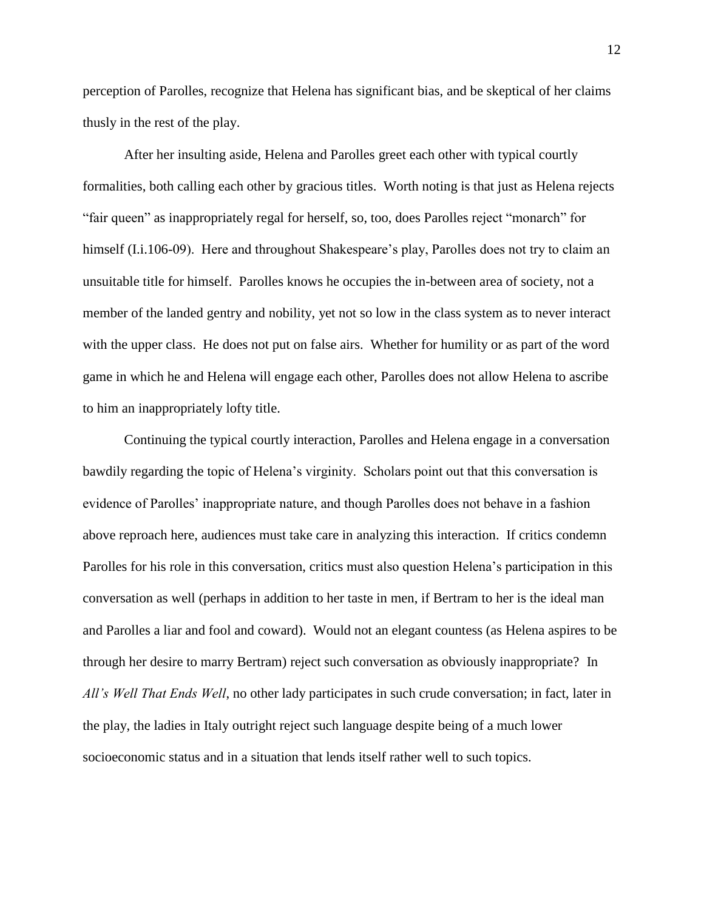perception of Parolles, recognize that Helena has significant bias, and be skeptical of her claims thusly in the rest of the play.

After her insulting aside, Helena and Parolles greet each other with typical courtly formalities, both calling each other by gracious titles. Worth noting is that just as Helena rejects "fair queen" as inappropriately regal for herself, so, too, does Parolles reject "monarch" for himself (I.i.106-09). Here and throughout Shakespeare's play, Parolles does not try to claim an unsuitable title for himself. Parolles knows he occupies the in-between area of society, not a member of the landed gentry and nobility, yet not so low in the class system as to never interact with the upper class. He does not put on false airs. Whether for humility or as part of the word game in which he and Helena will engage each other, Parolles does not allow Helena to ascribe to him an inappropriately lofty title.

Continuing the typical courtly interaction, Parolles and Helena engage in a conversation bawdily regarding the topic of Helena's virginity. Scholars point out that this conversation is evidence of Parolles' inappropriate nature, and though Parolles does not behave in a fashion above reproach here, audiences must take care in analyzing this interaction. If critics condemn Parolles for his role in this conversation, critics must also question Helena's participation in this conversation as well (perhaps in addition to her taste in men, if Bertram to her is the ideal man and Parolles a liar and fool and coward). Would not an elegant countess (as Helena aspires to be through her desire to marry Bertram) reject such conversation as obviously inappropriate? In *All's Well That Ends Well*, no other lady participates in such crude conversation; in fact, later in the play, the ladies in Italy outright reject such language despite being of a much lower socioeconomic status and in a situation that lends itself rather well to such topics.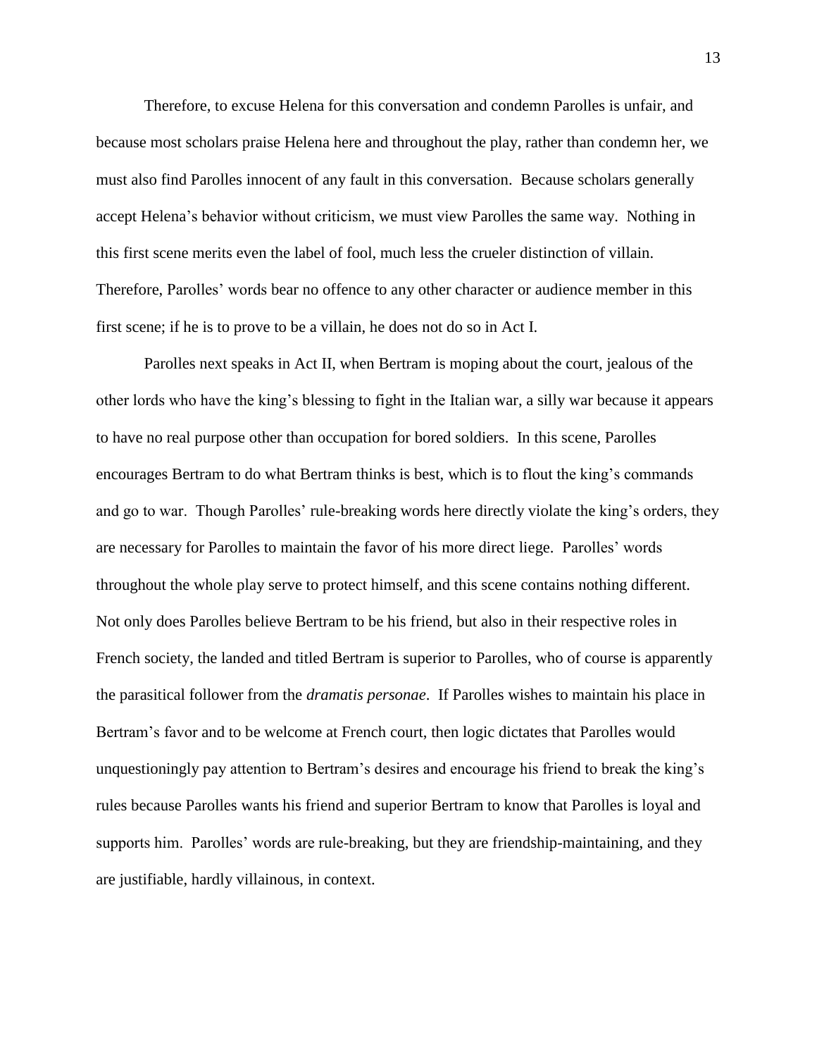Therefore, to excuse Helena for this conversation and condemn Parolles is unfair, and because most scholars praise Helena here and throughout the play, rather than condemn her, we must also find Parolles innocent of any fault in this conversation. Because scholars generally accept Helena's behavior without criticism, we must view Parolles the same way. Nothing in this first scene merits even the label of fool, much less the crueler distinction of villain. Therefore, Parolles' words bear no offence to any other character or audience member in this first scene; if he is to prove to be a villain, he does not do so in Act I.

Parolles next speaks in Act II, when Bertram is moping about the court, jealous of the other lords who have the king's blessing to fight in the Italian war, a silly war because it appears to have no real purpose other than occupation for bored soldiers. In this scene, Parolles encourages Bertram to do what Bertram thinks is best, which is to flout the king's commands and go to war. Though Parolles' rule-breaking words here directly violate the king's orders, they are necessary for Parolles to maintain the favor of his more direct liege. Parolles' words throughout the whole play serve to protect himself, and this scene contains nothing different. Not only does Parolles believe Bertram to be his friend, but also in their respective roles in French society, the landed and titled Bertram is superior to Parolles, who of course is apparently the parasitical follower from the *dramatis personae*. If Parolles wishes to maintain his place in Bertram's favor and to be welcome at French court, then logic dictates that Parolles would unquestioningly pay attention to Bertram's desires and encourage his friend to break the king's rules because Parolles wants his friend and superior Bertram to know that Parolles is loyal and supports him. Parolles' words are rule-breaking, but they are friendship-maintaining, and they are justifiable, hardly villainous, in context.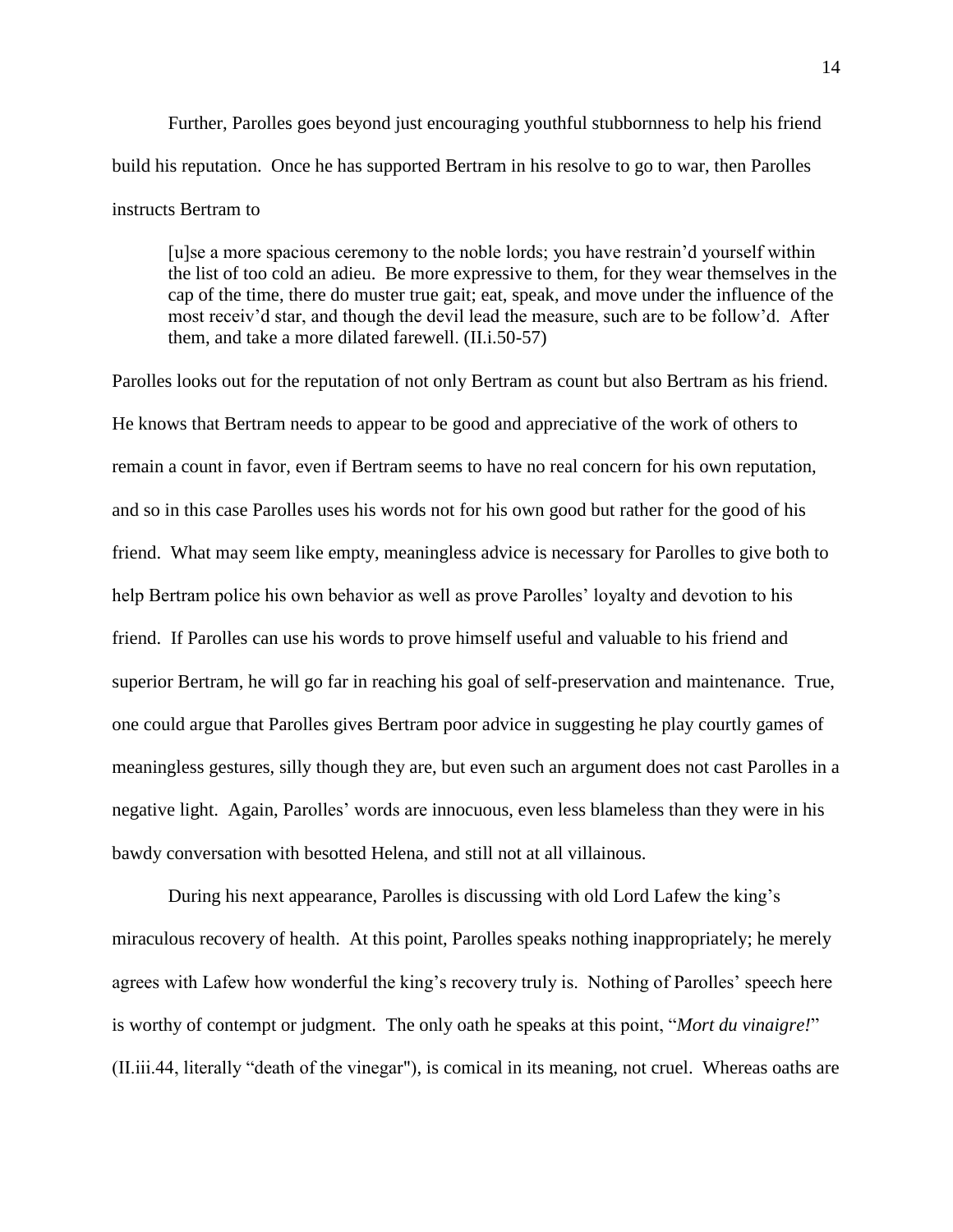Further, Parolles goes beyond just encouraging youthful stubbornness to help his friend build his reputation. Once he has supported Bertram in his resolve to go to war, then Parolles instructs Bertram to

> [u]se a more spacious ceremony to the noble lords; you have restrain'd yourself within the list of too cold an adieu. Be more expressive to them, for they wear themselves in the cap of the time, there do muster true gait; eat, speak, and move under the influence of the most receiv'd star, and though the devil lead the measure, such are to be follow'd. After them, and take a more dilated farewell. (II.i.50-57)

Parolles looks out for the reputation of not only Bertram as count but also Bertram as his friend. He knows that Bertram needs to appear to be good and appreciative of the work of others to remain a count in favor, even if Bertram seems to have no real concern for his own reputation, and so in this case Parolles uses his words not for his own good but rather for the good of his friend. What may seem like empty, meaningless advice is necessary for Parolles to give both to help Bertram police his own behavior as well as prove Parolles' loyalty and devotion to his friend. If Parolles can use his words to prove himself useful and valuable to his friend and superior Bertram, he will go far in reaching his goal of self-preservation and maintenance. True, one could argue that Parolles gives Bertram poor advice in suggesting he play courtly games of meaningless gestures, silly though they are, but even such an argument does not cast Parolles in a negative light. Again, Parolles' words are innocuous, even less blameless than they were in his bawdy conversation with besotted Helena, and still not at all villainous.

During his next appearance, Parolles is discussing with old Lord Lafew the king's miraculous recovery of health. At this point, Parolles speaks nothing inappropriately; he merely agrees with Lafew how wonderful the king's recovery truly is. Nothing of Parolles' speech here is worthy of contempt or judgment. The only oath he speaks at this point, "*Mort du vinaigre!*" (II.iii.44, literally "death of the vinegar"), is comical in its meaning, not cruel. Whereas oaths are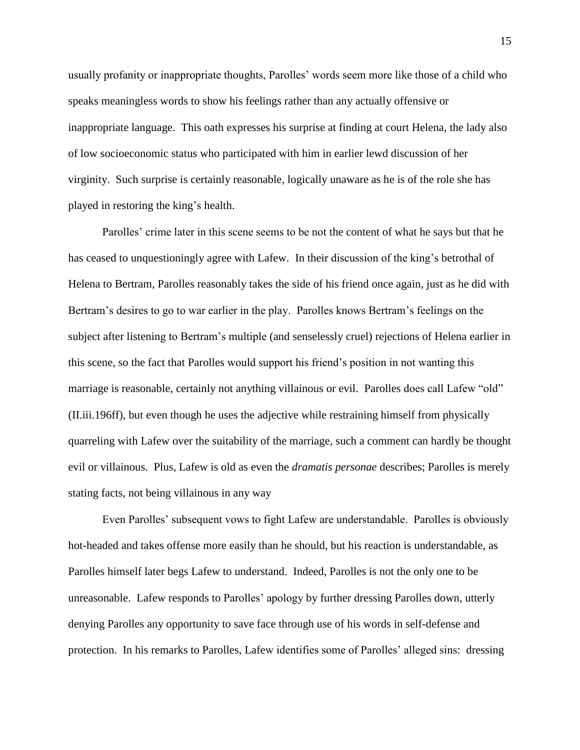usually profanity or inappropriate thoughts, Parolles' words seem more like those of a child who speaks meaningless words to show his feelings rather than any actually offensive or inappropriate language. This oath expresses his surprise at finding at court Helena, the lady also of low socioeconomic status who participated with him in earlier lewd discussion of her virginity. Such surprise is certainly reasonable, logically unaware as he is of the role she has played in restoring the king's health.

Parolles' crime later in this scene seems to be not the content of what he says but that he has ceased to unquestioningly agree with Lafew. In their discussion of the king's betrothal of Helena to Bertram, Parolles reasonably takes the side of his friend once again, just as he did with Bertram's desires to go to war earlier in the play. Parolles knows Bertram's feelings on the subject after listening to Bertram's multiple (and senselessly cruel) rejections of Helena earlier in this scene, so the fact that Parolles would support his friend's position in not wanting this marriage is reasonable, certainly not anything villainous or evil. Parolles does call Lafew "old" (II.iii.196ff), but even though he uses the adjective while restraining himself from physically quarreling with Lafew over the suitability of the marriage, such a comment can hardly be thought evil or villainous. Plus, Lafew is old as even the *dramatis personae* describes; Parolles is merely stating facts, not being villainous in any way

Even Parolles' subsequent vows to fight Lafew are understandable. Parolles is obviously hot-headed and takes offense more easily than he should, but his reaction is understandable, as Parolles himself later begs Lafew to understand. Indeed, Parolles is not the only one to be unreasonable. Lafew responds to Parolles' apology by further dressing Parolles down, utterly denying Parolles any opportunity to save face through use of his words in self-defense and protection. In his remarks to Parolles, Lafew identifies some of Parolles' alleged sins: dressing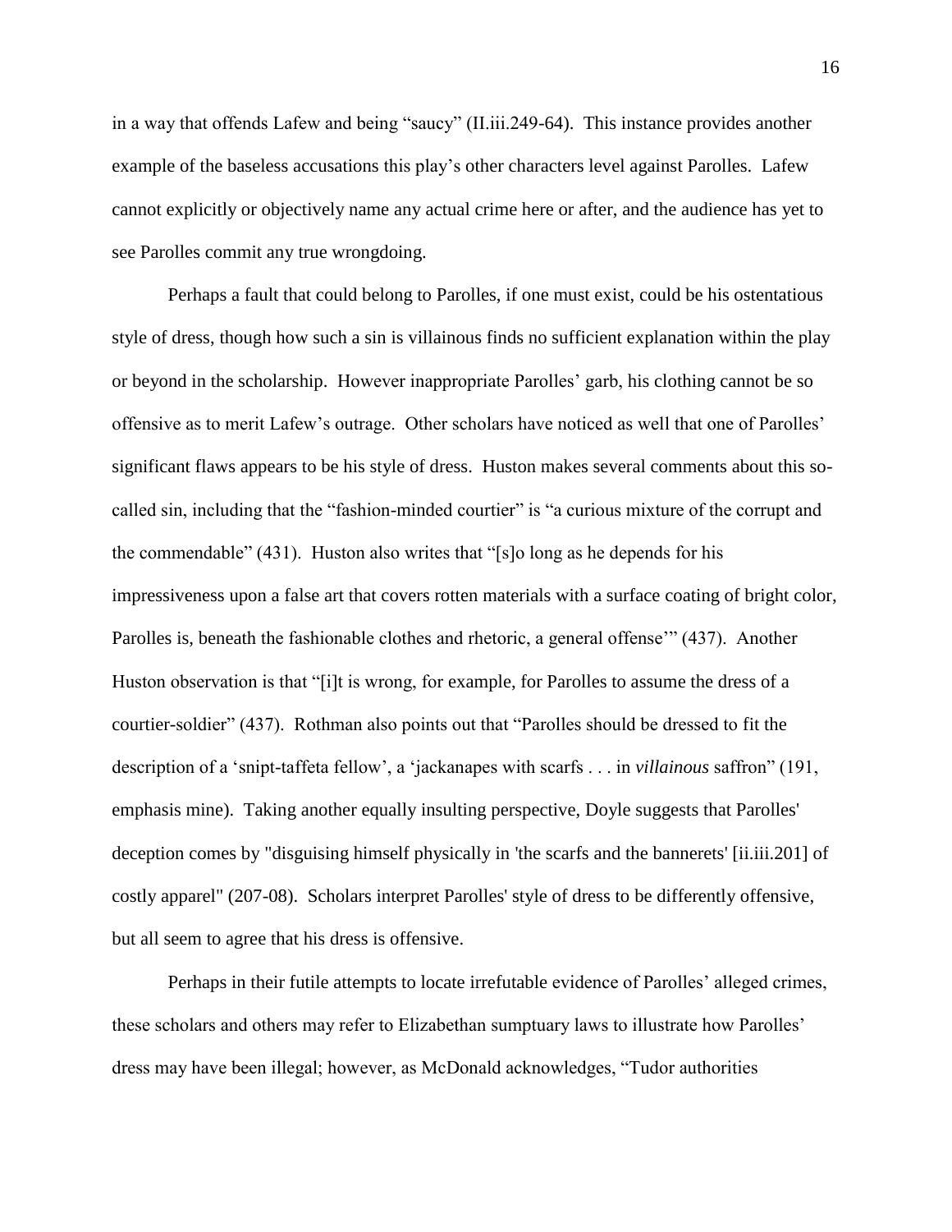in a way that offends Lafew and being "saucy" (II.iii.249-64). This instance provides another example of the baseless accusations this play's other characters level against Parolles. Lafew cannot explicitly or objectively name any actual crime here or after, and the audience has yet to see Parolles commit any true wrongdoing.

Perhaps a fault that could belong to Parolles, if one must exist, could be his ostentatious style of dress, though how such a sin is villainous finds no sufficient explanation within the play or beyond in the scholarship. However inappropriate Parolles' garb, his clothing cannot be so offensive as to merit Lafew's outrage. Other scholars have noticed as well that one of Parolles' significant flaws appears to be his style of dress. Huston makes several comments about this so-called sin, including that the "fashion-minded courtier" is "a curious mixture of the corrupt and the commendable" (431). Huston also writes that "[s]o long as he depends for his impressiveness upon a false art that covers rotten materials with a surface coating of bright color, Parolles is, beneath the fashionable clothes and rhetoric, a general offense'" (437). Another Huston observation is that "[i]t is wrong, for example, for Parolles to assume the dress of a courtier-soldier" (437). Rothman also points out that "Parolles should be dressed to fit the description of a 'snipt-taffeta fellow', a 'jackanapes with scarfs . . . in *villainous* saffron" (191, emphasis mine). Taking another equally insulting perspective, Doyle suggests that Parolles' deception comes by "disguising himself physically in 'the scarfs and the bannerets' [ii.iii.201] of costly apparel" (207-08). Scholars interpret Parolles' style of dress to be differently offensive, but all seem to agree that his dress is offensive.

Perhaps in their futile attempts to locate irrefutable evidence of Parolles' alleged crimes, these scholars and others may refer to Elizabethan sumptuary laws to illustrate how Parolles' dress may have been illegal; however, as McDonald acknowledges, "Tudor authorities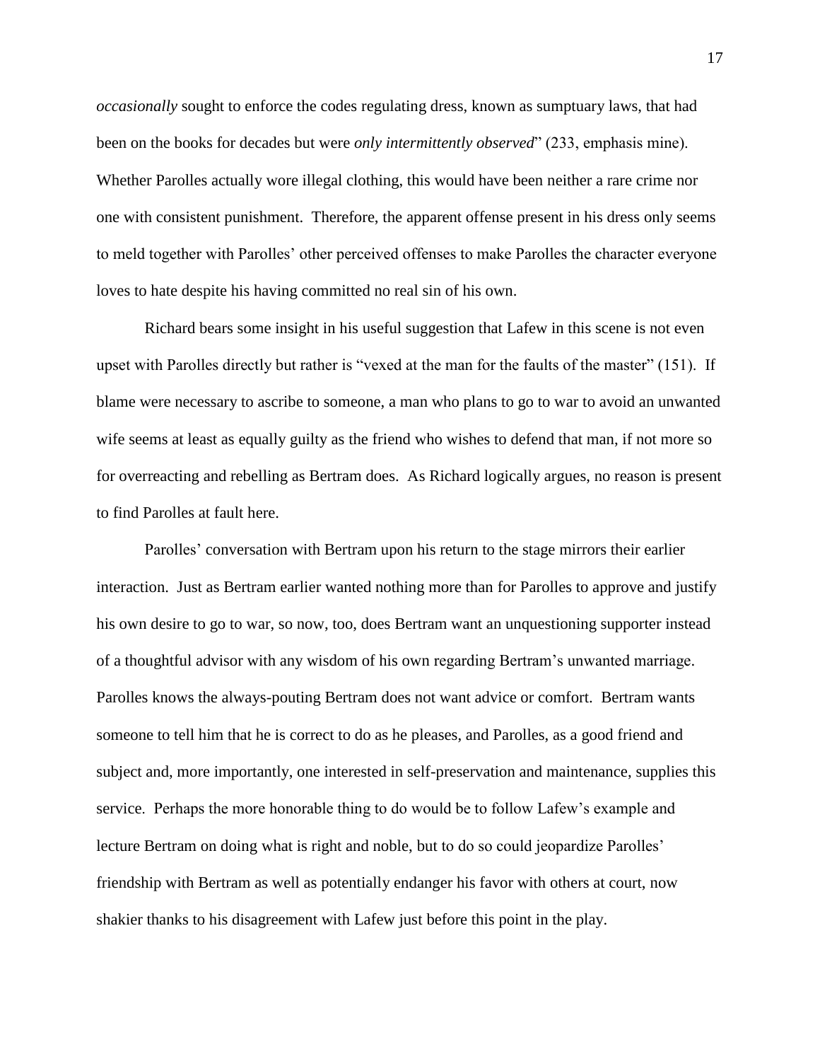*occasionally* sought to enforce the codes regulating dress, known as sumptuary laws, that had been on the books for decades but were *only intermittently observed*" (233, emphasis mine). Whether Parolles actually wore illegal clothing, this would have been neither a rare crime nor one with consistent punishment. Therefore, the apparent offense present in his dress only seems to meld together with Parolles' other perceived offenses to make Parolles the character everyone loves to hate despite his having committed no real sin of his own.

Richard bears some insight in his useful suggestion that Lafew in this scene is not even upset with Parolles directly but rather is "vexed at the man for the faults of the master" (151). If blame were necessary to ascribe to someone, a man who plans to go to war to avoid an unwanted wife seems at least as equally guilty as the friend who wishes to defend that man, if not more so for overreacting and rebelling as Bertram does. As Richard logically argues, no reason is present to find Parolles at fault here.

Parolles' conversation with Bertram upon his return to the stage mirrors their earlier interaction. Just as Bertram earlier wanted nothing more than for Parolles to approve and justify his own desire to go to war, so now, too, does Bertram want an unquestioning supporter instead of a thoughtful advisor with any wisdom of his own regarding Bertram's unwanted marriage. Parolles knows the always-pouting Bertram does not want advice or comfort. Bertram wants someone to tell him that he is correct to do as he pleases, and Parolles, as a good friend and subject and, more importantly, one interested in self-preservation and maintenance, supplies this service. Perhaps the more honorable thing to do would be to follow Lafew's example and lecture Bertram on doing what is right and noble, but to do so could jeopardize Parolles' friendship with Bertram as well as potentially endanger his favor with others at court, now shakier thanks to his disagreement with Lafew just before this point in the play.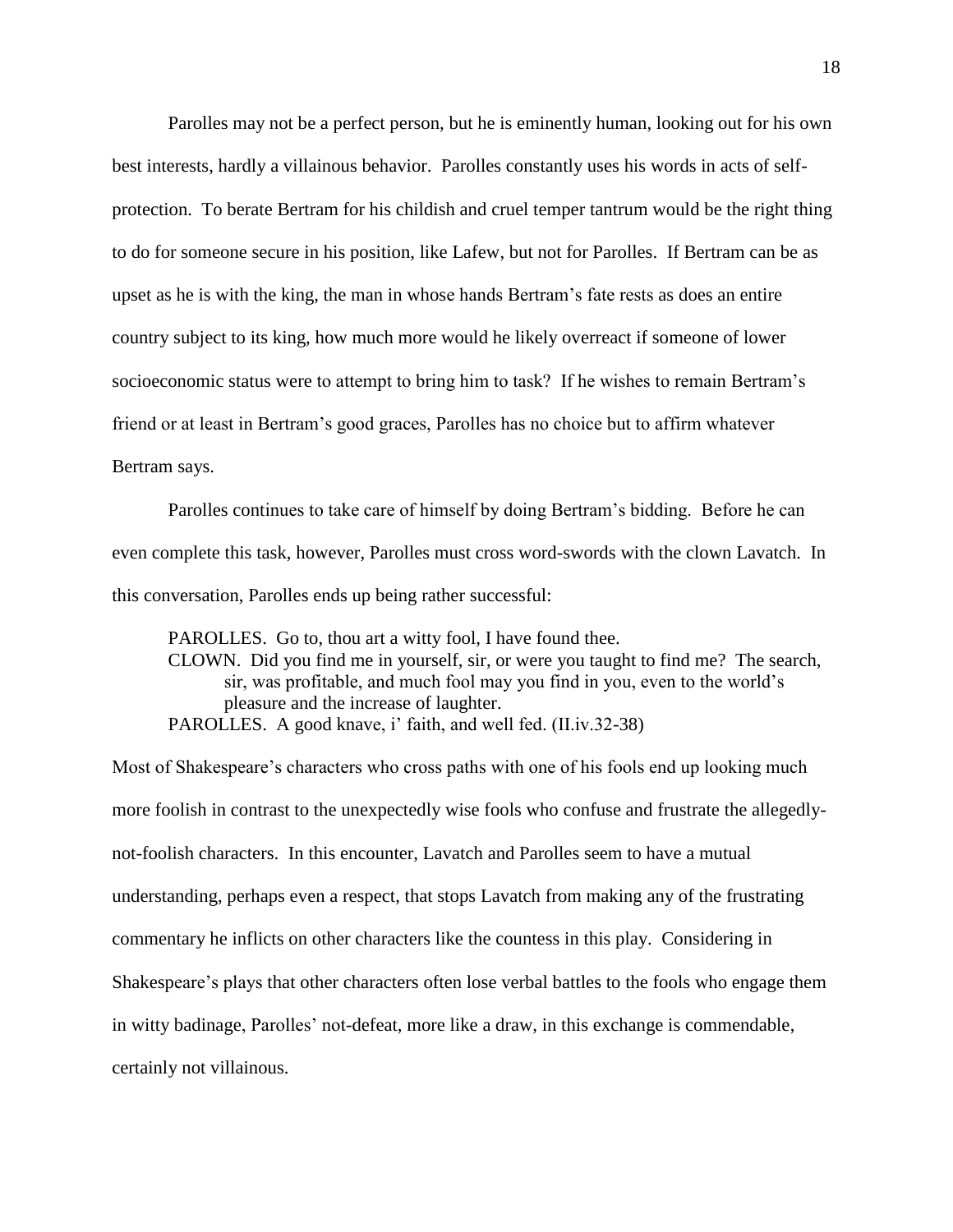Parolles may not be a perfect person, but he is eminently human, looking out for his own best interests, hardly a villainous behavior. Parolles constantly uses his words in acts of self-protection. To berate Bertram for his childish and cruel temper tantrum would be the right thing to do for someone secure in his position, like Lafew, but not for Parolles. If Bertram can be as upset as he is with the king, the man in whose hands Bertram's fate rests as does an entire country subject to its king, how much more would he likely overreact if someone of lower socioeconomic status were to attempt to bring him to task? If he wishes to remain Bertram's friend or at least in Bertram's good graces, Parolles has no choice but to affirm whatever Bertram says.

Parolles continues to take care of himself by doing Bertram's bidding. Before he can even complete this task, however, Parolles must cross word-swords with the clown Lavatch. In this conversation, Parolles ends up being rather successful:

> PAROLLES. Go to, thou art a witty fool, I have found thee.
> CLOWN. Did you find me in yourself, sir, or were you taught to find me? The search, sir, was profitable, and much fool may you find in you, even to the world's pleasure and the increase of laughter.
> PAROLLES. A good knave, i' faith, and well fed. (II.iv.32-38)

Most of Shakespeare's characters who cross paths with one of his fools end up looking much more foolish in contrast to the unexpectedly wise fools who confuse and frustrate the allegedly-not-foolish characters. In this encounter, Lavatch and Parolles seem to have a mutual understanding, perhaps even a respect, that stops Lavatch from making any of the frustrating commentary he inflicts on other characters like the countess in this play. Considering in Shakespeare's plays that other characters often lose verbal battles to the fools who engage them in witty badinage, Parolles' not-defeat, more like a draw, in this exchange is commendable, certainly not villainous.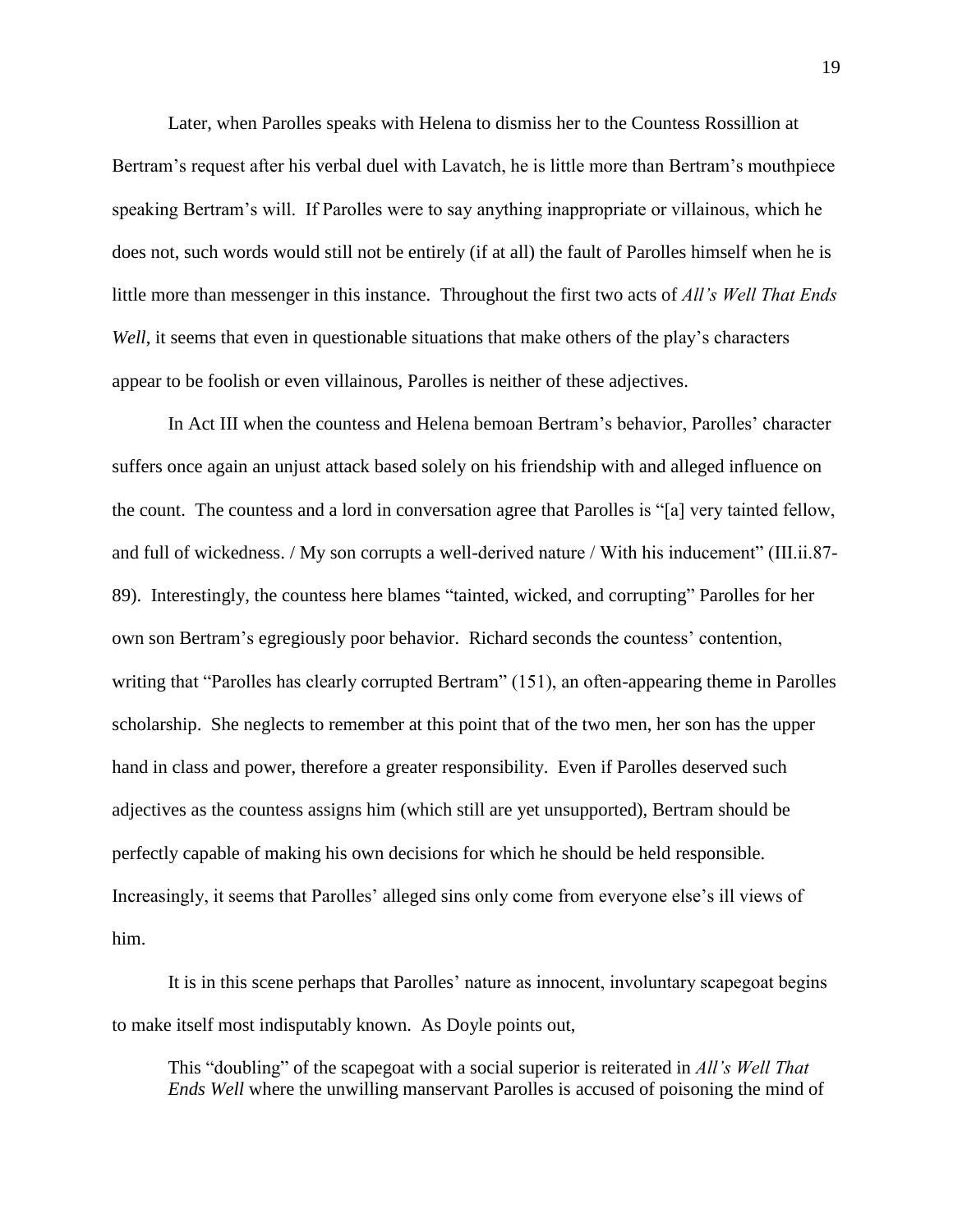Later, when Parolles speaks with Helena to dismiss her to the Countess Rossillion at Bertram's request after his verbal duel with Lavatch, he is little more than Bertram's mouthpiece speaking Bertram's will. If Parolles were to say anything inappropriate or villainous, which he does not, such words would still not be entirely (if at all) the fault of Parolles himself when he is little more than messenger in this instance. Throughout the first two acts of *All's Well That Ends Well*, it seems that even in questionable situations that make others of the play's characters appear to be foolish or even villainous, Parolles is neither of these adjectives.

In Act III when the countess and Helena bemoan Bertram's behavior, Parolles' character suffers once again an unjust attack based solely on his friendship with and alleged influence on the count. The countess and a lord in conversation agree that Parolles is "[a] very tainted fellow, and full of wickedness. / My son corrupts a well-derived nature / With his inducement" (III.ii.87-89). Interestingly, the countess here blames "tainted, wicked, and corrupting" Parolles for her own son Bertram's egregiously poor behavior. Richard seconds the countess' contention, writing that "Parolles has clearly corrupted Bertram" (151), an often-appearing theme in Parolles scholarship. She neglects to remember at this point that of the two men, her son has the upper hand in class and power, therefore a greater responsibility. Even if Parolles deserved such adjectives as the countess assigns him (which still are yet unsupported), Bertram should be perfectly capable of making his own decisions for which he should be held responsible. Increasingly, it seems that Parolles' alleged sins only come from everyone else's ill views of him.

It is in this scene perhaps that Parolles' nature as innocent, involuntary scapegoat begins to make itself most indisputably known. As Doyle points out,

> This "doubling" of the scapegoat with a social superior is reiterated in *All's Well That Ends Well* where the unwilling manservant Parolles is accused of poisoning the mind of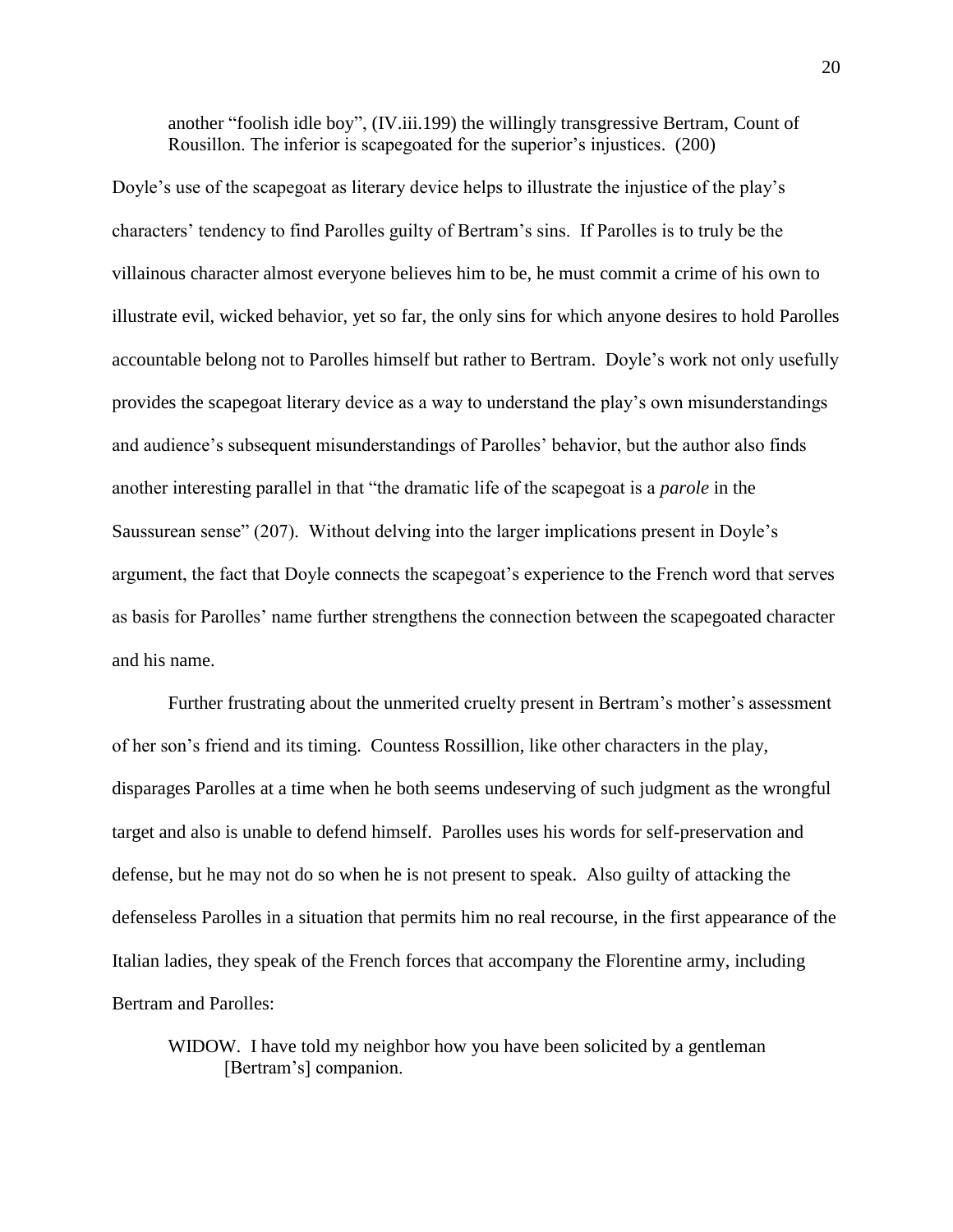> another "foolish idle boy", (IV.iii.199) the willingly transgressive Bertram, Count of Rousillon. The inferior is scapegoated for the superior's injustices. (200)

Doyle's use of the scapegoat as literary device helps to illustrate the injustice of the play's characters' tendency to find Parolles guilty of Bertram's sins. If Parolles is to truly be the villainous character almost everyone believes him to be, he must commit a crime of his own to illustrate evil, wicked behavior, yet so far, the only sins for which anyone desires to hold Parolles accountable belong not to Parolles himself but rather to Bertram. Doyle's work not only usefully provides the scapegoat literary device as a way to understand the play's own misunderstandings and audience's subsequent misunderstandings of Parolles' behavior, but the author also finds another interesting parallel in that "the dramatic life of the scapegoat is a *parole* in the Saussurean sense" (207). Without delving into the larger implications present in Doyle's argument, the fact that Doyle connects the scapegoat's experience to the French word that serves as basis for Parolles' name further strengthens the connection between the scapegoated character and his name.

Further frustrating about the unmerited cruelty present in Bertram's mother's assessment of her son's friend and its timing. Countess Rossillion, like other characters in the play, disparages Parolles at a time when he both seems undeserving of such judgment as the wrongful target and also is unable to defend himself. Parolles uses his words for self-preservation and defense, but he may not do so when he is not present to speak. Also guilty of attacking the defenseless Parolles in a situation that permits him no real recourse, in the first appearance of the Italian ladies, they speak of the French forces that accompany the Florentine army, including Bertram and Parolles:

> WIDOW. I have told my neighbor how you have been solicited by a gentleman [Bertram's] companion.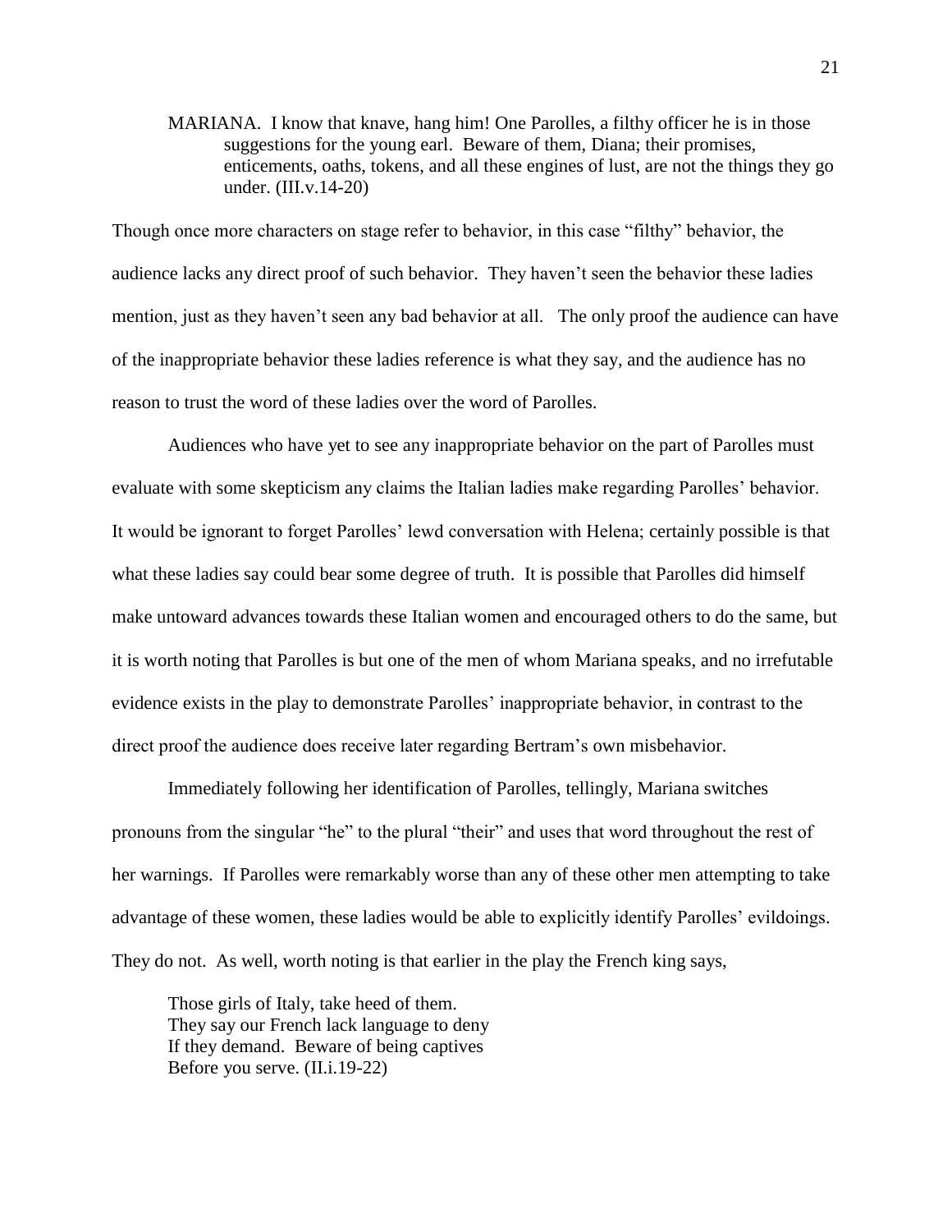> MARIANA. I know that knave, hang him! One Parolles, a filthy officer he is in those suggestions for the young earl. Beware of them, Diana; their promises, enticements, oaths, tokens, and all these engines of lust, are not the things they go under. (III.v.14-20)

Though once more characters on stage refer to behavior, in this case "filthy" behavior, the audience lacks any direct proof of such behavior. They haven't seen the behavior these ladies mention, just as they haven't seen any bad behavior at all. The only proof the audience can have of the inappropriate behavior these ladies reference is what they say, and the audience has no reason to trust the word of these ladies over the word of Parolles.

Audiences who have yet to see any inappropriate behavior on the part of Parolles must evaluate with some skepticism any claims the Italian ladies make regarding Parolles' behavior. It would be ignorant to forget Parolles' lewd conversation with Helena; certainly possible is that what these ladies say could bear some degree of truth. It is possible that Parolles did himself make untoward advances towards these Italian women and encouraged others to do the same, but it is worth noting that Parolles is but one of the men of whom Mariana speaks, and no irrefutable evidence exists in the play to demonstrate Parolles' inappropriate behavior, in contrast to the direct proof the audience does receive later regarding Bertram's own misbehavior.

Immediately following her identification of Parolles, tellingly, Mariana switches pronouns from the singular "he" to the plural "their" and uses that word throughout the rest of her warnings. If Parolles were remarkably worse than any of these other men attempting to take advantage of these women, these ladies would be able to explicitly identify Parolles' evildoings. They do not. As well, worth noting is that earlier in the play the French king says,

> Those girls of Italy, take heed of them.
> They say our French lack language to deny
> If they demand. Beware of being captives
> Before you serve. (II.i.19-22)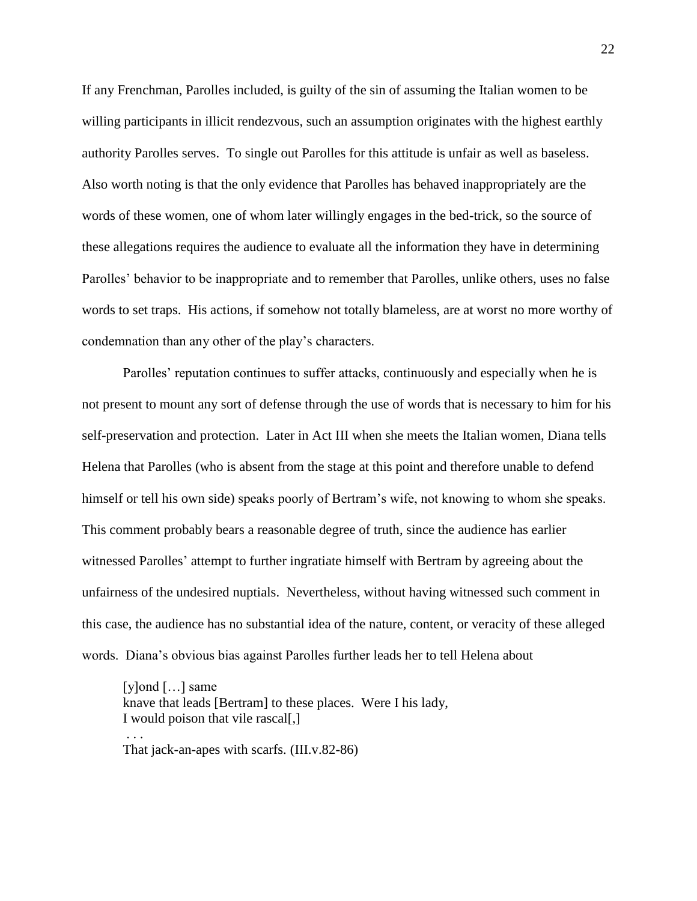If any Frenchman, Parolles included, is guilty of the sin of assuming the Italian women to be willing participants in illicit rendezvous, such an assumption originates with the highest earthly authority Parolles serves. To single out Parolles for this attitude is unfair as well as baseless. Also worth noting is that the only evidence that Parolles has behaved inappropriately are the words of these women, one of whom later willingly engages in the bed-trick, so the source of these allegations requires the audience to evaluate all the information they have in determining Parolles' behavior to be inappropriate and to remember that Parolles, unlike others, uses no false words to set traps. His actions, if somehow not totally blameless, are at worst no more worthy of condemnation than any other of the play's characters.

Parolles' reputation continues to suffer attacks, continuously and especially when he is not present to mount any sort of defense through the use of words that is necessary to him for his self-preservation and protection. Later in Act III when she meets the Italian women, Diana tells Helena that Parolles (who is absent from the stage at this point and therefore unable to defend himself or tell his own side) speaks poorly of Bertram's wife, not knowing to whom she speaks. This comment probably bears a reasonable degree of truth, since the audience has earlier witnessed Parolles' attempt to further ingratiate himself with Bertram by agreeing about the unfairness of the undesired nuptials. Nevertheless, without having witnessed such comment in this case, the audience has no substantial idea of the nature, content, or veracity of these alleged words. Diana's obvious bias against Parolles further leads her to tell Helena about

> [y]ond […] same
> knave that leads [Bertram] to these places. Were I his lady,
> I would poison that vile rascal[,]
> . . .
> That jack-an-apes with scarfs. (III.v.82-86)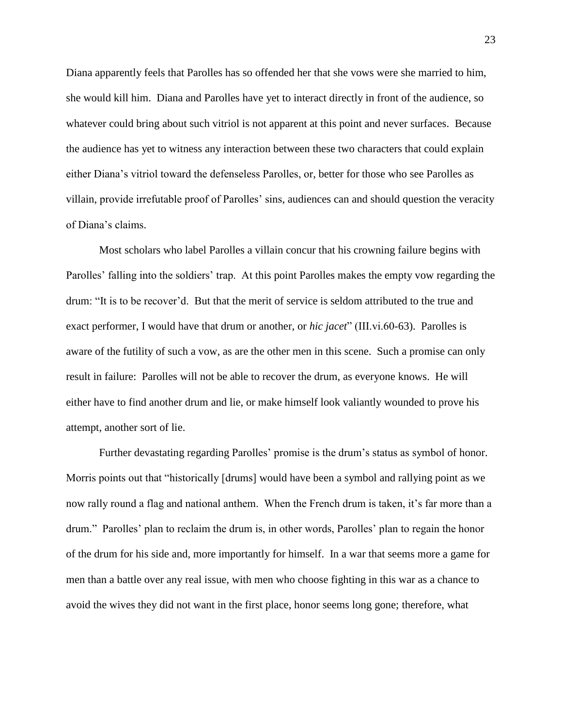Diana apparently feels that Parolles has so offended her that she vows were she married to him, she would kill him. Diana and Parolles have yet to interact directly in front of the audience, so whatever could bring about such vitriol is not apparent at this point and never surfaces. Because the audience has yet to witness any interaction between these two characters that could explain either Diana's vitriol toward the defenseless Parolles, or, better for those who see Parolles as villain, provide irrefutable proof of Parolles' sins, audiences can and should question the veracity of Diana's claims.

Most scholars who label Parolles a villain concur that his crowning failure begins with Parolles' falling into the soldiers' trap. At this point Parolles makes the empty vow regarding the drum: "It is to be recover'd. But that the merit of service is seldom attributed to the true and exact performer, I would have that drum or another, or *hic jacet*" (III.vi.60-63). Parolles is aware of the futility of such a vow, as are the other men in this scene. Such a promise can only result in failure: Parolles will not be able to recover the drum, as everyone knows. He will either have to find another drum and lie, or make himself look valiantly wounded to prove his attempt, another sort of lie.

Further devastating regarding Parolles' promise is the drum's status as symbol of honor. Morris points out that "historically [drums] would have been a symbol and rallying point as we now rally round a flag and national anthem. When the French drum is taken, it's far more than a drum." Parolles' plan to reclaim the drum is, in other words, Parolles' plan to regain the honor of the drum for his side and, more importantly for himself. In a war that seems more a game for men than a battle over any real issue, with men who choose fighting in this war as a chance to avoid the wives they did not want in the first place, honor seems long gone; therefore, what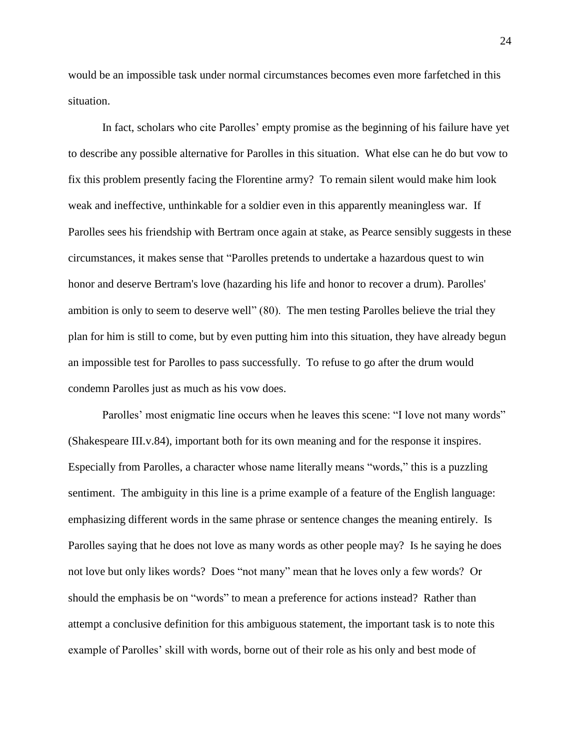would be an impossible task under normal circumstances becomes even more farfetched in this situation.

In fact, scholars who cite Parolles' empty promise as the beginning of his failure have yet to describe any possible alternative for Parolles in this situation. What else can he do but vow to fix this problem presently facing the Florentine army? To remain silent would make him look weak and ineffective, unthinkable for a soldier even in this apparently meaningless war. If Parolles sees his friendship with Bertram once again at stake, as Pearce sensibly suggests in these circumstances, it makes sense that "Parolles pretends to undertake a hazardous quest to win honor and deserve Bertram's love (hazarding his life and honor to recover a drum). Parolles' ambition is only to seem to deserve well" (80). The men testing Parolles believe the trial they plan for him is still to come, but by even putting him into this situation, they have already begun an impossible test for Parolles to pass successfully. To refuse to go after the drum would condemn Parolles just as much as his vow does.

Parolles' most enigmatic line occurs when he leaves this scene: "I love not many words" (Shakespeare III.v.84), important both for its own meaning and for the response it inspires. Especially from Parolles, a character whose name literally means "words," this is a puzzling sentiment. The ambiguity in this line is a prime example of a feature of the English language: emphasizing different words in the same phrase or sentence changes the meaning entirely. Is Parolles saying that he does not love as many words as other people may? Is he saying he does not love but only likes words? Does "not many" mean that he loves only a few words? Or should the emphasis be on "words" to mean a preference for actions instead? Rather than attempt a conclusive definition for this ambiguous statement, the important task is to note this example of Parolles' skill with words, borne out of their role as his only and best mode of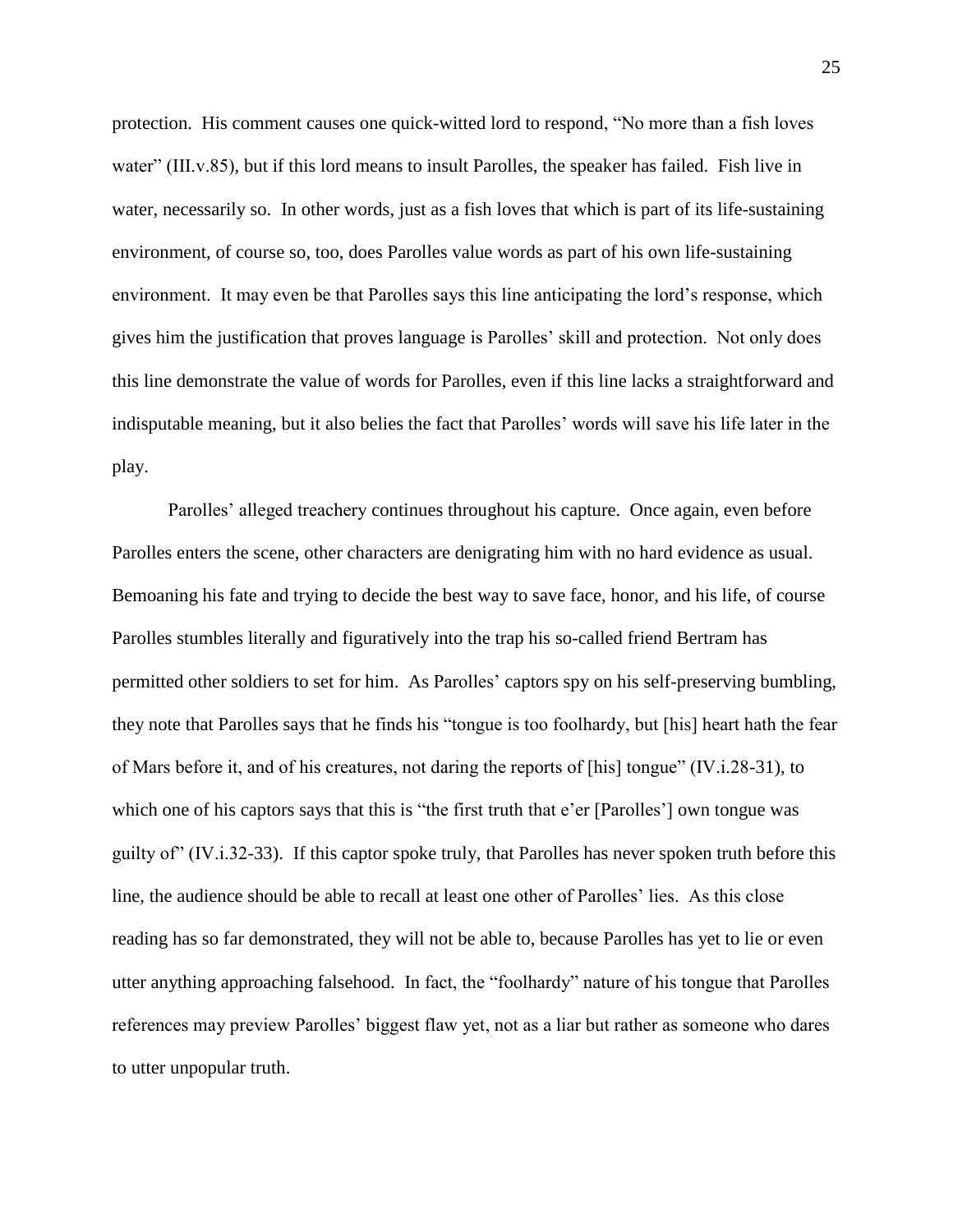protection. His comment causes one quick-witted lord to respond, "No more than a fish loves water" (III.v.85), but if this lord means to insult Parolles, the speaker has failed. Fish live in water, necessarily so. In other words, just as a fish loves that which is part of its life-sustaining environment, of course so, too, does Parolles value words as part of his own life-sustaining environment. It may even be that Parolles says this line anticipating the lord's response, which gives him the justification that proves language is Parolles' skill and protection. Not only does this line demonstrate the value of words for Parolles, even if this line lacks a straightforward and indisputable meaning, but it also belies the fact that Parolles' words will save his life later in the play.

Parolles' alleged treachery continues throughout his capture. Once again, even before Parolles enters the scene, other characters are denigrating him with no hard evidence as usual. Bemoaning his fate and trying to decide the best way to save face, honor, and his life, of course Parolles stumbles literally and figuratively into the trap his so-called friend Bertram has permitted other soldiers to set for him. As Parolles' captors spy on his self-preserving bumbling, they note that Parolles says that he finds his "tongue is too foolhardy, but [his] heart hath the fear of Mars before it, and of his creatures, not daring the reports of [his] tongue" (IV.i.28-31), to which one of his captors says that this is "the first truth that e'er [Parolles'] own tongue was guilty of" (IV.i.32-33). If this captor spoke truly, that Parolles has never spoken truth before this line, the audience should be able to recall at least one other of Parolles' lies. As this close reading has so far demonstrated, they will not be able to, because Parolles has yet to lie or even utter anything approaching falsehood. In fact, the "foolhardy" nature of his tongue that Parolles references may preview Parolles' biggest flaw yet, not as a liar but rather as someone who dares to utter unpopular truth.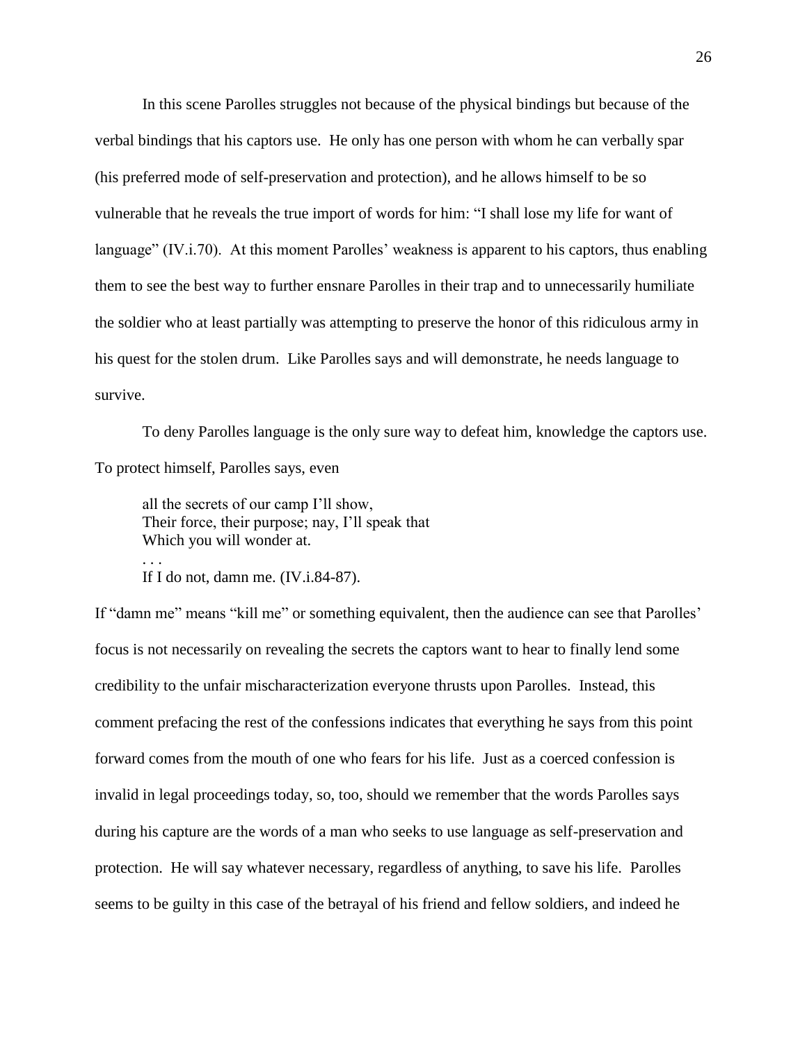In this scene Parolles struggles not because of the physical bindings but because of the verbal bindings that his captors use. He only has one person with whom he can verbally spar (his preferred mode of self-preservation and protection), and he allows himself to be so vulnerable that he reveals the true import of words for him: "I shall lose my life for want of language" (IV.i.70). At this moment Parolles' weakness is apparent to his captors, thus enabling them to see the best way to further ensnare Parolles in their trap and to unnecessarily humiliate the soldier who at least partially was attempting to preserve the honor of this ridiculous army in his quest for the stolen drum. Like Parolles says and will demonstrate, he needs language to survive.

To deny Parolles language is the only sure way to defeat him, knowledge the captors use. To protect himself, Parolles says, even

> all the secrets of our camp I'll show,
> Their force, their purpose; nay, I'll speak that
> Which you will wonder at.
> . . .
> If I do not, damn me. (IV.i.84-87).

If "damn me" means "kill me" or something equivalent, then the audience can see that Parolles' focus is not necessarily on revealing the secrets the captors want to hear to finally lend some credibility to the unfair mischaracterization everyone thrusts upon Parolles. Instead, this comment prefacing the rest of the confessions indicates that everything he says from this point forward comes from the mouth of one who fears for his life. Just as a coerced confession is invalid in legal proceedings today, so, too, should we remember that the words Parolles says during his capture are the words of a man who seeks to use language as self-preservation and protection. He will say whatever necessary, regardless of anything, to save his life. Parolles seems to be guilty in this case of the betrayal of his friend and fellow soldiers, and indeed he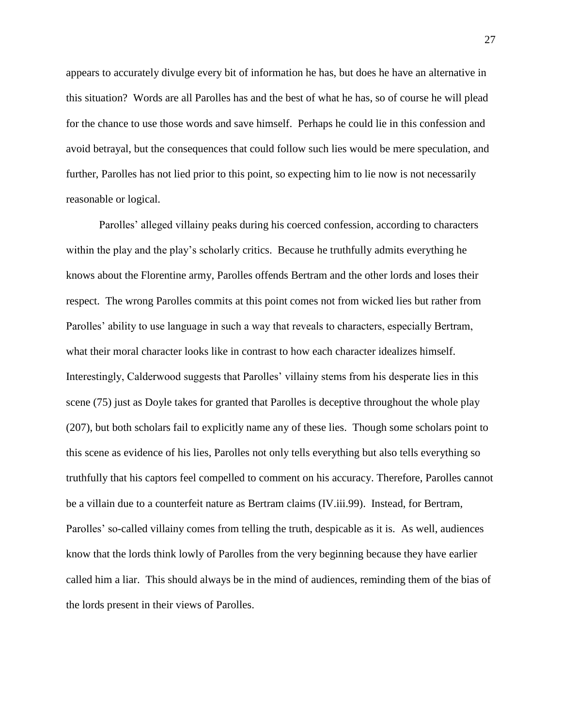appears to accurately divulge every bit of information he has, but does he have an alternative in this situation? Words are all Parolles has and the best of what he has, so of course he will plead for the chance to use those words and save himself. Perhaps he could lie in this confession and avoid betrayal, but the consequences that could follow such lies would be mere speculation, and further, Parolles has not lied prior to this point, so expecting him to lie now is not necessarily reasonable or logical.

Parolles' alleged villainy peaks during his coerced confession, according to characters within the play and the play's scholarly critics. Because he truthfully admits everything he knows about the Florentine army, Parolles offends Bertram and the other lords and loses their respect. The wrong Parolles commits at this point comes not from wicked lies but rather from Parolles' ability to use language in such a way that reveals to characters, especially Bertram, what their moral character looks like in contrast to how each character idealizes himself. Interestingly, Calderwood suggests that Parolles' villainy stems from his desperate lies in this scene (75) just as Doyle takes for granted that Parolles is deceptive throughout the whole play (207), but both scholars fail to explicitly name any of these lies. Though some scholars point to this scene as evidence of his lies, Parolles not only tells everything but also tells everything so truthfully that his captors feel compelled to comment on his accuracy. Therefore, Parolles cannot be a villain due to a counterfeit nature as Bertram claims (IV.iii.99). Instead, for Bertram, Parolles' so-called villainy comes from telling the truth, despicable as it is. As well, audiences know that the lords think lowly of Parolles from the very beginning because they have earlier called him a liar. This should always be in the mind of audiences, reminding them of the bias of the lords present in their views of Parolles.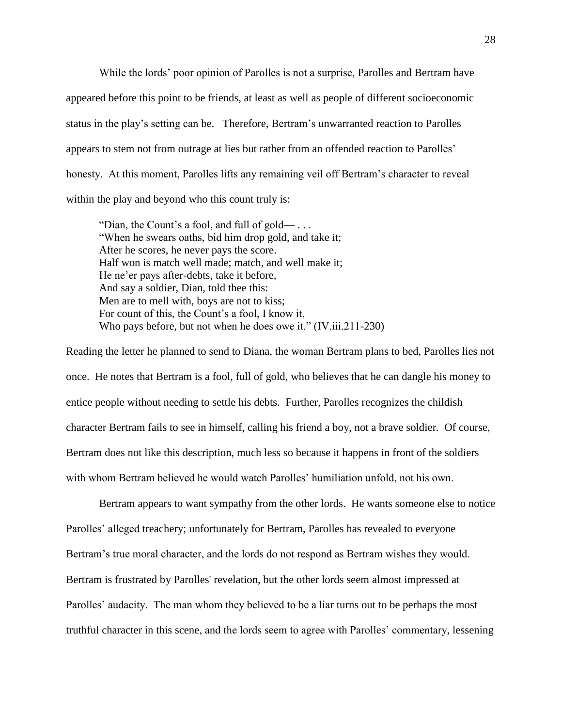While the lords' poor opinion of Parolles is not a surprise, Parolles and Bertram have appeared before this point to be friends, at least as well as people of different socioeconomic status in the play's setting can be. Therefore, Bertram's unwarranted reaction to Parolles appears to stem not from outrage at lies but rather from an offended reaction to Parolles' honesty. At this moment, Parolles lifts any remaining veil off Bertram's character to reveal within the play and beyond who this count truly is:

> "Dian, the Count's a fool, and full of gold— . . .
> "When he swears oaths, bid him drop gold, and take it;
> After he scores, he never pays the score.
> Half won is match well made; match, and well make it;
> He ne'er pays after-debts, take it before,
> And say a soldier, Dian, told thee this:
> Men are to mell with, boys are not to kiss;
> For count of this, the Count's a fool, I know it,
> Who pays before, but not when he does owe it." (IV.iii.211-230)

Reading the letter he planned to send to Diana, the woman Bertram plans to bed, Parolles lies not once. He notes that Bertram is a fool, full of gold, who believes that he can dangle his money to entice people without needing to settle his debts. Further, Parolles recognizes the childish character Bertram fails to see in himself, calling his friend a boy, not a brave soldier. Of course, Bertram does not like this description, much less so because it happens in front of the soldiers with whom Bertram believed he would watch Parolles' humiliation unfold, not his own.

Bertram appears to want sympathy from the other lords. He wants someone else to notice Parolles' alleged treachery; unfortunately for Bertram, Parolles has revealed to everyone Bertram's true moral character, and the lords do not respond as Bertram wishes they would. Bertram is frustrated by Parolles' revelation, but the other lords seem almost impressed at Parolles' audacity. The man whom they believed to be a liar turns out to be perhaps the most truthful character in this scene, and the lords seem to agree with Parolles' commentary, lessening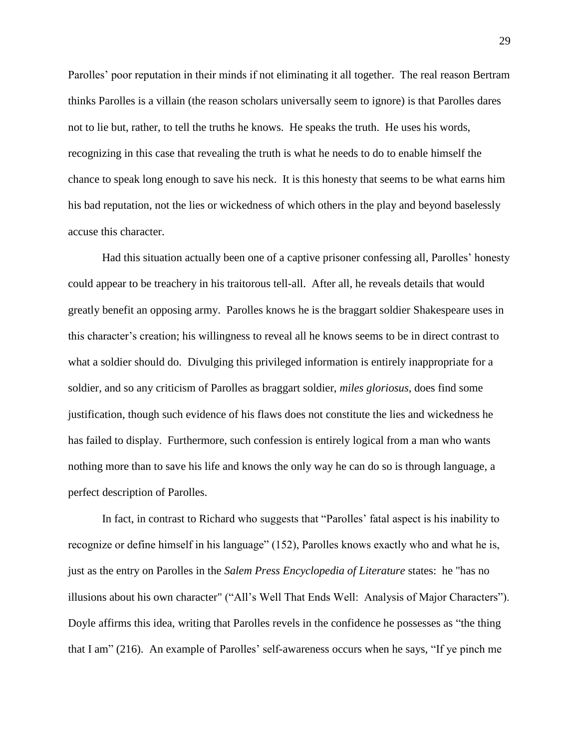Parolles' poor reputation in their minds if not eliminating it all together. The real reason Bertram thinks Parolles is a villain (the reason scholars universally seem to ignore) is that Parolles dares not to lie but, rather, to tell the truths he knows. He speaks the truth. He uses his words, recognizing in this case that revealing the truth is what he needs to do to enable himself the chance to speak long enough to save his neck. It is this honesty that seems to be what earns him his bad reputation, not the lies or wickedness of which others in the play and beyond baselessly accuse this character.

Had this situation actually been one of a captive prisoner confessing all, Parolles' honesty could appear to be treachery in his traitorous tell-all. After all, he reveals details that would greatly benefit an opposing army. Parolles knows he is the braggart soldier Shakespeare uses in this character's creation; his willingness to reveal all he knows seems to be in direct contrast to what a soldier should do. Divulging this privileged information is entirely inappropriate for a soldier, and so any criticism of Parolles as braggart soldier, *miles gloriosus*, does find some justification, though such evidence of his flaws does not constitute the lies and wickedness he has failed to display. Furthermore, such confession is entirely logical from a man who wants nothing more than to save his life and knows the only way he can do so is through language, a perfect description of Parolles.

In fact, in contrast to Richard who suggests that "Parolles' fatal aspect is his inability to recognize or define himself in his language" (152), Parolles knows exactly who and what he is, just as the entry on Parolles in the *Salem Press Encyclopedia of Literature* states: he "has no illusions about his own character" ("All's Well That Ends Well: Analysis of Major Characters"). Doyle affirms this idea, writing that Parolles revels in the confidence he possesses as "the thing that I am" (216). An example of Parolles' self-awareness occurs when he says, "If ye pinch me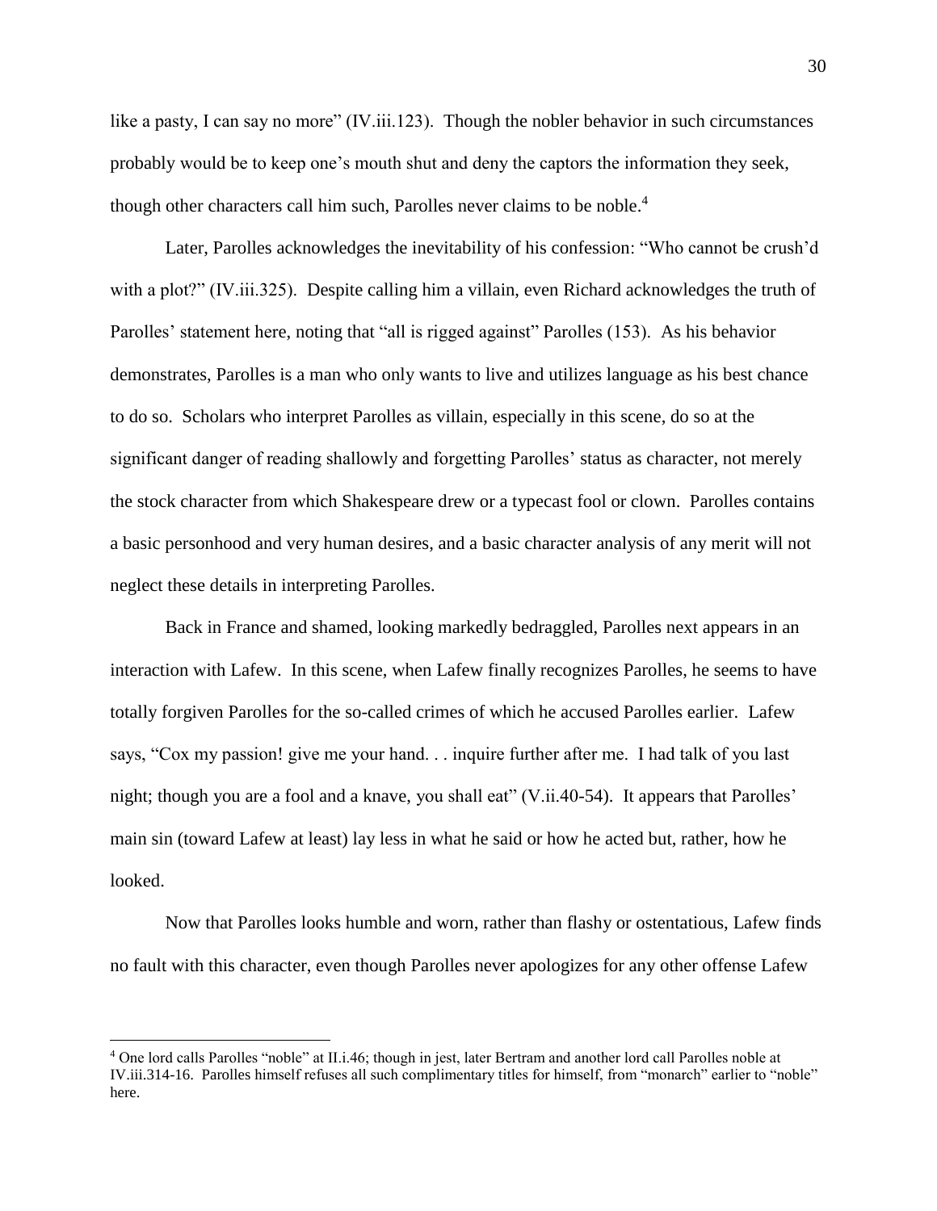like a pasty, I can say no more" (IV.iii.123). Though the nobler behavior in such circumstances probably would be to keep one's mouth shut and deny the captors the information they seek, though other characters call him such, Parolles never claims to be noble.[4]

Later, Parolles acknowledges the inevitability of his confession: "Who cannot be crush'd with a plot?" (IV.iii.325). Despite calling him a villain, even Richard acknowledges the truth of Parolles' statement here, noting that "all is rigged against" Parolles (153). As his behavior demonstrates, Parolles is a man who only wants to live and utilizes language as his best chance to do so. Scholars who interpret Parolles as villain, especially in this scene, do so at the significant danger of reading shallowly and forgetting Parolles' status as character, not merely the stock character from which Shakespeare drew or a typecast fool or clown. Parolles contains a basic personhood and very human desires, and a basic character analysis of any merit will not neglect these details in interpreting Parolles.

Back in France and shamed, looking markedly bedraggled, Parolles next appears in an interaction with Lafew. In this scene, when Lafew finally recognizes Parolles, he seems to have totally forgiven Parolles for the so-called crimes of which he accused Parolles earlier. Lafew says, "Cox my passion! give me your hand. . . inquire further after me. I had talk of you last night; though you are a fool and a knave, you shall eat" (V.ii.40-54). It appears that Parolles' main sin (toward Lafew at least) lay less in what he said or how he acted but, rather, how he looked.

Now that Parolles looks humble and worn, rather than flashy or ostentatious, Lafew finds no fault with this character, even though Parolles never apologizes for any other offense Lafew

[4] One lord calls Parolles "noble" at II.i.46; though in jest, later Bertram and another lord call Parolles noble at IV.iii.314-16. Parolles himself refuses all such complimentary titles for himself, from "monarch" earlier to "noble" here.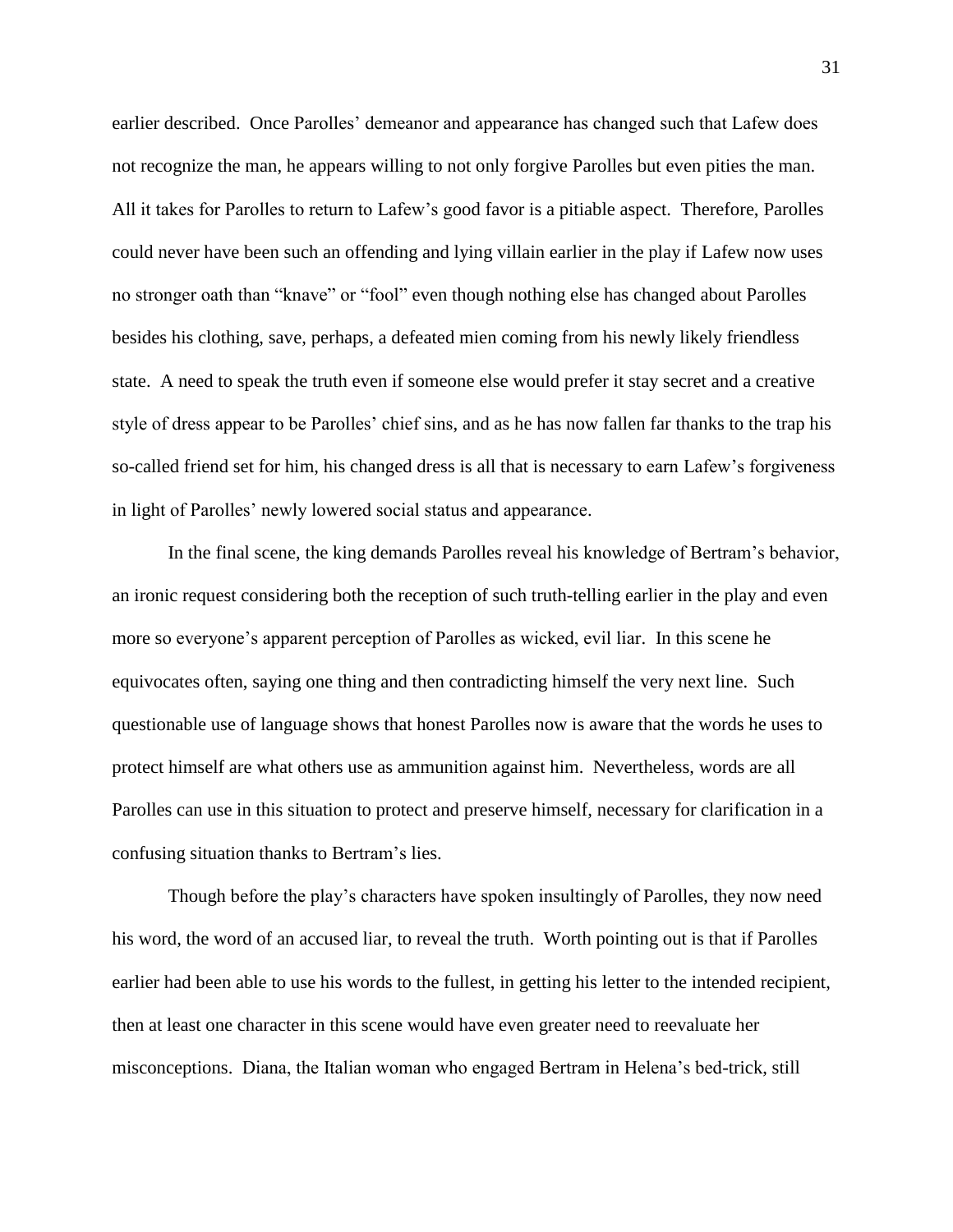earlier described. Once Parolles' demeanor and appearance has changed such that Lafew does not recognize the man, he appears willing to not only forgive Parolles but even pities the man. All it takes for Parolles to return to Lafew's good favor is a pitiable aspect. Therefore, Parolles could never have been such an offending and lying villain earlier in the play if Lafew now uses no stronger oath than "knave" or "fool" even though nothing else has changed about Parolles besides his clothing, save, perhaps, a defeated mien coming from his newly likely friendless state. A need to speak the truth even if someone else would prefer it stay secret and a creative style of dress appear to be Parolles' chief sins, and as he has now fallen far thanks to the trap his so-called friend set for him, his changed dress is all that is necessary to earn Lafew's forgiveness in light of Parolles' newly lowered social status and appearance.

In the final scene, the king demands Parolles reveal his knowledge of Bertram's behavior, an ironic request considering both the reception of such truth-telling earlier in the play and even more so everyone's apparent perception of Parolles as wicked, evil liar. In this scene he equivocates often, saying one thing and then contradicting himself the very next line. Such questionable use of language shows that honest Parolles now is aware that the words he uses to protect himself are what others use as ammunition against him. Nevertheless, words are all Parolles can use in this situation to protect and preserve himself, necessary for clarification in a confusing situation thanks to Bertram's lies.

Though before the play's characters have spoken insultingly of Parolles, they now need his word, the word of an accused liar, to reveal the truth. Worth pointing out is that if Parolles earlier had been able to use his words to the fullest, in getting his letter to the intended recipient, then at least one character in this scene would have even greater need to reevaluate her misconceptions. Diana, the Italian woman who engaged Bertram in Helena's bed-trick, still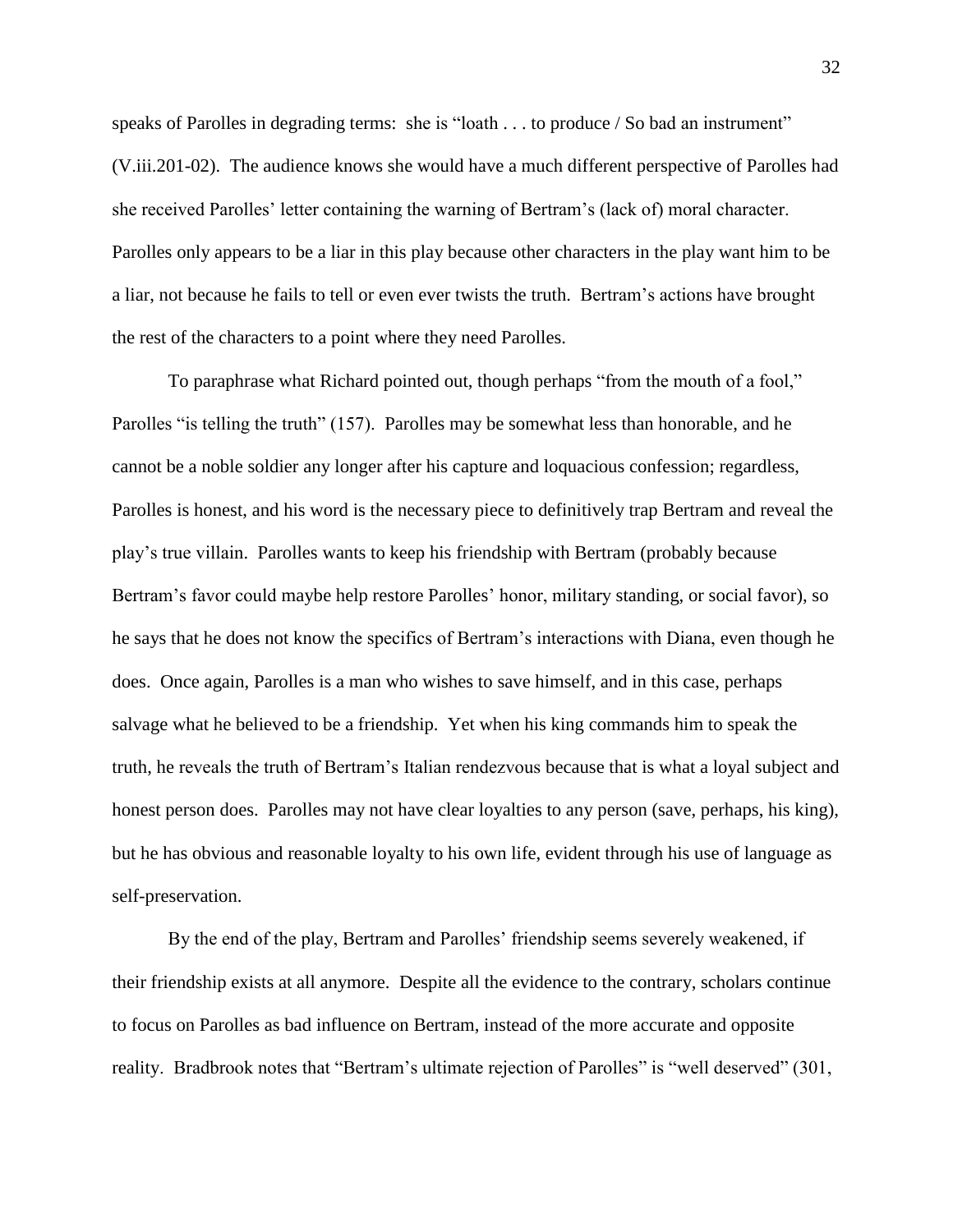speaks of Parolles in degrading terms: she is "loath . . . to produce / So bad an instrument" (V.iii.201-02). The audience knows she would have a much different perspective of Parolles had she received Parolles' letter containing the warning of Bertram's (lack of) moral character. Parolles only appears to be a liar in this play because other characters in the play want him to be a liar, not because he fails to tell or even ever twists the truth. Bertram's actions have brought the rest of the characters to a point where they need Parolles.

To paraphrase what Richard pointed out, though perhaps "from the mouth of a fool," Parolles "is telling the truth" (157). Parolles may be somewhat less than honorable, and he cannot be a noble soldier any longer after his capture and loquacious confession; regardless, Parolles is honest, and his word is the necessary piece to definitively trap Bertram and reveal the play's true villain. Parolles wants to keep his friendship with Bertram (probably because Bertram's favor could maybe help restore Parolles' honor, military standing, or social favor), so he says that he does not know the specifics of Bertram's interactions with Diana, even though he does. Once again, Parolles is a man who wishes to save himself, and in this case, perhaps salvage what he believed to be a friendship. Yet when his king commands him to speak the truth, he reveals the truth of Bertram's Italian rendezvous because that is what a loyal subject and honest person does. Parolles may not have clear loyalties to any person (save, perhaps, his king), but he has obvious and reasonable loyalty to his own life, evident through his use of language as self-preservation.

By the end of the play, Bertram and Parolles' friendship seems severely weakened, if their friendship exists at all anymore. Despite all the evidence to the contrary, scholars continue to focus on Parolles as bad influence on Bertram, instead of the more accurate and opposite reality. Bradbrook notes that "Bertram's ultimate rejection of Parolles" is "well deserved" (301,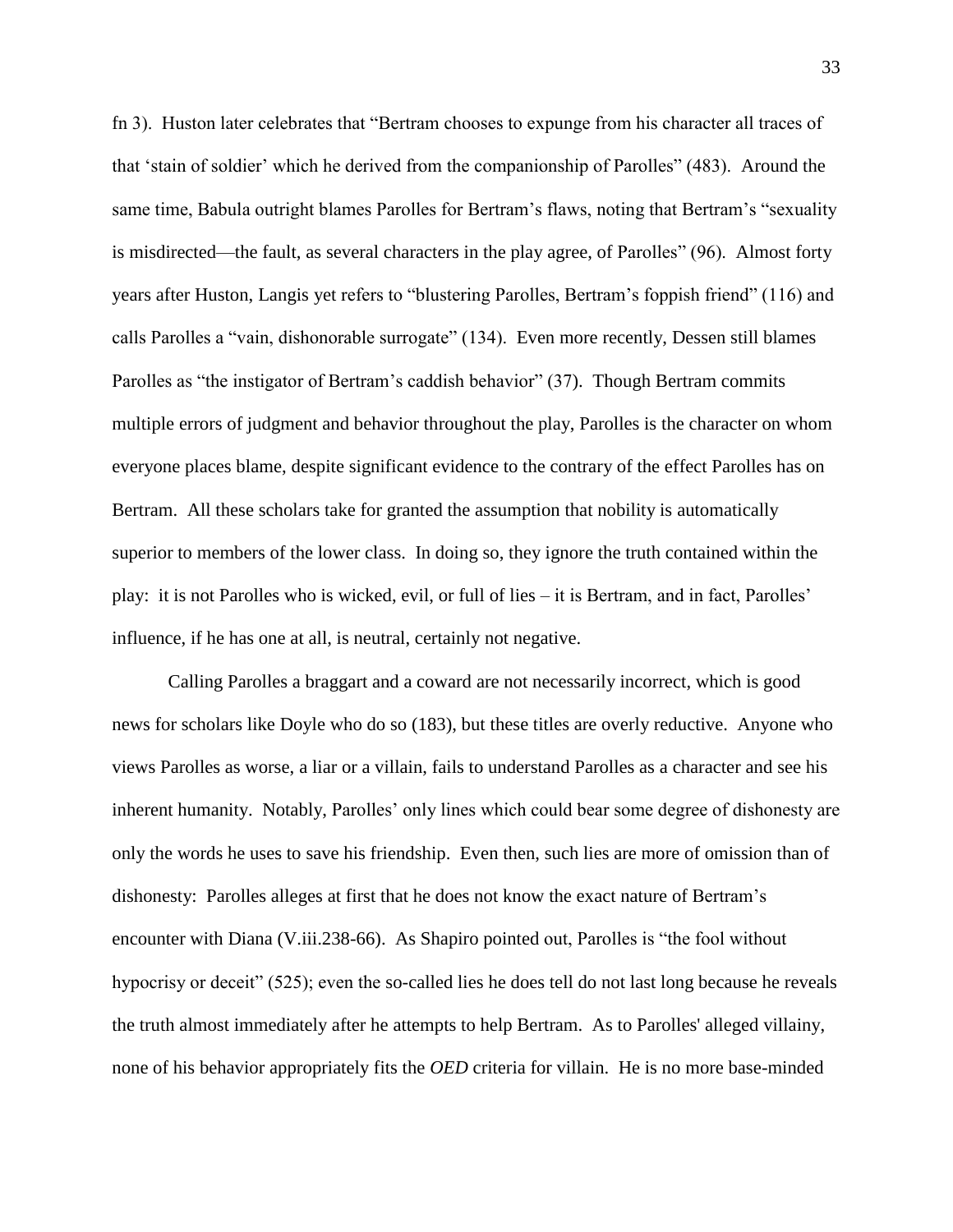fn 3). Huston later celebrates that "Bertram chooses to expunge from his character all traces of that 'stain of soldier' which he derived from the companionship of Parolles" (483). Around the same time, Babula outright blames Parolles for Bertram's flaws, noting that Bertram's "sexuality is misdirected—the fault, as several characters in the play agree, of Parolles" (96). Almost forty years after Huston, Langis yet refers to "blustering Parolles, Bertram's foppish friend" (116) and calls Parolles a "vain, dishonorable surrogate" (134). Even more recently, Dessen still blames Parolles as "the instigator of Bertram's caddish behavior" (37). Though Bertram commits multiple errors of judgment and behavior throughout the play, Parolles is the character on whom everyone places blame, despite significant evidence to the contrary of the effect Parolles has on Bertram. All these scholars take for granted the assumption that nobility is automatically superior to members of the lower class. In doing so, they ignore the truth contained within the play: it is not Parolles who is wicked, evil, or full of lies – it is Bertram, and in fact, Parolles' influence, if he has one at all, is neutral, certainly not negative.

Calling Parolles a braggart and a coward are not necessarily incorrect, which is good news for scholars like Doyle who do so (183), but these titles are overly reductive. Anyone who views Parolles as worse, a liar or a villain, fails to understand Parolles as a character and see his inherent humanity. Notably, Parolles' only lines which could bear some degree of dishonesty are only the words he uses to save his friendship. Even then, such lies are more of omission than of dishonesty: Parolles alleges at first that he does not know the exact nature of Bertram's encounter with Diana (V.iii.238-66). As Shapiro pointed out, Parolles is "the fool without hypocrisy or deceit" (525); even the so-called lies he does tell do not last long because he reveals the truth almost immediately after he attempts to help Bertram. As to Parolles' alleged villainy, none of his behavior appropriately fits the *OED* criteria for villain. He is no more base-minded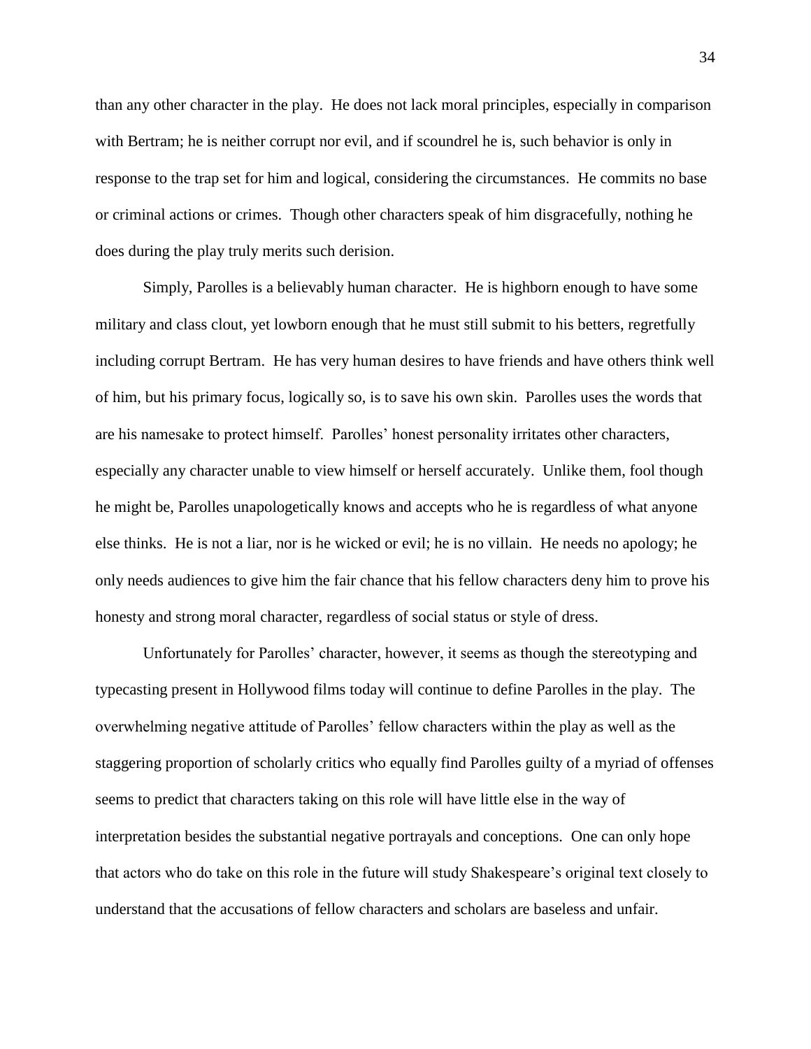than any other character in the play. He does not lack moral principles, especially in comparison with Bertram; he is neither corrupt nor evil, and if scoundrel he is, such behavior is only in response to the trap set for him and logical, considering the circumstances. He commits no base or criminal actions or crimes. Though other characters speak of him disgracefully, nothing he does during the play truly merits such derision.

Simply, Parolles is a believably human character. He is highborn enough to have some military and class clout, yet lowborn enough that he must still submit to his betters, regretfully including corrupt Bertram. He has very human desires to have friends and have others think well of him, but his primary focus, logically so, is to save his own skin. Parolles uses the words that are his namesake to protect himself. Parolles' honest personality irritates other characters, especially any character unable to view himself or herself accurately. Unlike them, fool though he might be, Parolles unapologetically knows and accepts who he is regardless of what anyone else thinks. He is not a liar, nor is he wicked or evil; he is no villain. He needs no apology; he only needs audiences to give him the fair chance that his fellow characters deny him to prove his honesty and strong moral character, regardless of social status or style of dress.

Unfortunately for Parolles' character, however, it seems as though the stereotyping and typecasting present in Hollywood films today will continue to define Parolles in the play. The overwhelming negative attitude of Parolles' fellow characters within the play as well as the staggering proportion of scholarly critics who equally find Parolles guilty of a myriad of offenses seems to predict that characters taking on this role will have little else in the way of interpretation besides the substantial negative portrayals and conceptions. One can only hope that actors who do take on this role in the future will study Shakespeare's original text closely to understand that the accusations of fellow characters and scholars are baseless and unfair.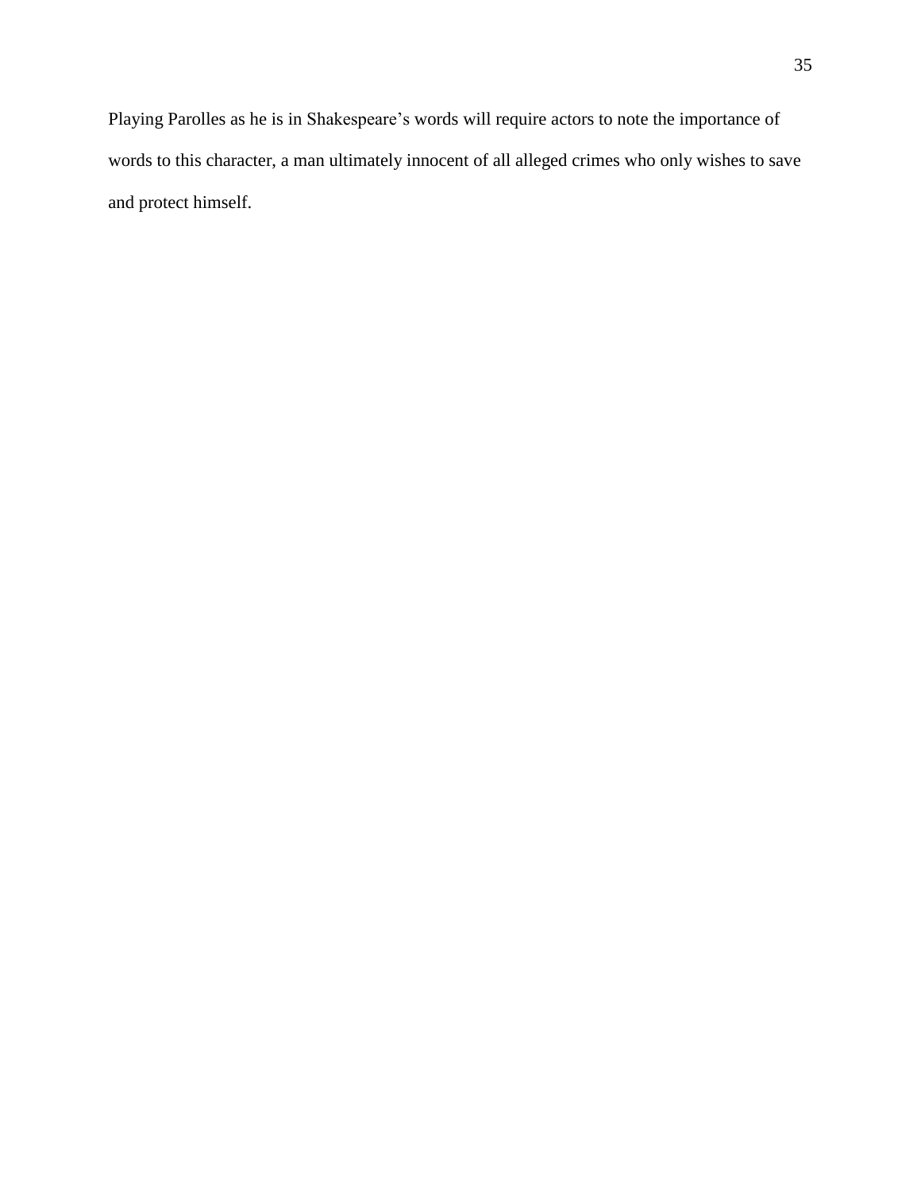Playing Parolles as he is in Shakespeare's words will require actors to note the importance of words to this character, a man ultimately innocent of all alleged crimes who only wishes to save and protect himself.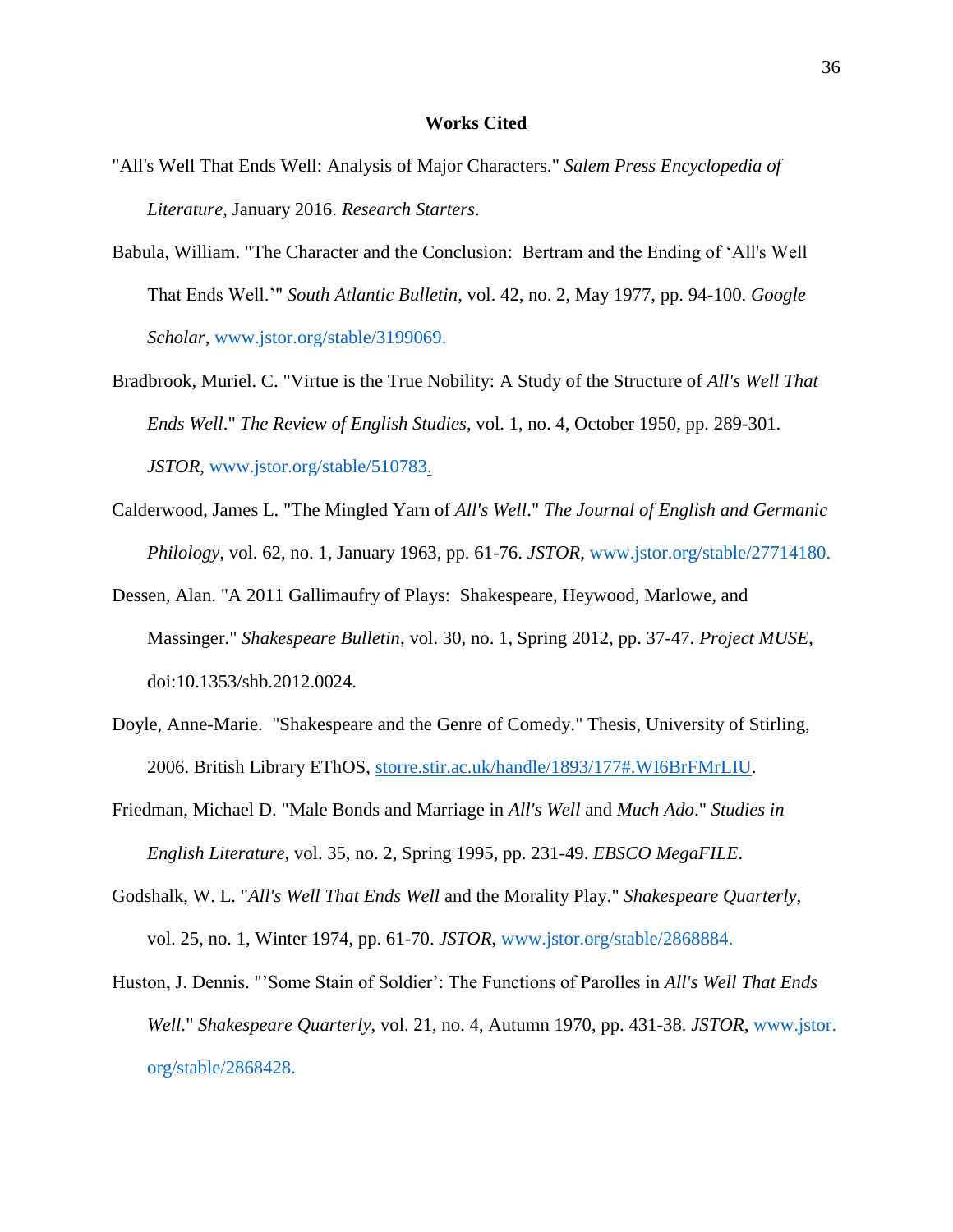**Works Cited**

"All's Well That Ends Well: Analysis of Major Characters." *Salem Press Encyclopedia of Literature*, January 2016. *Research Starters*.

Babula, William. "The Character and the Conclusion: Bertram and the Ending of 'All's Well That Ends Well.'" *South Atlantic Bulletin*, vol. 42, no. 2, May 1977, pp. 94-100. *Google Scholar*, www.jstor.org/stable/3199069.

Bradbrook, Muriel. C. "Virtue is the True Nobility: A Study of the Structure of *All's Well That Ends Well*." *The Review of English Studies*, vol. 1, no. 4, October 1950, pp. 289-301. *JSTOR*, www.jstor.org/stable/510783.

Calderwood, James L. "The Mingled Yarn of *All's Well*." *The Journal of English and Germanic Philology*, vol. 62, no. 1, January 1963, pp. 61-76. *JSTOR*, www.jstor.org/stable/27714180.

Dessen, Alan. "A 2011 Gallimaufry of Plays: Shakespeare, Heywood, Marlowe, and Massinger." *Shakespeare Bulletin*, vol. 30, no. 1, Spring 2012, pp. 37-47. *Project MUSE*, doi:10.1353/shb.2012.0024.

Doyle, Anne-Marie. "Shakespeare and the Genre of Comedy." Thesis, University of Stirling, 2006. British Library EThOS, storre.stir.ac.uk/handle/1893/177#.WI6BrFMrLIU.

Friedman, Michael D. "Male Bonds and Marriage in *All's Well* and *Much Ado*." *Studies in English Literature*, vol. 35, no. 2, Spring 1995, pp. 231-49. *EBSCO MegaFILE*.

Godshalk, W. L. "*All's Well That Ends Well* and the Morality Play." *Shakespeare Quarterly*, vol. 25, no. 1, Winter 1974, pp. 61-70. *JSTOR*, www.jstor.org/stable/2868884.

Huston, J. Dennis. "'Some Stain of Soldier': The Functions of Parolles in *All's Well That Ends Well*." *Shakespeare Quarterly*, vol. 21, no. 4, Autumn 1970, pp. 431-38. *JSTOR*, www.jstor.org/stable/2868428.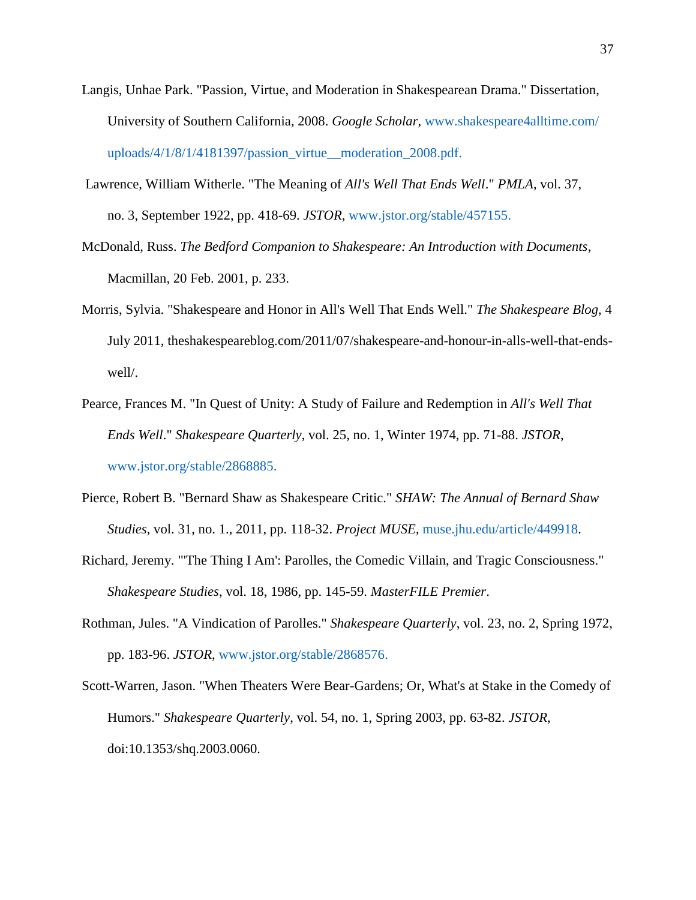Langis, Unhae Park. "Passion, Virtue, and Moderation in Shakespearean Drama." Dissertation, University of Southern California, 2008. *Google Scholar*, www.shakespeare4alltime.com/uploads/4/1/8/1/4181397/passion_virtue__moderation_2008.pdf.

Lawrence, William Witherle. "The Meaning of *All's Well That Ends Well*." *PMLA*, vol. 37, no. 3, September 1922, pp. 418-69. *JSTOR*, www.jstor.org/stable/457155.

McDonald, Russ. *The Bedford Companion to Shakespeare: An Introduction with Documents*, Macmillan, 20 Feb. 2001, p. 233.

Morris, Sylvia. "Shakespeare and Honor in All's Well That Ends Well." *The Shakespeare Blog*, 4 July 2011, theshakespeareblog.com/2011/07/shakespeare-and-honour-in-alls-well-that-ends-well/.

Pearce, Frances M. "In Quest of Unity: A Study of Failure and Redemption in *All's Well That Ends Well*." *Shakespeare Quarterly*, vol. 25, no. 1, Winter 1974, pp. 71-88. *JSTOR*, www.jstor.org/stable/2868885.

Pierce, Robert B. "Bernard Shaw as Shakespeare Critic." *SHAW: The Annual of Bernard Shaw Studies*, vol. 31, no. 1., 2011, pp. 118-32. *Project MUSE*, muse.jhu.edu/article/449918.

Richard, Jeremy. "'The Thing I Am': Parolles, the Comedic Villain, and Tragic Consciousness." *Shakespeare Studies*, vol. 18, 1986, pp. 145-59. *MasterFILE Premier*.

Rothman, Jules. "A Vindication of Parolles." *Shakespeare Quarterly*, vol. 23, no. 2, Spring 1972, pp. 183-96. *JSTOR*, www.jstor.org/stable/2868576.

Scott-Warren, Jason. "When Theaters Were Bear-Gardens; Or, What's at Stake in the Comedy of Humors." *Shakespeare Quarterly*, vol. 54, no. 1, Spring 2003, pp. 63-82. *JSTOR*, doi:10.1353/shq.2003.0060.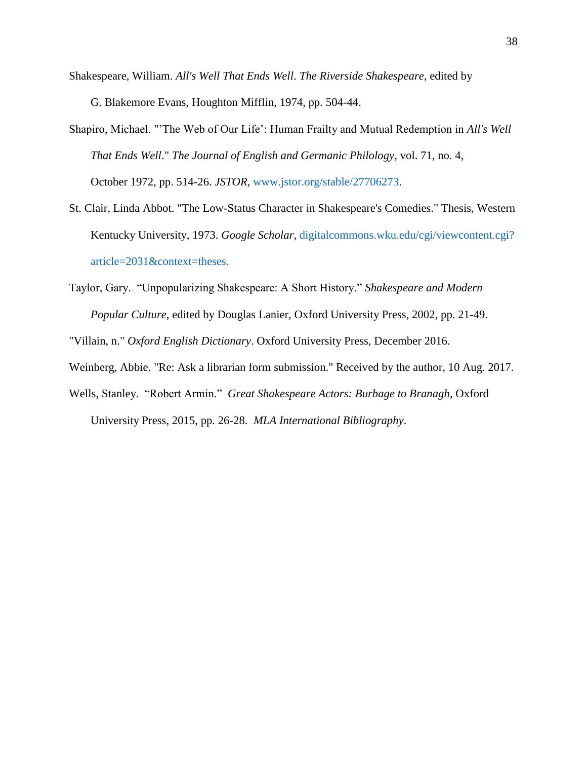Shakespeare, William. *All's Well That Ends Well*. *The Riverside Shakespeare*, edited by G. Blakemore Evans, Houghton Mifflin, 1974, pp. 504-44.

Shapiro, Michael. "'The Web of Our Life': Human Frailty and Mutual Redemption in *All's Well That Ends Well*." *The Journal of English and Germanic Philology*, vol. 71, no. 4, October 1972, pp. 514-26. *JSTOR*, www.jstor.org/stable/27706273.

St. Clair, Linda Abbot. "The Low-Status Character in Shakespeare's Comedies." Thesis, Western Kentucky University, 1973. *Google Scholar*, digitalcommons.wku.edu/cgi/viewcontent.cgi?article=2031&context=theses.

Taylor, Gary. "Unpopularizing Shakespeare: A Short History." *Shakespeare and Modern Popular Culture*, edited by Douglas Lanier, Oxford University Press, 2002, pp. 21-49.

"Villain, n." *Oxford English Dictionary*. Oxford University Press, December 2016.

Weinberg, Abbie. "Re: Ask a librarian form submission." Received by the author, 10 Aug. 2017.

Wells, Stanley. "Robert Armin." *Great Shakespeare Actors: Burbage to Branagh*, Oxford University Press, 2015, pp. 26-28. *MLA International Bibliography*.